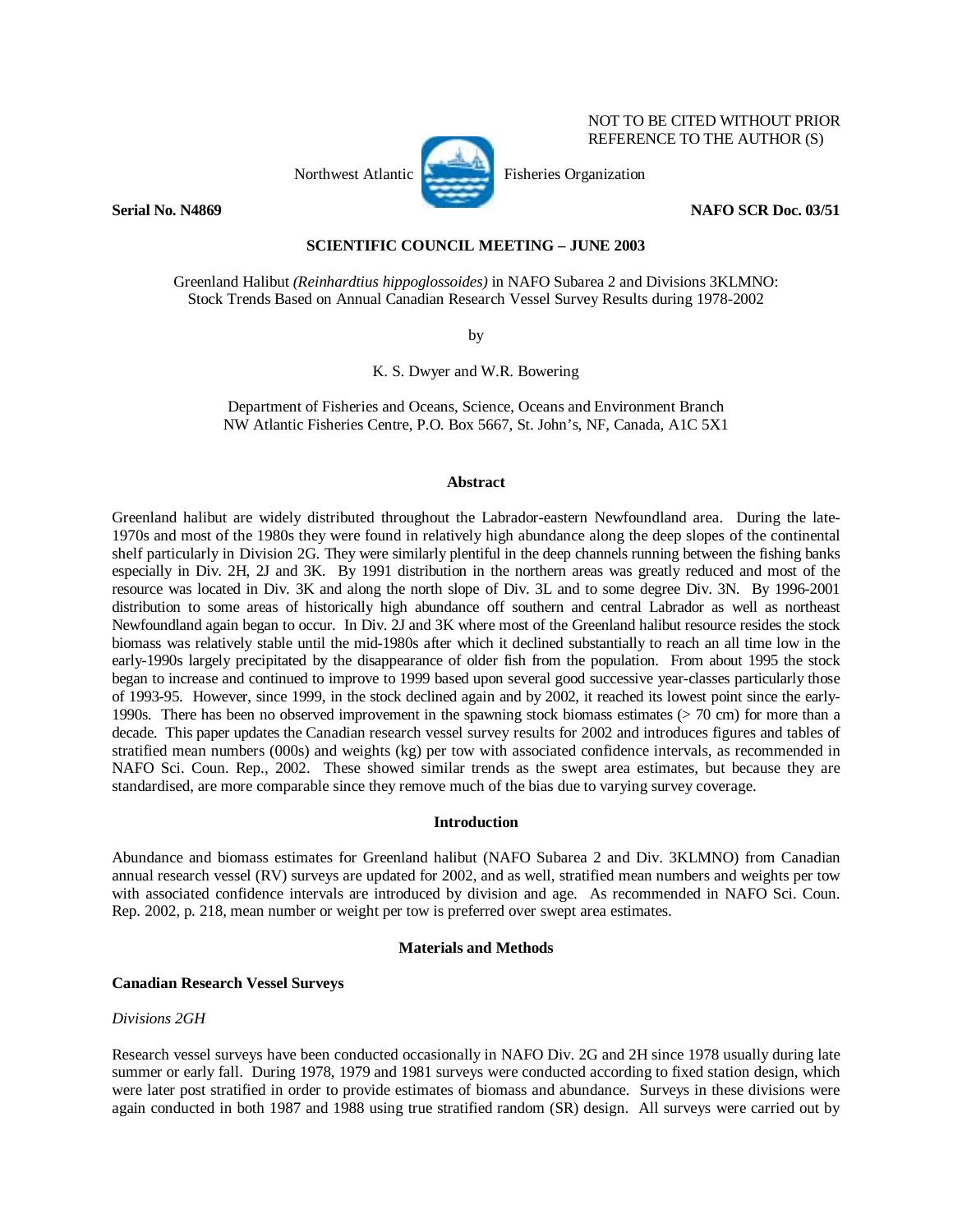NOT TO BE CITED WITHOUT PRIOR REFERENCE TO THE AUTHOR (S)

Northwest Atlantic Fisheries Organization

**Serial No. N4869** **NAFO SCR Doc. 03/51**

**SCIENTIFIC COUNCIL MEETING – JUNE 2003**

Greenland Halibut *(Reinhardtius hippoglossoides)* in NAFO Subarea 2 and Divisions 3KLMNO: Stock Trends Based on Annual Canadian Research Vessel Survey Results during 1978-2002

by

K. S. Dwyer and W.R. Bowering

Department of Fisheries and Oceans, Science, Oceans and Environment Branch
NW Atlantic Fisheries Centre, P.O. Box 5667, St. John's, NF, Canada, A1C 5X1

## Abstract

Greenland halibut are widely distributed throughout the Labrador-eastern Newfoundland area. During the late-1970s and most of the 1980s they were found in relatively high abundance along the deep slopes of the continental shelf particularly in Division 2G. They were similarly plentiful in the deep channels running between the fishing banks especially in Div. 2H, 2J and 3K. By 1991 distribution in the northern areas was greatly reduced and most of the resource was located in Div. 3K and along the north slope of Div. 3L and to some degree Div. 3N. By 1996-2001 distribution to some areas of historically high abundance off southern and central Labrador as well as northeast Newfoundland again began to occur. In Div. 2J and 3K where most of the Greenland halibut resource resides the stock biomass was relatively stable until the mid-1980s after which it declined substantially to reach an all time low in the early-1990s largely precipitated by the disappearance of older fish from the population. From about 1995 the stock began to increase and continued to improve to 1999 based upon several good successive year-classes particularly those of 1993-95. However, since 1999, in the stock declined again and by 2002, it reached its lowest point since the early-1990s. There has been no observed improvement in the spawning stock biomass estimates (> 70 cm) for more than a decade. This paper updates the Canadian research vessel survey results for 2002 and introduces figures and tables of stratified mean numbers (000s) and weights (kg) per tow with associated confidence intervals, as recommended in NAFO Sci. Coun. Rep., 2002. These showed similar trends as the swept area estimates, but because they are standardised, are more comparable since they remove much of the bias due to varying survey coverage.

## Introduction

Abundance and biomass estimates for Greenland halibut (NAFO Subarea 2 and Div. 3KLMNO) from Canadian annual research vessel (RV) surveys are updated for 2002, and as well, stratified mean numbers and weights per tow with associated confidence intervals are introduced by division and age. As recommended in NAFO Sci. Coun. Rep. 2002, p. 218, mean number or weight per tow is preferred over swept area estimates.

## Materials and Methods

### Canadian Research Vessel Surveys

*Divisions 2GH*

Research vessel surveys have been conducted occasionally in NAFO Div. 2G and 2H since 1978 usually during late summer or early fall. During 1978, 1979 and 1981 surveys were conducted according to fixed station design, which were later post stratified in order to provide estimates of biomass and abundance. Surveys in these divisions were again conducted in both 1987 and 1988 using true stratified random (SR) design. All surveys were carried out by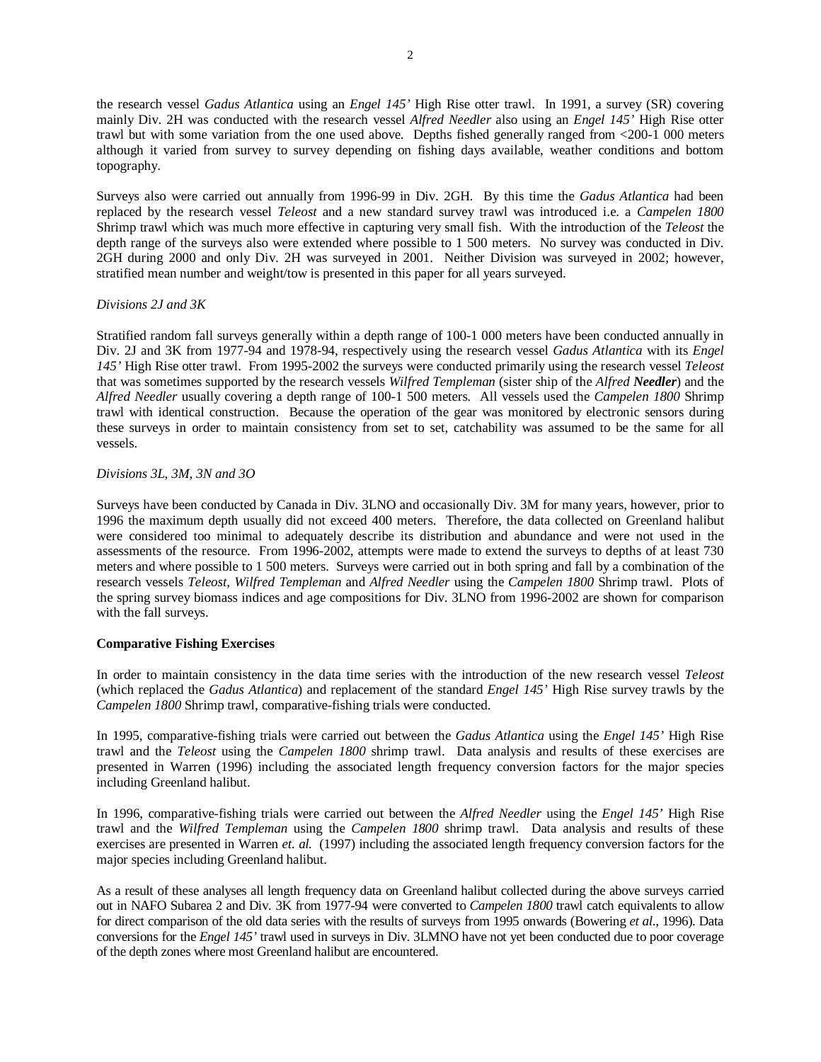the research vessel *Gadus Atlantica* using an *Engel 145'* High Rise otter trawl. In 1991, a survey (SR) covering mainly Div. 2H was conducted with the research vessel *Alfred Needler* also using an *Engel 145'* High Rise otter trawl but with some variation from the one used above. Depths fished generally ranged from <200-1 000 meters although it varied from survey to survey depending on fishing days available, weather conditions and bottom topography.

Surveys also were carried out annually from 1996-99 in Div. 2GH. By this time the *Gadus Atlantica* had been replaced by the research vessel *Teleost* and a new standard survey trawl was introduced i.e. a *Campelen 1800* Shrimp trawl which was much more effective in capturing very small fish. With the introduction of the *Teleost* the depth range of the surveys also were extended where possible to 1 500 meters. No survey was conducted in Div. 2GH during 2000 and only Div. 2H was surveyed in 2001. Neither Division was surveyed in 2002; however, stratified mean number and weight/tow is presented in this paper for all years surveyed.

*Divisions 2J and 3K*

Stratified random fall surveys generally within a depth range of 100-1 000 meters have been conducted annually in Div. 2J and 3K from 1977-94 and 1978-94, respectively using the research vessel *Gadus Atlantica* with its *Engel 145'* High Rise otter trawl. From 1995-2002 the surveys were conducted primarily using the research vessel *Teleost* that was sometimes supported by the research vessels *Wilfred Templeman* (sister ship of the *Alfred **Needler***) and the *Alfred Needler* usually covering a depth range of 100-1 500 meters. All vessels used the *Campelen 1800* Shrimp trawl with identical construction. Because the operation of the gear was monitored by electronic sensors during these surveys in order to maintain consistency from set to set, catchability was assumed to be the same for all vessels.

*Divisions 3L, 3M, 3N and 3O*

Surveys have been conducted by Canada in Div. 3LNO and occasionally Div. 3M for many years, however, prior to 1996 the maximum depth usually did not exceed 400 meters. Therefore, the data collected on Greenland halibut were considered too minimal to adequately describe its distribution and abundance and were not used in the assessments of the resource. From 1996-2002, attempts were made to extend the surveys to depths of at least 730 meters and where possible to 1 500 meters. Surveys were carried out in both spring and fall by a combination of the research vessels *Teleost*, *Wilfred Templeman* and *Alfred Needler* using the *Campelen 1800* Shrimp trawl. Plots of the spring survey biomass indices and age compositions for Div. 3LNO from 1996-2002 are shown for comparison with the fall surveys.

**Comparative Fishing Exercises**

In order to maintain consistency in the data time series with the introduction of the new research vessel *Teleost* (which replaced the *Gadus Atlantica*) and replacement of the standard *Engel 145'* High Rise survey trawls by the *Campelen 1800* Shrimp trawl, comparative-fishing trials were conducted.

In 1995, comparative-fishing trials were carried out between the *Gadus Atlantica* using the *Engel 145'* High Rise trawl and the *Teleost* using the *Campelen 1800* shrimp trawl. Data analysis and results of these exercises are presented in Warren (1996) including the associated length frequency conversion factors for the major species including Greenland halibut.

In 1996, comparative-fishing trials were carried out between the *Alfred Needler* using the *Engel 145'* High Rise trawl and the *Wilfred Templeman* using the *Campelen 1800* shrimp trawl. Data analysis and results of these exercises are presented in Warren *et. al.* (1997) including the associated length frequency conversion factors for the major species including Greenland halibut.

As a result of these analyses all length frequency data on Greenland halibut collected during the above surveys carried out in NAFO Subarea 2 and Div. 3K from 1977-94 were converted to *Campelen 1800* trawl catch equivalents to allow for direct comparison of the old data series with the results of surveys from 1995 onwards (Bowering *et al*., 1996). Data conversions for the *Engel 145'* trawl used in surveys in Div. 3LMNO have not yet been conducted due to poor coverage of the depth zones where most Greenland halibut are encountered.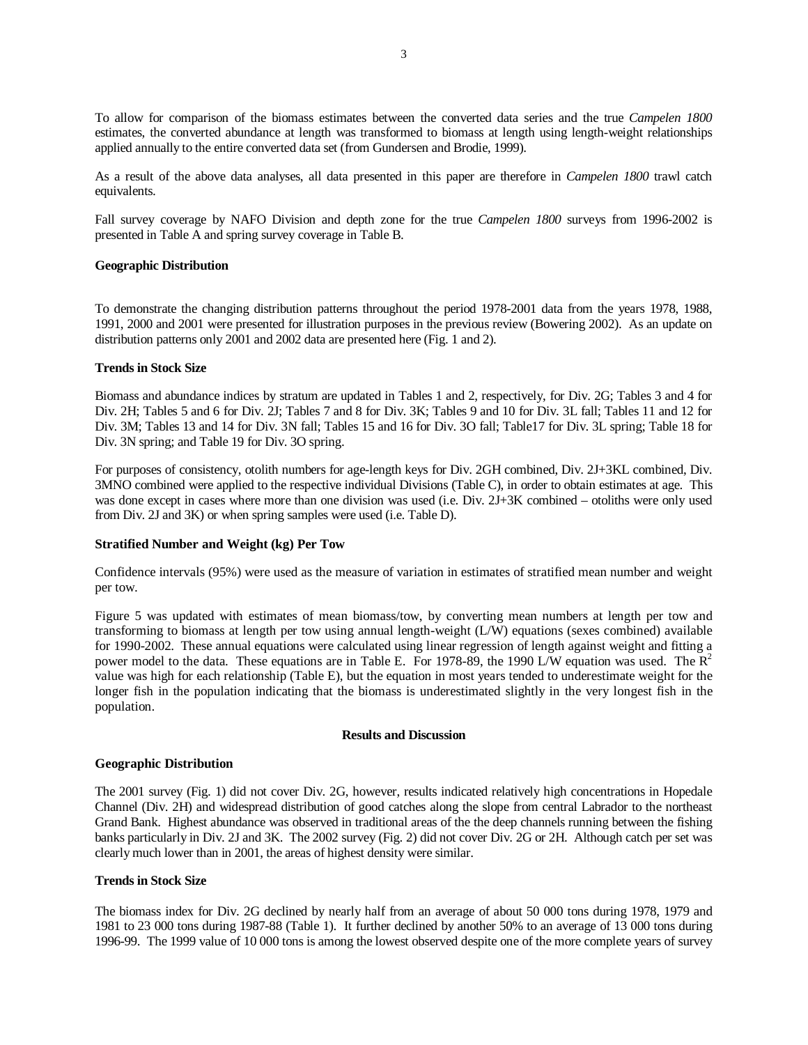To allow for comparison of the biomass estimates between the converted data series and the true *Campelen 1800* estimates, the converted abundance at length was transformed to biomass at length using length-weight relationships applied annually to the entire converted data set (from Gundersen and Brodie, 1999).

As a result of the above data analyses, all data presented in this paper are therefore in *Campelen 1800* trawl catch equivalents.

Fall survey coverage by NAFO Division and depth zone for the true *Campelen 1800* surveys from 1996-2002 is presented in Table A and spring survey coverage in Table B.

**Geographic Distribution**

To demonstrate the changing distribution patterns throughout the period 1978-2001 data from the years 1978, 1988, 1991, 2000 and 2001 were presented for illustration purposes in the previous review (Bowering 2002). As an update on distribution patterns only 2001 and 2002 data are presented here (Fig. 1 and 2).

**Trends in Stock Size**

Biomass and abundance indices by stratum are updated in Tables 1 and 2, respectively, for Div. 2G; Tables 3 and 4 for Div. 2H; Tables 5 and 6 for Div. 2J; Tables 7 and 8 for Div. 3K; Tables 9 and 10 for Div. 3L fall; Tables 11 and 12 for Div. 3M; Tables 13 and 14 for Div. 3N fall; Tables 15 and 16 for Div. 3O fall; Table17 for Div. 3L spring; Table 18 for Div. 3N spring; and Table 19 for Div. 3O spring.

For purposes of consistency, otolith numbers for age-length keys for Div. 2GH combined, Div. 2J+3KL combined, Div. 3MNO combined were applied to the respective individual Divisions (Table C), in order to obtain estimates at age. This was done except in cases where more than one division was used (i.e. Div. 2J+3K combined – otoliths were only used from Div. 2J and 3K) or when spring samples were used (i.e. Table D).

**Stratified Number and Weight (kg) Per Tow**

Confidence intervals (95%) were used as the measure of variation in estimates of stratified mean number and weight per tow.

Figure 5 was updated with estimates of mean biomass/tow, by converting mean numbers at length per tow and transforming to biomass at length per tow using annual length-weight (L/W) equations (sexes combined) available for 1990-2002. These annual equations were calculated using linear regression of length against weight and fitting a power model to the data. These equations are in Table E. For 1978-89, the 1990 L/W equation was used. The $R^2$ value was high for each relationship (Table E), but the equation in most years tended to underestimate weight for the longer fish in the population indicating that the biomass is underestimated slightly in the very longest fish in the population.

## Results and Discussion

**Geographic Distribution**

The 2001 survey (Fig. 1) did not cover Div. 2G, however, results indicated relatively high concentrations in Hopedale Channel (Div. 2H) and widespread distribution of good catches along the slope from central Labrador to the northeast Grand Bank. Highest abundance was observed in traditional areas of the the deep channels running between the fishing banks particularly in Div. 2J and 3K. The 2002 survey (Fig. 2) did not cover Div. 2G or 2H. Although catch per set was clearly much lower than in 2001, the areas of highest density were similar.

**Trends in Stock Size**

The biomass index for Div. 2G declined by nearly half from an average of about 50 000 tons during 1978, 1979 and 1981 to 23 000 tons during 1987-88 (Table 1). It further declined by another 50% to an average of 13 000 tons during 1996-99. The 1999 value of 10 000 tons is among the lowest observed despite one of the more complete years of survey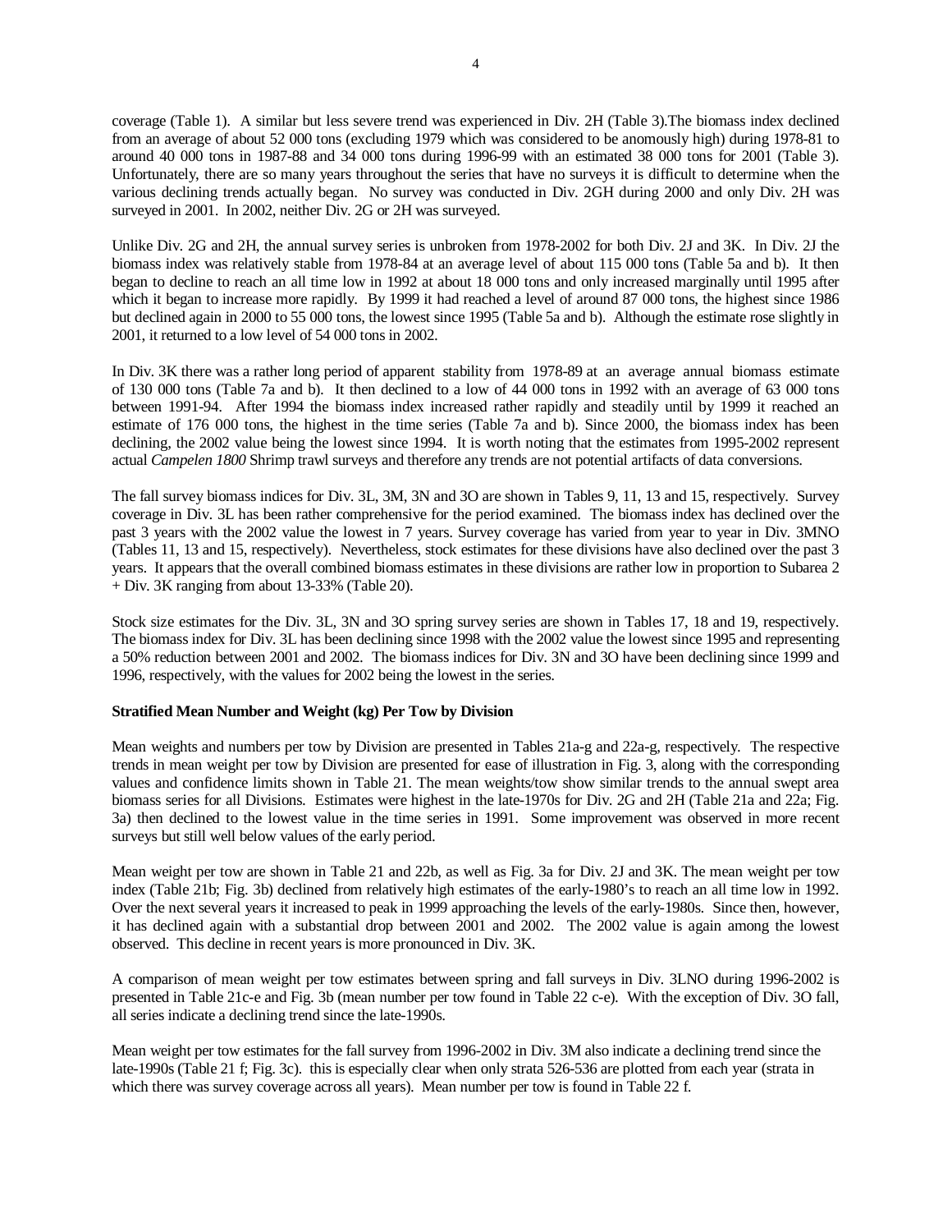coverage (Table 1). A similar but less severe trend was experienced in Div. 2H (Table 3).The biomass index declined from an average of about 52 000 tons (excluding 1979 which was considered to be anomously high) during 1978-81 to around 40 000 tons in 1987-88 and 34 000 tons during 1996-99 with an estimated 38 000 tons for 2001 (Table 3). Unfortunately, there are so many years throughout the series that have no surveys it is difficult to determine when the various declining trends actually began. No survey was conducted in Div. 2GH during 2000 and only Div. 2H was surveyed in 2001. In 2002, neither Div. 2G or 2H was surveyed.

Unlike Div. 2G and 2H, the annual survey series is unbroken from 1978-2002 for both Div. 2J and 3K. In Div. 2J the biomass index was relatively stable from 1978-84 at an average level of about 115 000 tons (Table 5a and b). It then began to decline to reach an all time low in 1992 at about 18 000 tons and only increased marginally until 1995 after which it began to increase more rapidly. By 1999 it had reached a level of around 87 000 tons, the highest since 1986 but declined again in 2000 to 55 000 tons, the lowest since 1995 (Table 5a and b). Although the estimate rose slightly in 2001, it returned to a low level of 54 000 tons in 2002.

In Div. 3K there was a rather long period of apparent stability from 1978-89 at an average annual biomass estimate of 130 000 tons (Table 7a and b). It then declined to a low of 44 000 tons in 1992 with an average of 63 000 tons between 1991-94. After 1994 the biomass index increased rather rapidly and steadily until by 1999 it reached an estimate of 176 000 tons, the highest in the time series (Table 7a and b). Since 2000, the biomass index has been declining, the 2002 value being the lowest since 1994. It is worth noting that the estimates from 1995-2002 represent actual *Campelen 1800* Shrimp trawl surveys and therefore any trends are not potential artifacts of data conversions.

The fall survey biomass indices for Div. 3L, 3M, 3N and 3O are shown in Tables 9, 11, 13 and 15, respectively. Survey coverage in Div. 3L has been rather comprehensive for the period examined. The biomass index has declined over the past 3 years with the 2002 value the lowest in 7 years. Survey coverage has varied from year to year in Div. 3MNO (Tables 11, 13 and 15, respectively). Nevertheless, stock estimates for these divisions have also declined over the past 3 years. It appears that the overall combined biomass estimates in these divisions are rather low in proportion to Subarea 2 + Div. 3K ranging from about 13-33% (Table 20).

Stock size estimates for the Div. 3L, 3N and 3O spring survey series are shown in Tables 17, 18 and 19, respectively. The biomass index for Div. 3L has been declining since 1998 with the 2002 value the lowest since 1995 and representing a 50% reduction between 2001 and 2002. The biomass indices for Div. 3N and 3O have been declining since 1999 and 1996, respectively, with the values for 2002 being the lowest in the series.

**Stratified Mean Number and Weight (kg) Per Tow by Division**

Mean weights and numbers per tow by Division are presented in Tables 21a-g and 22a-g, respectively. The respective trends in mean weight per tow by Division are presented for ease of illustration in Fig. 3, along with the corresponding values and confidence limits shown in Table 21. The mean weights/tow show similar trends to the annual swept area biomass series for all Divisions. Estimates were highest in the late-1970s for Div. 2G and 2H (Table 21a and 22a; Fig. 3a) then declined to the lowest value in the time series in 1991. Some improvement was observed in more recent surveys but still well below values of the early period.

Mean weight per tow are shown in Table 21 and 22b, as well as Fig. 3a for Div. 2J and 3K. The mean weight per tow index (Table 21b; Fig. 3b) declined from relatively high estimates of the early-1980's to reach an all time low in 1992. Over the next several years it increased to peak in 1999 approaching the levels of the early-1980s. Since then, however, it has declined again with a substantial drop between 2001 and 2002. The 2002 value is again among the lowest observed. This decline in recent years is more pronounced in Div. 3K.

A comparison of mean weight per tow estimates between spring and fall surveys in Div. 3LNO during 1996-2002 is presented in Table 21c-e and Fig. 3b (mean number per tow found in Table 22 c-e). With the exception of Div. 3O fall, all series indicate a declining trend since the late-1990s.

Mean weight per tow estimates for the fall survey from 1996-2002 in Div. 3M also indicate a declining trend since the late-1990s (Table 21 f; Fig. 3c). this is especially clear when only strata 526-536 are plotted from each year (strata in which there was survey coverage across all years). Mean number per tow is found in Table 22 f.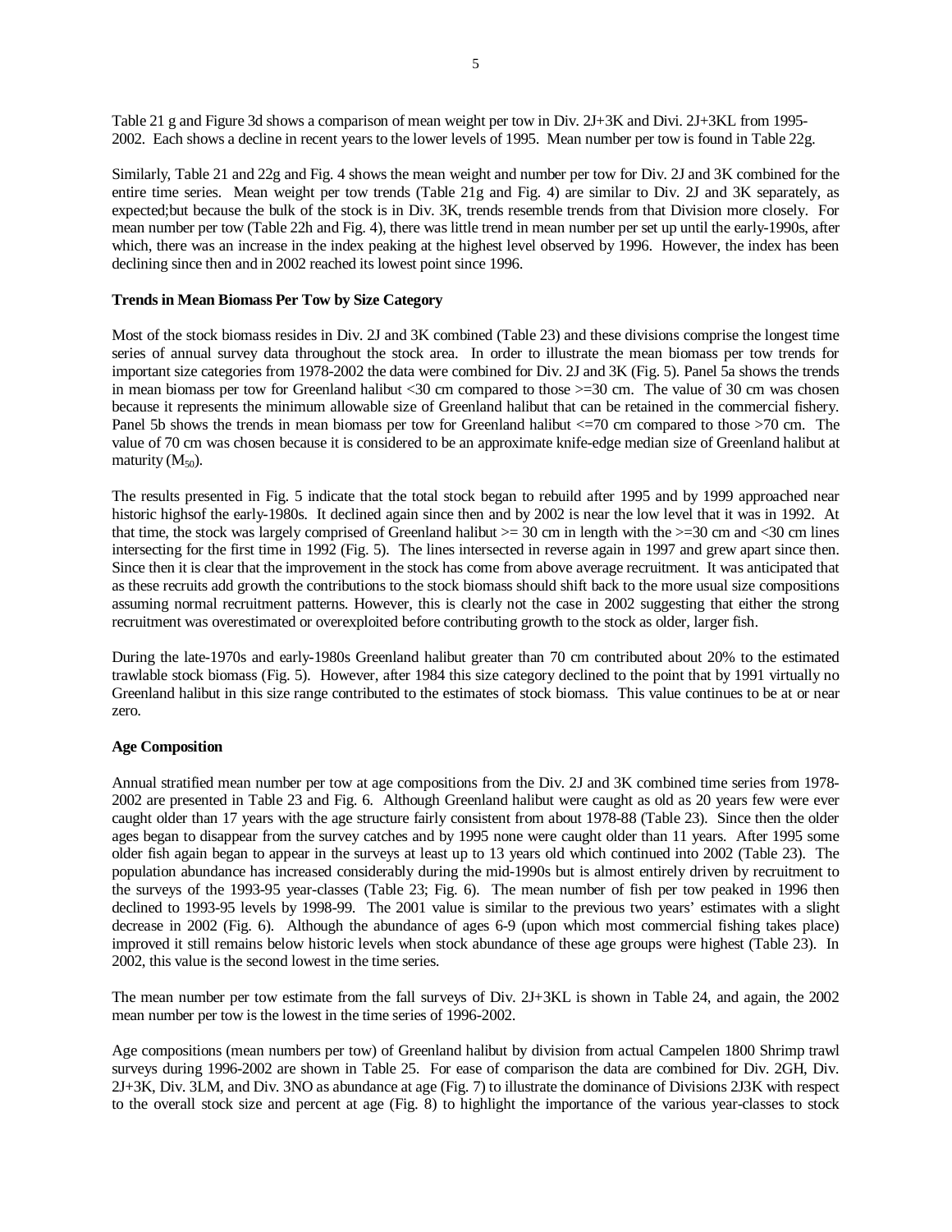Table 21 g and Figure 3d shows a comparison of mean weight per tow in Div. 2J+3K and Divi. 2J+3KL from 1995-2002. Each shows a decline in recent years to the lower levels of 1995. Mean number per tow is found in Table 22g.

Similarly, Table 21 and 22g and Fig. 4 shows the mean weight and number per tow for Div. 2J and 3K combined for the entire time series. Mean weight per tow trends (Table 21g and Fig. 4) are similar to Div. 2J and 3K separately, as expected;but because the bulk of the stock is in Div. 3K, trends resemble trends from that Division more closely. For mean number per tow (Table 22h and Fig. 4), there was little trend in mean number per set up until the early-1990s, after which, there was an increase in the index peaking at the highest level observed by 1996. However, the index has been declining since then and in 2002 reached its lowest point since 1996.

**Trends in Mean Biomass Per Tow by Size Category**

Most of the stock biomass resides in Div. 2J and 3K combined (Table 23) and these divisions comprise the longest time series of annual survey data throughout the stock area. In order to illustrate the mean biomass per tow trends for important size categories from 1978-2002 the data were combined for Div. 2J and 3K (Fig. 5). Panel 5a shows the trends in mean biomass per tow for Greenland halibut <30 cm compared to those >=30 cm. The value of 30 cm was chosen because it represents the minimum allowable size of Greenland halibut that can be retained in the commercial fishery. Panel 5b shows the trends in mean biomass per tow for Greenland halibut <=70 cm compared to those >70 cm. The value of 70 cm was chosen because it is considered to be an approximate knife-edge median size of Greenland halibut at maturity ($M_{50}$).

The results presented in Fig. 5 indicate that the total stock began to rebuild after 1995 and by 1999 approached near historic highsof the early-1980s. It declined again since then and by 2002 is near the low level that it was in 1992. At that time, the stock was largely comprised of Greenland halibut >= 30 cm in length with the >=30 cm and <30 cm lines intersecting for the first time in 1992 (Fig. 5). The lines intersected in reverse again in 1997 and grew apart since then. Since then it is clear that the improvement in the stock has come from above average recruitment. It was anticipated that as these recruits add growth the contributions to the stock biomass should shift back to the more usual size compositions assuming normal recruitment patterns. However, this is clearly not the case in 2002 suggesting that either the strong recruitment was overestimated or overexploited before contributing growth to the stock as older, larger fish.

During the late-1970s and early-1980s Greenland halibut greater than 70 cm contributed about 20% to the estimated trawlable stock biomass (Fig. 5). However, after 1984 this size category declined to the point that by 1991 virtually no Greenland halibut in this size range contributed to the estimates of stock biomass. This value continues to be at or near zero.

**Age Composition**

Annual stratified mean number per tow at age compositions from the Div. 2J and 3K combined time series from 1978-2002 are presented in Table 23 and Fig. 6. Although Greenland halibut were caught as old as 20 years few were ever caught older than 17 years with the age structure fairly consistent from about 1978-88 (Table 23). Since then the older ages began to disappear from the survey catches and by 1995 none were caught older than 11 years. After 1995 some older fish again began to appear in the surveys at least up to 13 years old which continued into 2002 (Table 23). The population abundance has increased considerably during the mid-1990s but is almost entirely driven by recruitment to the surveys of the 1993-95 year-classes (Table 23; Fig. 6). The mean number of fish per tow peaked in 1996 then declined to 1993-95 levels by 1998-99. The 2001 value is similar to the previous two years' estimates with a slight decrease in 2002 (Fig. 6). Although the abundance of ages 6-9 (upon which most commercial fishing takes place) improved it still remains below historic levels when stock abundance of these age groups were highest (Table 23). In 2002, this value is the second lowest in the time series.

The mean number per tow estimate from the fall surveys of Div. 2J+3KL is shown in Table 24, and again, the 2002 mean number per tow is the lowest in the time series of 1996-2002.

Age compositions (mean numbers per tow) of Greenland halibut by division from actual Campelen 1800 Shrimp trawl surveys during 1996-2002 are shown in Table 25. For ease of comparison the data are combined for Div. 2GH, Div. 2J+3K, Div. 3LM, and Div. 3NO as abundance at age (Fig. 7) to illustrate the dominance of Divisions 2J3K with respect to the overall stock size and percent at age (Fig. 8) to highlight the importance of the various year-classes to stock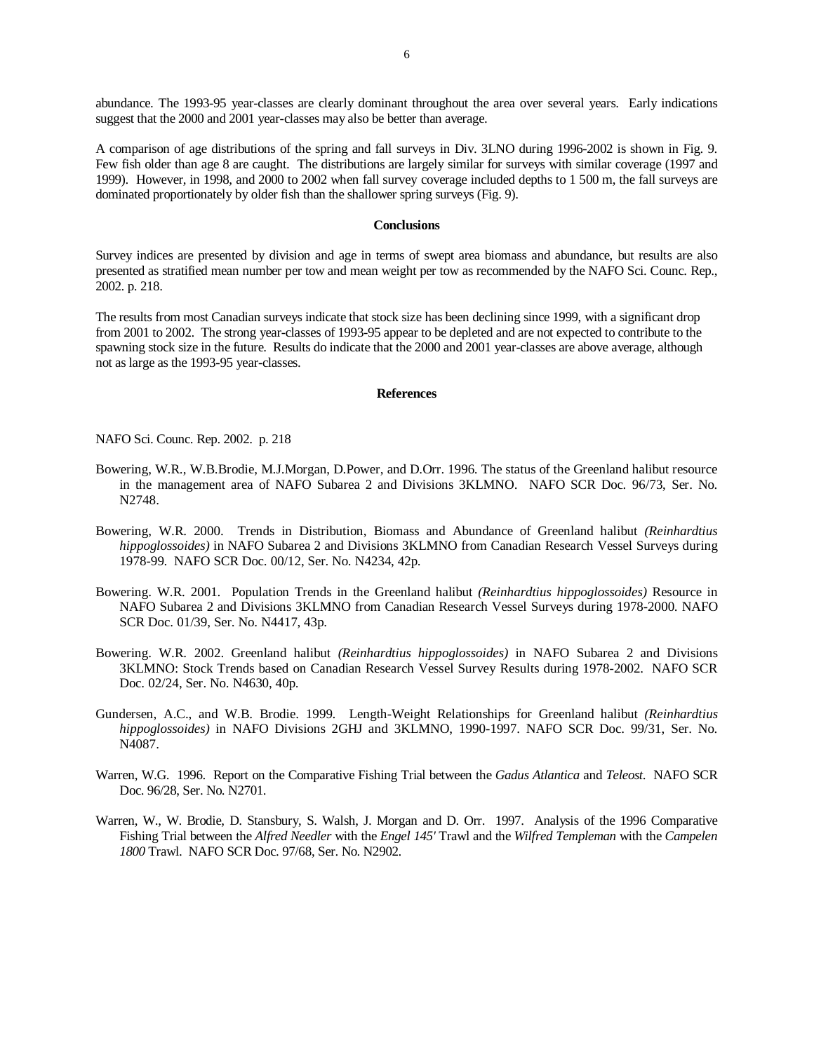abundance. The 1993-95 year-classes are clearly dominant throughout the area over several years. Early indications suggest that the 2000 and 2001 year-classes may also be better than average.

A comparison of age distributions of the spring and fall surveys in Div. 3LNO during 1996-2002 is shown in Fig. 9. Few fish older than age 8 are caught. The distributions are largely similar for surveys with similar coverage (1997 and 1999). However, in 1998, and 2000 to 2002 when fall survey coverage included depths to 1 500 m, the fall surveys are dominated proportionately by older fish than the shallower spring surveys (Fig. 9).

## Conclusions

Survey indices are presented by division and age in terms of swept area biomass and abundance, but results are also presented as stratified mean number per tow and mean weight per tow as recommended by the NAFO Sci. Counc. Rep., 2002. p. 218.

The results from most Canadian surveys indicate that stock size has been declining since 1999, with a significant drop from 2001 to 2002. The strong year-classes of 1993-95 appear to be depleted and are not expected to contribute to the spawning stock size in the future. Results do indicate that the 2000 and 2001 year-classes are above average, although not as large as the 1993-95 year-classes.

## References

NAFO Sci. Counc. Rep. 2002. p. 218

Bowering, W.R., W.B.Brodie, M.J.Morgan, D.Power, and D.Orr. 1996. The status of the Greenland halibut resource in the management area of NAFO Subarea 2 and Divisions 3KLMNO. NAFO SCR Doc. 96/73, Ser. No. N2748.

Bowering, W.R. 2000. Trends in Distribution, Biomass and Abundance of Greenland halibut *(Reinhardtius hippoglossoides)* in NAFO Subarea 2 and Divisions 3KLMNO from Canadian Research Vessel Surveys during 1978-99. NAFO SCR Doc. 00/12, Ser. No. N4234, 42p.

Bowering. W.R. 2001. Population Trends in the Greenland halibut *(Reinhardtius hippoglossoides)* Resource in NAFO Subarea 2 and Divisions 3KLMNO from Canadian Research Vessel Surveys during 1978-2000. NAFO SCR Doc. 01/39, Ser. No. N4417, 43p.

Bowering. W.R. 2002. Greenland halibut *(Reinhardtius hippoglossoides)* in NAFO Subarea 2 and Divisions 3KLMNO: Stock Trends based on Canadian Research Vessel Survey Results during 1978-2002. NAFO SCR Doc. 02/24, Ser. No. N4630, 40p.

Gundersen, A.C., and W.B. Brodie. 1999. Length-Weight Relationships for Greenland halibut *(Reinhardtius hippoglossoides)* in NAFO Divisions 2GHJ and 3KLMNO, 1990-1997. NAFO SCR Doc. 99/31, Ser. No. N4087.

Warren, W.G. 1996. Report on the Comparative Fishing Trial between the *Gadus Atlantica* and *Teleost*. NAFO SCR Doc. 96/28, Ser. No. N2701.

Warren, W., W. Brodie, D. Stansbury, S. Walsh, J. Morgan and D. Orr. 1997. Analysis of the 1996 Comparative Fishing Trial between the *Alfred Needler* with the *Engel 145'* Trawl and the *Wilfred Templeman* with the *Campelen 1800* Trawl. NAFO SCR Doc. 97/68, Ser. No. N2902.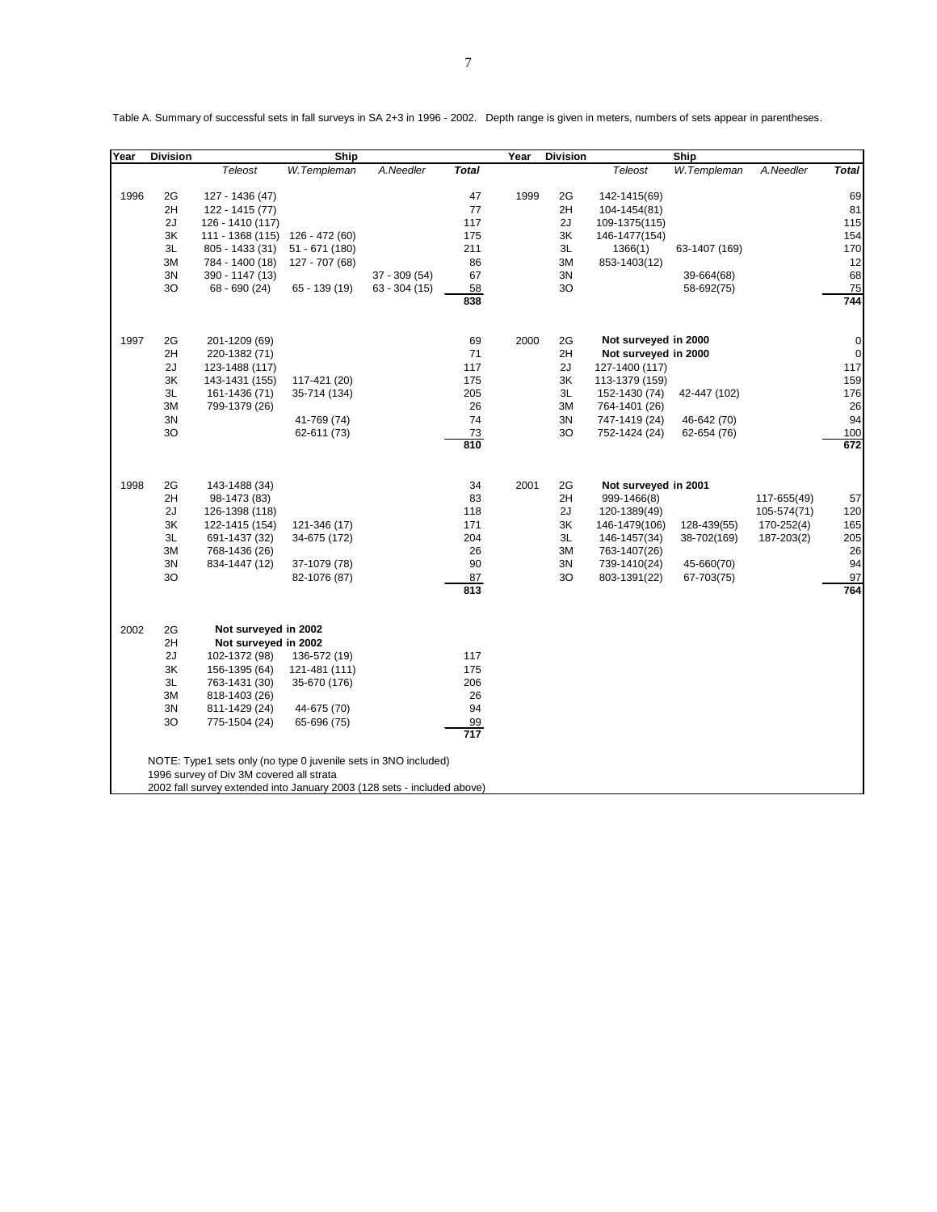Table A. Summary of successful sets in fall surveys in SA 2+3 in 1996 - 2002. Depth range is given in meters, numbers of sets appear in parentheses.

| Year | Division | Ship | | | | Year | Division | Ship | | | |
|---|---|---|---|---|---|---|---|---|---|---|---|
| | | *Teleost* | *W.Templeman* | *A.Needler* | ***Total*** | | | *Teleost* | *W.Templeman* | *A.Needler* | ***Total*** |
| 1996 | 2G | 127 - 1436 (47) | | | 47 | 1999 | 2G | 142-1415(69) | | | 69 |
| | 2H | 122 - 1415 (77) | | | 77 | | 2H | 104-1454(81) | | | 81 |
| | 2J | 126 - 1410 (117) | | | 117 | | 2J | 109-1375(115) | | | 115 |
| | 3K | 111 - 1368 (115) | 126 - 472 (60) | | 175 | | 3K | 146-1477(154) | | | 154 |
| | 3L | 805 - 1433 (31) | 51 - 671 (180) | | 211 | | 3L | 1366(1) | 63-1407 (169) | | 170 |
| | 3M | 784 - 1400 (18) | 127 - 707 (68) | | 86 | | 3M | 853-1403(12) | | | 12 |
| | 3N | 390 - 1147 (13) | | 37 - 309 (54) | 67 | | 3N | | 39-664(68) | | 68 |
| | 3O | 68 - 690 (24) | 65 - 139 (19) | 63 - 304 (15) | 58 | | 3O | | 58-692(75) | | 75 |
| | | | | | **838** | | | | | | **744** |
| 1997 | 2G | 201-1209 (69) | | | 69 | 2000 | 2G | **Not surveyed in 2000** | | | 0 |
| | 2H | 220-1382 (71) | | | 71 | | 2H | **Not surveyed in 2000** | | | 0 |
| | 2J | 123-1488 (117) | | | 117 | | 2J | 127-1400 (117) | | | 117 |
| | 3K | 143-1431 (155) | 117-421 (20) | | 175 | | 3K | 113-1379 (159) | | | 159 |
| | 3L | 161-1436 (71) | 35-714 (134) | | 205 | | 3L | 152-1430 (74) | 42-447 (102) | | 176 |
| | 3M | 799-1379 (26) | | | 26 | | 3M | 764-1401 (26) | | | 26 |
| | 3N | | 41-769 (74) | | 74 | | 3N | 747-1419 (24) | 46-642 (70) | | 94 |
| | 3O | | 62-611 (73) | | 73 | | 3O | 752-1424 (24) | 62-654 (76) | | 100 |
| | | | | | **810** | | | | | | **672** |
| 1998 | 2G | 143-1488 (34) | | | 34 | 2001 | 2G | **Not surveyed in 2001** | | | |
| | 2H | 98-1473 (83) | | | 83 | | 2H | 999-1466(8) | | 117-655(49) | 57 |
| | 2J | 126-1398 (118) | | | 118 | | 2J | 120-1389(49) | | 105-574(71) | 120 |
| | 3K | 122-1415 (154) | 121-346 (17) | | 171 | | 3K | 146-1479(106) | 128-439(55) | 170-252(4) | 165 |
| | 3L | 691-1437 (32) | 34-675 (172) | | 204 | | 3L | 146-1457(34) | 38-702(169) | 187-203(2) | 205 |
| | 3M | 768-1436 (26) | | | 26 | | 3M | 763-1407(26) | | | 26 |
| | 3N | 834-1447 (12) | 37-1079 (78) | | 90 | | 3N | 739-1410(24) | 45-660(70) | | 94 |
| | 3O | | 82-1076 (87) | | 87 | | 3O | 803-1391(22) | 67-703(75) | | 97 |
| | | | | | **813** | | | | | | **764** |
| 2002 | 2G | **Not surveyed in 2002** | | | | | | | | | |
| | 2H | **Not surveyed in 2002** | | | | | | | | | |
| | 2J | 102-1372 (98) | 136-572 (19) | | 117 | | | | | | |
| | 3K | 156-1395 (64) | 121-481 (111) | | 175 | | | | | | |
| | 3L | 763-1431 (30) | 35-670 (176) | | 206 | | | | | | |
| | 3M | 818-1403 (26) | | | 26 | | | | | | |
| | 3N | 811-1429 (24) | 44-675 (70) | | 94 | | | | | | |
| | 3O | 775-1504 (24) | 65-696 (75) | | 99 | | | | | | |
| | | | | | **717** | | | | | | |

NOTE: Type1 sets only (no type 0 juvenile sets in 3NO included)
1996 survey of Div 3M covered all strata
2002 fall survey extended into January 2003 (128 sets - included above)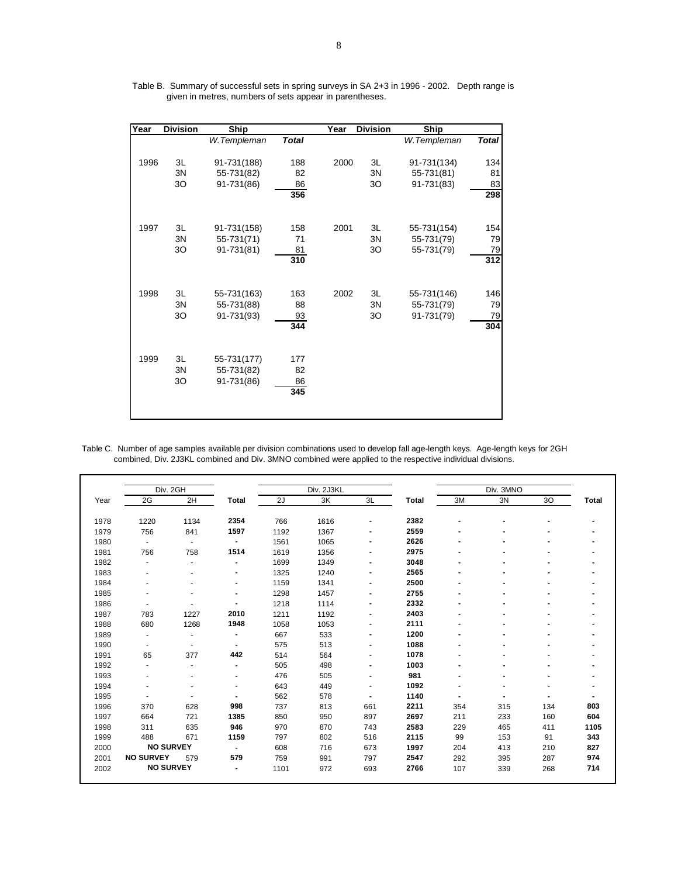Table B. Summary of successful sets in spring surveys in SA 2+3 in 1996 - 2002. Depth range is given in metres, numbers of sets appear in parentheses.

| Year | Division | Ship | | Year | Division | Ship | |
|---|---|---|---|---|---|---|---|
| | | *W.Templeman* | ***Total*** | | | *W.Templeman* | ***Total*** |
| 1996 | 3L | 91-731(188) | 188 | 2000 | 3L | 91-731(134) | 134 |
| | 3N | 55-731(82) | 82 | | 3N | 55-731(81) | 81 |
| | 3O | 91-731(86) | 86 | | 3O | 91-731(83) | 83 |
| | | | **356** | | | | **298** |
| 1997 | 3L | 91-731(158) | 158 | 2001 | 3L | 55-731(154) | 154 |
| | 3N | 55-731(71) | 71 | | 3N | 55-731(79) | 79 |
| | 3O | 91-731(81) | 81 | | 3O | 55-731(79) | 79 |
| | | | **310** | | | | **312** |
| 1998 | 3L | 55-731(163) | 163 | 2002 | 3L | 55-731(146) | 146 |
| | 3N | 55-731(88) | 88 | | 3N | 55-731(79) | 79 |
| | 3O | 91-731(93) | 93 | | 3O | 91-731(79) | 79 |
| | | | **344** | | | | **304** |
| 1999 | 3L | 55-731(177) | 177 | | | | |
| | 3N | 55-731(82) | 82 | | | | |
| | 3O | 91-731(86) | 86 | | | | |
| | | | **345** | | | | |

Table C. Number of age samples available per division combinations used to develop fall age-length keys. Age-length keys for 2GH combined, Div. 2J3KL combined and Div. 3MNO combined were applied to the respective individual divisions.

| | Div. 2GH | | | Div. 2J3KL | | | | Div. 3MNO | | | |
|---|---|---|---|---|---|---|---|---|---|---|---|
| Year | 2G | 2H | Total | 2J | 3K | 3L | Total | 3M | 3N | 3O | Total |
| 1978 | 1220 | 1134 | **2354** | 766 | 1616 | - | **2382** | - | - | - | - |
| 1979 | 756 | 841 | **1597** | 1192 | 1367 | - | **2559** | - | - | - | - |
| 1980 | - | - | - | 1561 | 1065 | - | **2626** | - | - | - | - |
| 1981 | 756 | 758 | **1514** | 1619 | 1356 | - | **2975** | - | - | - | - |
| 1982 | - | - | - | 1699 | 1349 | - | **3048** | - | - | - | - |
| 1983 | - | - | - | 1325 | 1240 | - | **2565** | - | - | - | - |
| 1984 | - | - | - | 1159 | 1341 | - | **2500** | - | - | - | - |
| 1985 | - | - | - | 1298 | 1457 | - | **2755** | - | - | - | - |
| 1986 | - | - | - | 1218 | 1114 | - | **2332** | - | - | - | - |
| 1987 | 783 | 1227 | **2010** | 1211 | 1192 | - | **2403** | - | - | - | - |
| 1988 | 680 | 1268 | **1948** | 1058 | 1053 | - | **2111** | - | - | - | - |
| 1989 | - | - | - | 667 | 533 | - | **1200** | - | - | - | - |
| 1990 | - | - | - | 575 | 513 | - | **1088** | - | - | - | - |
| 1991 | 65 | 377 | **442** | 514 | 564 | - | **1078** | - | - | - | - |
| 1992 | - | - | - | 505 | 498 | - | **1003** | - | - | - | - |
| 1993 | - | - | - | 476 | 505 | - | **981** | - | - | - | - |
| 1994 | - | - | - | 643 | 449 | - | **1092** | - | - | - | - |
| 1995 | - | - | - | 562 | 578 | - | **1140** | - | - | - | - |
| 1996 | 370 | 628 | **998** | 737 | 813 | 661 | **2211** | 354 | 315 | 134 | **803** |
| 1997 | 664 | 721 | **1385** | 850 | 950 | 897 | **2697** | 211 | 233 | 160 | **604** |
| 1998 | 311 | 635 | **946** | 970 | 870 | 743 | **2583** | 229 | 465 | 411 | **1105** |
| 1999 | 488 | 671 | **1159** | 797 | 802 | 516 | **2115** | 99 | 153 | 91 | **343** |
| 2000 | **NO SURVEY** | | - | 608 | 716 | 673 | **1997** | 204 | 413 | 210 | **827** |
| 2001 | **NO SURVEY** | 579 | **579** | 759 | 991 | 797 | **2547** | 292 | 395 | 287 | **974** |
| 2002 | **NO SURVEY** | | - | 1101 | 972 | 693 | **2766** | 107 | 339 | 268 | **714** |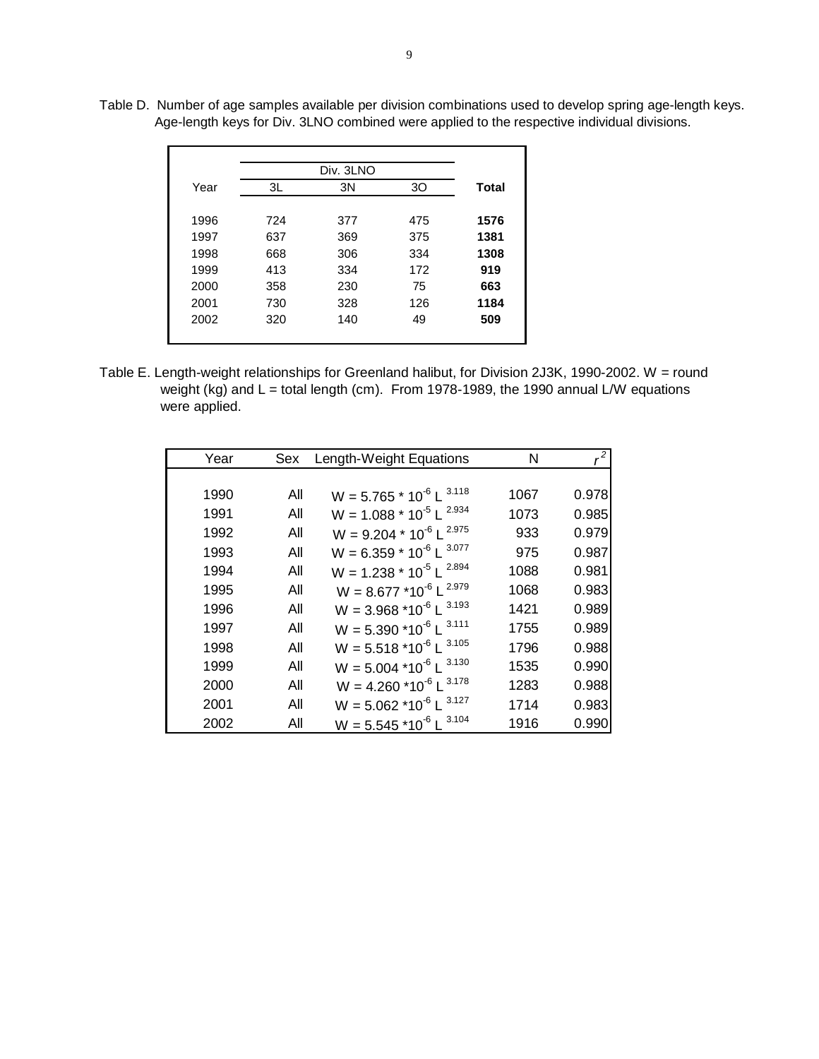Table D. Number of age samples available per division combinations used to develop spring age-length keys. Age-length keys for Div. 3LNO combined were applied to the respective individual divisions.

| Year | Div. 3LNO | | | **Total** |
|---|---|---|---|---|
| | 3L | 3N | 3O | |
| 1996 | 724 | 377 | 475 | **1576** |
| 1997 | 637 | 369 | 375 | **1381** |
| 1998 | 668 | 306 | 334 | **1308** |
| 1999 | 413 | 334 | 172 | **919** |
| 2000 | 358 | 230 | 75 | **663** |
| 2001 | 730 | 328 | 126 | **1184** |
| 2002 | 320 | 140 | 49 | **509** |

Table E. Length-weight relationships for Greenland halibut, for Division 2J3K, 1990-2002. W = round weight (kg) and L = total length (cm). From 1978-1989, the 1990 annual L/W equations were applied.

| Year | Sex | Length-Weight Equations | N | $r^2$ |
|---|---|---|---|---|
| 1990 | All | $W = 5.765 * 10^{-6} L^{3.118}$ | 1067 | 0.978 |
| 1991 | All | $W = 1.088 * 10^{-5} L^{2.934}$ | 1073 | 0.985 |
| 1992 | All | $W = 9.204 * 10^{-6} L^{2.975}$ | 933 | 0.979 |
| 1993 | All | $W = 6.359 * 10^{-6} L^{3.077}$ | 975 | 0.987 |
| 1994 | All | $W = 1.238 * 10^{-5} L^{2.894}$ | 1088 | 0.981 |
| 1995 | All | $W = 8.677 * 10^{-6} L^{2.979}$ | 1068 | 0.983 |
| 1996 | All | $W = 3.968 * 10^{-6} L^{3.193}$ | 1421 | 0.989 |
| 1997 | All | $W = 5.390 * 10^{-6} L^{3.111}$ | 1755 | 0.989 |
| 1998 | All | $W = 5.518 * 10^{-6} L^{3.105}$ | 1796 | 0.988 |
| 1999 | All | $W = 5.004 * 10^{-6} L^{3.130}$ | 1535 | 0.990 |
| 2000 | All | $W = 4.260 * 10^{-6} L^{3.178}$ | 1283 | 0.988 |
| 2001 | All | $W = 5.062 * 10^{-6} L^{3.127}$ | 1714 | 0.983 |
| 2002 | All | $W = 5.545 * 10^{-6} L^{3.104}$ | 1916 | 0.990 |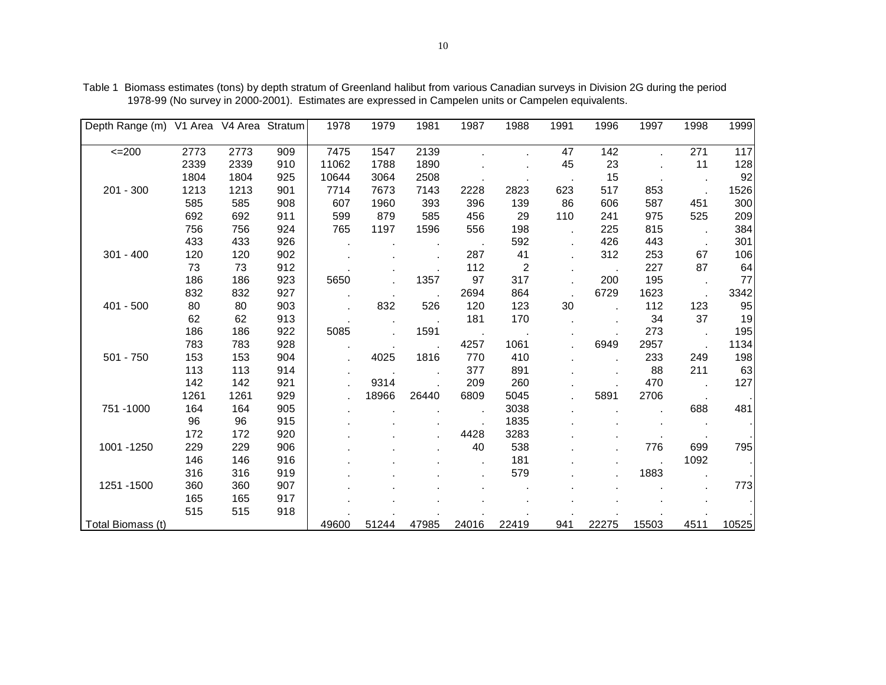Table 1 Biomass estimates (tons) by depth stratum of Greenland halibut from various Canadian surveys in Division 2G during the period 1978-99 (No survey in 2000-2001). Estimates are expressed in Campelen units or Campelen equivalents.

| Depth Range (m) | V1 Area | V4 Area | Stratum | 1978 | 1979 | 1981 | 1987 | 1988 | 1991 | 1996 | 1997 | 1998 | 1999 |
|---|---|---|---|---|---|---|---|---|---|---|---|---|---|
| <=200 | 2773 | 2773 | 909 | 7475 | 1547 | 2139 | . | . | 47 | 142 | . | 271 | 117 |
| | 2339 | 2339 | 910 | 11062 | 1788 | 1890 | . | . | 45 | 23 | . | 11 | 128 |
| | 1804 | 1804 | 925 | 10644 | 3064 | 2508 | . | . | . | 15 | . | . | 92 |
| 201 - 300 | 1213 | 1213 | 901 | 7714 | 7673 | 7143 | 2228 | 2823 | 623 | 517 | 853 | . | 1526 |
| | 585 | 585 | 908 | 607 | 1960 | 393 | 396 | 139 | 86 | 606 | 587 | 451 | 300 |
| | 692 | 692 | 911 | 599 | 879 | 585 | 456 | 29 | 110 | 241 | 975 | 525 | 209 |
| | 756 | 756 | 924 | 765 | 1197 | 1596 | 556 | 198 | . | 225 | 815 | . | 384 |
| | 433 | 433 | 926 | . | . | . | . | 592 | . | 426 | 443 | . | 301 |
| 301 - 400 | 120 | 120 | 902 | . | . | . | 287 | 41 | . | 312 | 253 | 67 | 106 |
| | 73 | 73 | 912 | . | . | . | 112 | 2 | . | . | 227 | 87 | 64 |
| | 186 | 186 | 923 | 5650 | . | 1357 | 97 | 317 | . | 200 | 195 | . | 77 |
| | 832 | 832 | 927 | . | . | . | 2694 | 864 | . | 6729 | 1623 | . | 3342 |
| 401 - 500 | 80 | 80 | 903 | . | 832 | 526 | 120 | 123 | 30 | . | 112 | 123 | 95 |
| | 62 | 62 | 913 | . | . | . | 181 | 170 | . | . | 34 | 37 | 19 |
| | 186 | 186 | 922 | 5085 | . | 1591 | . | . | . | . | 273 | . | 195 |
| | 783 | 783 | 928 | . | . | . | 4257 | 1061 | . | 6949 | 2957 | . | 1134 |
| 501 - 750 | 153 | 153 | 904 | . | 4025 | 1816 | 770 | 410 | . | . | 233 | 249 | 198 |
| | 113 | 113 | 914 | . | . | . | 377 | 891 | . | . | 88 | 211 | 63 |
| | 142 | 142 | 921 | . | 9314 | . | 209 | 260 | . | . | 470 | . | 127 |
| | 1261 | 1261 | 929 | . | 18966 | 26440 | 6809 | 5045 | . | 5891 | 2706 | . | . |
| 751 -1000 | 164 | 164 | 905 | . | . | . | . | 3038 | . | . | . | 688 | 481 |
| | 96 | 96 | 915 | . | . | . | . | 1835 | . | . | . | . | . |
| | 172 | 172 | 920 | . | . | . | 4428 | 3283 | . | . | . | . | . |
| 1001 -1250 | 229 | 229 | 906 | . | . | . | 40 | 538 | . | . | 776 | 699 | 795 |
| | 146 | 146 | 916 | . | . | . | . | 181 | . | . | . | 1092 | . |
| | 316 | 316 | 919 | . | . | . | . | 579 | . | . | 1883 | . | . |
| 1251 -1500 | 360 | 360 | 907 | . | . | . | . | . | . | . | . | . | 773 |
| | 165 | 165 | 917 | . | . | . | . | . | . | . | . | . | . |
| | 515 | 515 | 918 | . | . | . | . | . | . | . | . | . | . |
| Total Biomass (t) | | | | 49600 | 51244 | 47985 | 24016 | 22419 | 941 | 22275 | 15503 | 4511 | 10525 |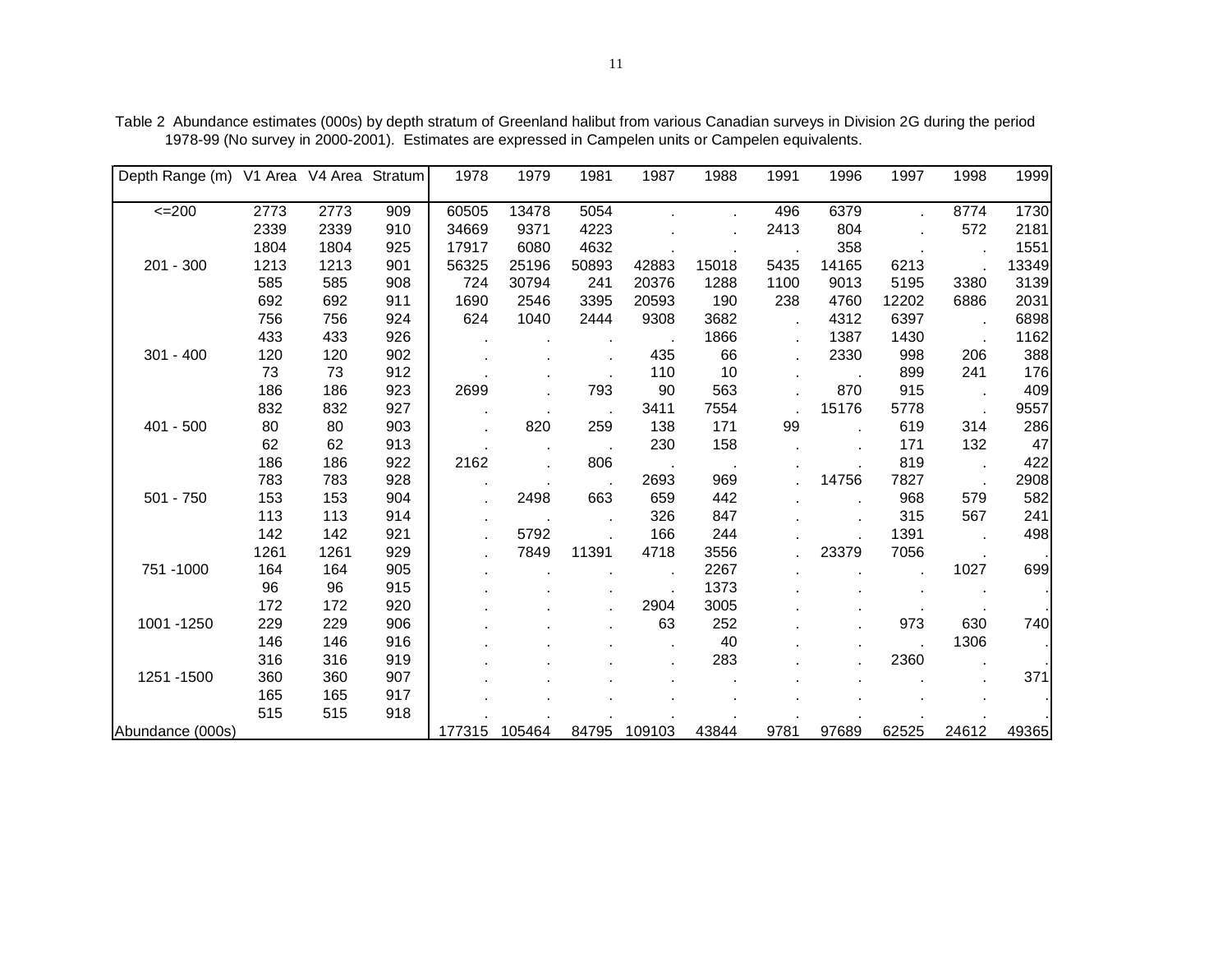Table 2 Abundance estimates (000s) by depth stratum of Greenland halibut from various Canadian surveys in Division 2G during the period 1978-99 (No survey in 2000-2001). Estimates are expressed in Campelen units or Campelen equivalents.

| Depth Range (m) | V1 Area | V4 Area | Stratum | 1978 | 1979 | 1981 | 1987 | 1988 | 1991 | 1996 | 1997 | 1998 | 1999 |
|---|---|---|---|---|---|---|---|---|---|---|---|---|---|
| <=200 | 2773 | 2773 | 909 | 60505 | 13478 | 5054 | . | . | 496 | 6379 | . | 8774 | 1730 |
| | 2339 | 2339 | 910 | 34669 | 9371 | 4223 | . | . | 2413 | 804 | . | 572 | 2181 |
| | 1804 | 1804 | 925 | 17917 | 6080 | 4632 | . | . | . | 358 | . | . | 1551 |
| 201 - 300 | 1213 | 1213 | 901 | 56325 | 25196 | 50893 | 42883 | 15018 | 5435 | 14165 | 6213 | . | 13349 |
| | 585 | 585 | 908 | 724 | 30794 | 241 | 20376 | 1288 | 1100 | 9013 | 5195 | 3380 | 3139 |
| | 692 | 692 | 911 | 1690 | 2546 | 3395 | 20593 | 190 | 238 | 4760 | 12202 | 6886 | 2031 |
| | 756 | 756 | 924 | 624 | 1040 | 2444 | 9308 | 3682 | . | 4312 | 6397 | . | 6898 |
| | 433 | 433 | 926 | . | . | . | . | 1866 | . | 1387 | 1430 | . | 1162 |
| 301 - 400 | 120 | 120 | 902 | . | . | . | 435 | 66 | . | 2330 | 998 | 206 | 388 |
| | 73 | 73 | 912 | . | . | . | 110 | 10 | . | . | 899 | 241 | 176 |
| | 186 | 186 | 923 | 2699 | . | 793 | 90 | 563 | . | 870 | 915 | . | 409 |
| | 832 | 832 | 927 | . | . | . | 3411 | 7554 | . | 15176 | 5778 | . | 9557 |
| 401 - 500 | 80 | 80 | 903 | . | 820 | 259 | 138 | 171 | 99 | . | 619 | 314 | 286 |
| | 62 | 62 | 913 | . | . | . | 230 | 158 | . | . | 171 | 132 | 47 |
| | 186 | 186 | 922 | 2162 | . | 806 | . | . | . | . | 819 | . | 422 |
| | 783 | 783 | 928 | . | . | . | 2693 | 969 | . | 14756 | 7827 | . | 2908 |
| 501 - 750 | 153 | 153 | 904 | . | 2498 | 663 | 659 | 442 | . | . | 968 | 579 | 582 |
| | 113 | 113 | 914 | . | . | . | 326 | 847 | . | . | 315 | 567 | 241 |
| | 142 | 142 | 921 | . | 5792 | . | 166 | 244 | . | . | 1391 | . | 498 |
| | 1261 | 1261 | 929 | . | 7849 | 11391 | 4718 | 3556 | . | 23379 | 7056 | . | . |
| 751 -1000 | 164 | 164 | 905 | . | . | . | . | 2267 | . | . | . | 1027 | 699 |
| | 96 | 96 | 915 | . | . | . | . | 1373 | . | . | . | . | . |
| | 172 | 172 | 920 | . | . | . | 2904 | 3005 | . | . | . | . | . |
| 1001 -1250 | 229 | 229 | 906 | . | . | . | 63 | 252 | . | . | 973 | 630 | 740 |
| | 146 | 146 | 916 | . | . | . | . | 40 | . | . | . | 1306 | . |
| | 316 | 316 | 919 | . | . | . | . | 283 | . | . | 2360 | . | . |
| 1251 -1500 | 360 | 360 | 907 | . | . | . | . | . | . | . | . | . | 371 |
| | 165 | 165 | 917 | . | . | . | . | . | . | . | . | . | . |
| | 515 | 515 | 918 | . | . | . | . | . | . | . | . | . | . |
| Abundance (000s) | | | | 177315 | 105464 | 84795 | 109103 | 43844 | 9781 | 97689 | 62525 | 24612 | 49365 |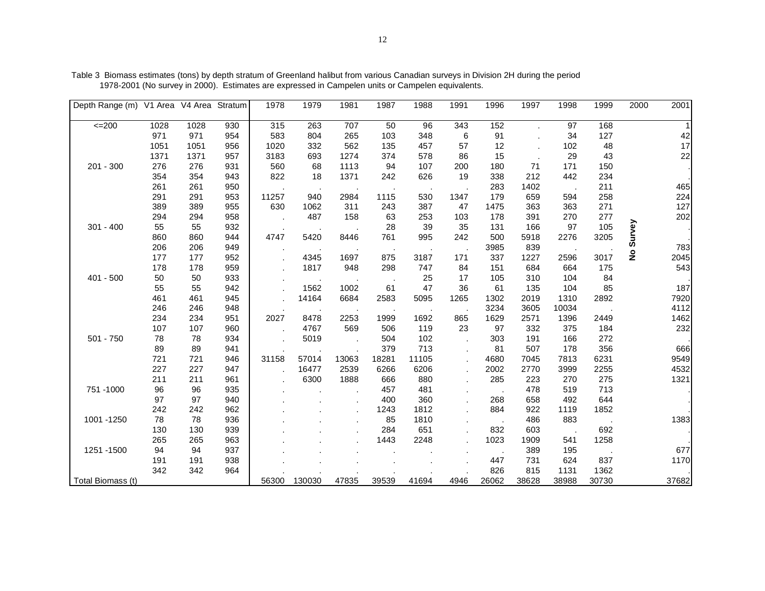Table 3 Biomass estimates (tons) by depth stratum of Greenland halibut from various Canadian surveys in Division 2H during the period 1978-2001 (No survey in 2000). Estimates are expressed in Campelen units or Campelen equivalents.

| Depth Range (m) | V1 Area | V4 Area | Stratum | 1978 | 1979 | 1981 | 1987 | 1988 | 1991 | 1996 | 1997 | 1998 | 1999 | 2000 | 2001 |
|---|---|---|---|---|---|---|---|---|---|---|---|---|---|---|---|
| <=200 | 1028 | 1028 | 930 | 315 | 263 | 707 | 50 | 96 | 343 | 152 | . | 97 | 168 | | 1 |
| | 971 | 971 | 954 | 583 | 804 | 265 | 103 | 348 | 6 | 91 | . | 34 | 127 | | 42 |
| | 1051 | 1051 | 956 | 1020 | 332 | 562 | 135 | 457 | 57 | 12 | . | 102 | 48 | | 17 |
| | 1371 | 1371 | 957 | 3183 | 693 | 1274 | 374 | 578 | 86 | 15 | . | 29 | 43 | | 22 |
| 201 - 300 | 276 | 276 | 931 | 560 | 68 | 1113 | 94 | 107 | 200 | 180 | 71 | 171 | 150 | | . |
| | 354 | 354 | 943 | 822 | 18 | 1371 | 242 | 626 | 19 | 338 | 212 | 442 | 234 | | . |
| | 261 | 261 | 950 | . | . | . | . | . | . | 283 | 1402 | . | 211 | | 465 |
| | 291 | 291 | 953 | 11257 | 940 | 2984 | 1115 | 530 | 1347 | 179 | 659 | 594 | 258 | | 224 |
| | 389 | 389 | 955 | 630 | 1062 | 311 | 243 | 387 | 47 | 1475 | 363 | 363 | 271 | | 127 |
| | 294 | 294 | 958 | . | 487 | 158 | 63 | 253 | 103 | 178 | 391 | 270 | 277 | | 202 |
| 301 - 400 | 55 | 55 | 932 | . | . | . | 28 | 39 | 35 | 131 | 166 | 97 | 105 | No Survey | . |
| | 860 | 860 | 944 | 4747 | 5420 | 8446 | 761 | 995 | 242 | 500 | 5918 | 2276 | 3205 | | . |
| | 206 | 206 | 949 | . | . | . | . | . | . | 3985 | 839 | . | . | | 783 |
| | 177 | 177 | 952 | . | 4345 | 1697 | 875 | 3187 | 171 | 337 | 1227 | 2596 | 3017 | | 2045 |
| | 178 | 178 | 959 | . | 1817 | 948 | 298 | 747 | 84 | 151 | 684 | 664 | 175 | | 543 |
| 401 - 500 | 50 | 50 | 933 | . | . | . | . | 25 | 17 | 105 | 310 | 104 | 84 | | . |
| | 55 | 55 | 942 | . | 1562 | 1002 | 61 | 47 | 36 | 61 | 135 | 104 | 85 | | 187 |
| | 461 | 461 | 945 | . | 14164 | 6684 | 2583 | 5095 | 1265 | 1302 | 2019 | 1310 | 2892 | | 7920 |
| | 246 | 246 | 948 | . | . | . | . | . | . | 3234 | 3605 | 10034 | . | | 4112 |
| | 234 | 234 | 951 | 2027 | 8478 | 2253 | 1999 | 1692 | 865 | 1629 | 2571 | 1396 | 2449 | | 1462 |
| | 107 | 107 | 960 | . | 4767 | 569 | 506 | 119 | 23 | 97 | 332 | 375 | 184 | | 232 |
| 501 - 750 | 78 | 78 | 934 | . | 5019 | . | 504 | 102 | . | 303 | 191 | 166 | 272 | | . |
| | 89 | 89 | 941 | . | . | . | 379 | 713 | . | 81 | 507 | 178 | 356 | | 666 |
| | 721 | 721 | 946 | 31158 | 57014 | 13063 | 18281 | 11105 | . | 4680 | 7045 | 7813 | 6231 | | 9549 |
| | 227 | 227 | 947 | . | 16477 | 2539 | 6266 | 6206 | . | 2002 | 2770 | 3999 | 2255 | | 4532 |
| | 211 | 211 | 961 | . | 6300 | 1888 | 666 | 880 | . | 285 | 223 | 270 | 275 | | 1321 |
| 751 -1000 | 96 | 96 | 935 | . | . | . | 457 | 481 | . | . | 478 | 519 | 713 | | . |
| | 97 | 97 | 940 | . | . | . | 400 | 360 | . | 268 | 658 | 492 | 644 | | . |
| | 242 | 242 | 962 | . | . | . | 1243 | 1812 | . | 884 | 922 | 1119 | 1852 | | . |
| 1001 -1250 | 78 | 78 | 936 | . | . | . | 85 | 1810 | . | . | 486 | 883 | . | | 1383 |
| | 130 | 130 | 939 | . | . | . | 284 | 651 | . | 832 | 603 | . | 692 | | . |
| | 265 | 265 | 963 | . | . | . | 1443 | 2248 | . | 1023 | 1909 | 541 | 1258 | | . |
| 1251 -1500 | 94 | 94 | 937 | . | . | . | . | . | . | . | 389 | 195 | . | | 677 |
| | 191 | 191 | 938 | . | . | . | . | . | . | 447 | 731 | 624 | 837 | | 1170 |
| | 342 | 342 | 964 | . | . | . | . | . | . | 826 | 815 | 1131 | 1362 | | . |
| Total Biomass (t) | | | | 56300 | 130030 | 47835 | 39539 | 41694 | 4946 | 26062 | 38628 | 38988 | 30730 | | 37682 |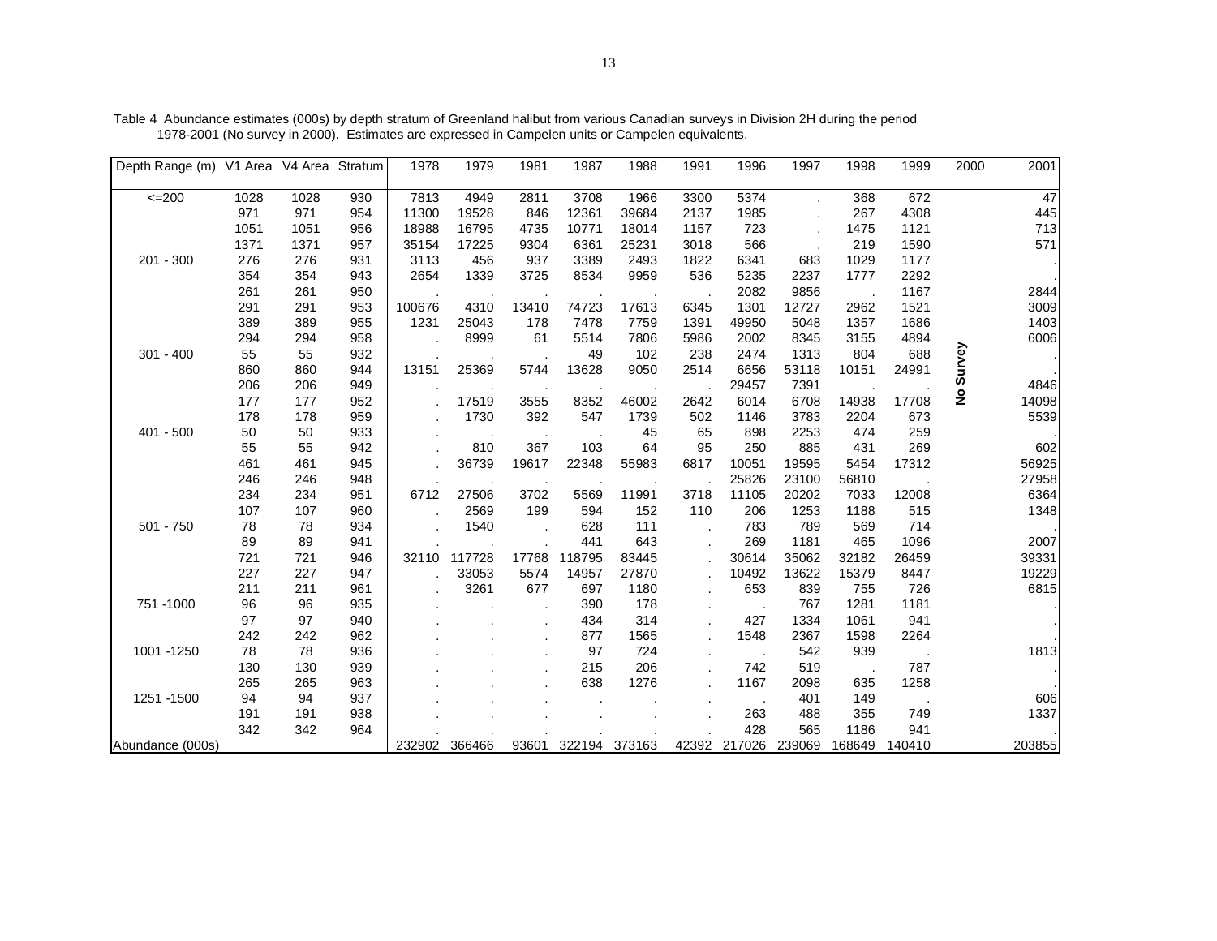Table 4 Abundance estimates (000s) by depth stratum of Greenland halibut from various Canadian surveys in Division 2H during the period 1978-2001 (No survey in 2000). Estimates are expressed in Campelen units or Campelen equivalents.

| Depth Range (m) | V1 Area | V4 Area | Stratum | 1978 | 1979 | 1981 | 1987 | 1988 | 1991 | 1996 | 1997 | 1998 | 1999 | 2000 | 2001 |
|---|---|---|---|---|---|---|---|---|---|---|---|---|---|---|---|
| <=200 | 1028 | 1028 | 930 | 7813 | 4949 | 2811 | 3708 | 1966 | 3300 | 5374 | . | 368 | 672 | No Survey | 47 |
| | 971 | 971 | 954 | 11300 | 19528 | 846 | 12361 | 39684 | 2137 | 1985 | . | 267 | 4308 | | 445 |
| | 1051 | 1051 | 956 | 18988 | 16795 | 4735 | 10771 | 18014 | 1157 | 723 | . | 1475 | 1121 | | 713 |
| | 1371 | 1371 | 957 | 35154 | 17225 | 9304 | 6361 | 25231 | 3018 | 566 | . | 219 | 1590 | | 571 |
| 201 - 300 | 276 | 276 | 931 | 3113 | 456 | 937 | 3389 | 2493 | 1822 | 6341 | 683 | 1029 | 1177 | | . |
| | 354 | 354 | 943 | 2654 | 1339 | 3725 | 8534 | 9959 | 536 | 5235 | 2237 | 1777 | 2292 | | . |
| | 261 | 261 | 950 | . | . | . | . | . | . | 2082 | 9856 | . | 1167 | | 2844 |
| | 291 | 291 | 953 | 100676 | 4310 | 13410 | 74723 | 17613 | 6345 | 1301 | 12727 | 2962 | 1521 | | 3009 |
| | 389 | 389 | 955 | 1231 | 25043 | 178 | 7478 | 7759 | 1391 | 49950 | 5048 | 1357 | 1686 | | 1403 |
| | 294 | 294 | 958 | . | 8999 | 61 | 5514 | 7806 | 5986 | 2002 | 8345 | 3155 | 4894 | | 6006 |
| 301 - 400 | 55 | 55 | 932 | . | . | . | 49 | 102 | 238 | 2474 | 1313 | 804 | 688 | | . |
| | 860 | 860 | 944 | 13151 | 25369 | 5744 | 13628 | 9050 | 2514 | 6656 | 53118 | 10151 | 24991 | | . |
| | 206 | 206 | 949 | . | . | . | . | . | . | 29457 | 7391 | . | . | | 4846 |
| | 177 | 177 | 952 | . | 17519 | 3555 | 8352 | 46002 | 2642 | 6014 | 6708 | 14938 | 17708 | | 14098 |
| | 178 | 178 | 959 | . | 1730 | 392 | 547 | 1739 | 502 | 1146 | 3783 | 2204 | 673 | | 5539 |
| 401 - 500 | 50 | 50 | 933 | . | . | . | . | 45 | 65 | 898 | 2253 | 474 | 259 | | . |
| | 55 | 55 | 942 | . | 810 | 367 | 103 | 64 | 95 | 250 | 885 | 431 | 269 | | 602 |
| | 461 | 461 | 945 | . | 36739 | 19617 | 22348 | 55983 | 6817 | 10051 | 19595 | 5454 | 17312 | | 56925 |
| | 246 | 246 | 948 | . | . | . | . | . | . | 25826 | 23100 | 56810 | . | | 27958 |
| | 234 | 234 | 951 | 6712 | 27506 | 3702 | 5569 | 11991 | 3718 | 11105 | 20202 | 7033 | 12008 | | 6364 |
| | 107 | 107 | 960 | . | 2569 | 199 | 594 | 152 | 110 | 206 | 1253 | 1188 | 515 | | 1348 |
| 501 - 750 | 78 | 78 | 934 | . | 1540 | . | 628 | 111 | . | 783 | 789 | 569 | 714 | | . |
| | 89 | 89 | 941 | . | . | . | 441 | 643 | . | 269 | 1181 | 465 | 1096 | | 2007 |
| | 721 | 721 | 946 | 32110 | 117728 | 17768 | 118795 | 83445 | . | 30614 | 35062 | 32182 | 26459 | | 39331 |
| | 227 | 227 | 947 | . | 33053 | 5574 | 14957 | 27870 | . | 10492 | 13622 | 15379 | 8447 | | 19229 |
| | 211 | 211 | 961 | . | 3261 | 677 | 697 | 1180 | . | 653 | 839 | 755 | 726 | | 6815 |
| 751 -1000 | 96 | 96 | 935 | . | . | . | 390 | 178 | . | . | 767 | 1281 | 1181 | | . |
| | 97 | 97 | 940 | . | . | . | 434 | 314 | . | 427 | 1334 | 1061 | 941 | | . |
| | 242 | 242 | 962 | . | . | . | 877 | 1565 | . | 1548 | 2367 | 1598 | 2264 | | . |
| 1001 -1250 | 78 | 78 | 936 | . | . | . | 97 | 724 | . | . | 542 | 939 | . | | 1813 |
| | 130 | 130 | 939 | . | . | . | 215 | 206 | . | 742 | 519 | . | 787 | | . |
| | 265 | 265 | 963 | . | . | . | 638 | 1276 | . | 1167 | 2098 | 635 | 1258 | | . |
| 1251 -1500 | 94 | 94 | 937 | . | . | . | . | . | . | . | 401 | 149 | . | | 606 |
| | 191 | 191 | 938 | . | . | . | . | . | . | 263 | 488 | 355 | 749 | | 1337 |
| | 342 | 342 | 964 | . | . | . | . | . | . | 428 | 565 | 1186 | 941 | | . |
| Abundance (000s) | | | | 232902 | 366466 | 93601 | 322194 | 373163 | 42392 | 217026 | 239069 | 168649 | 140410 | | 203855 |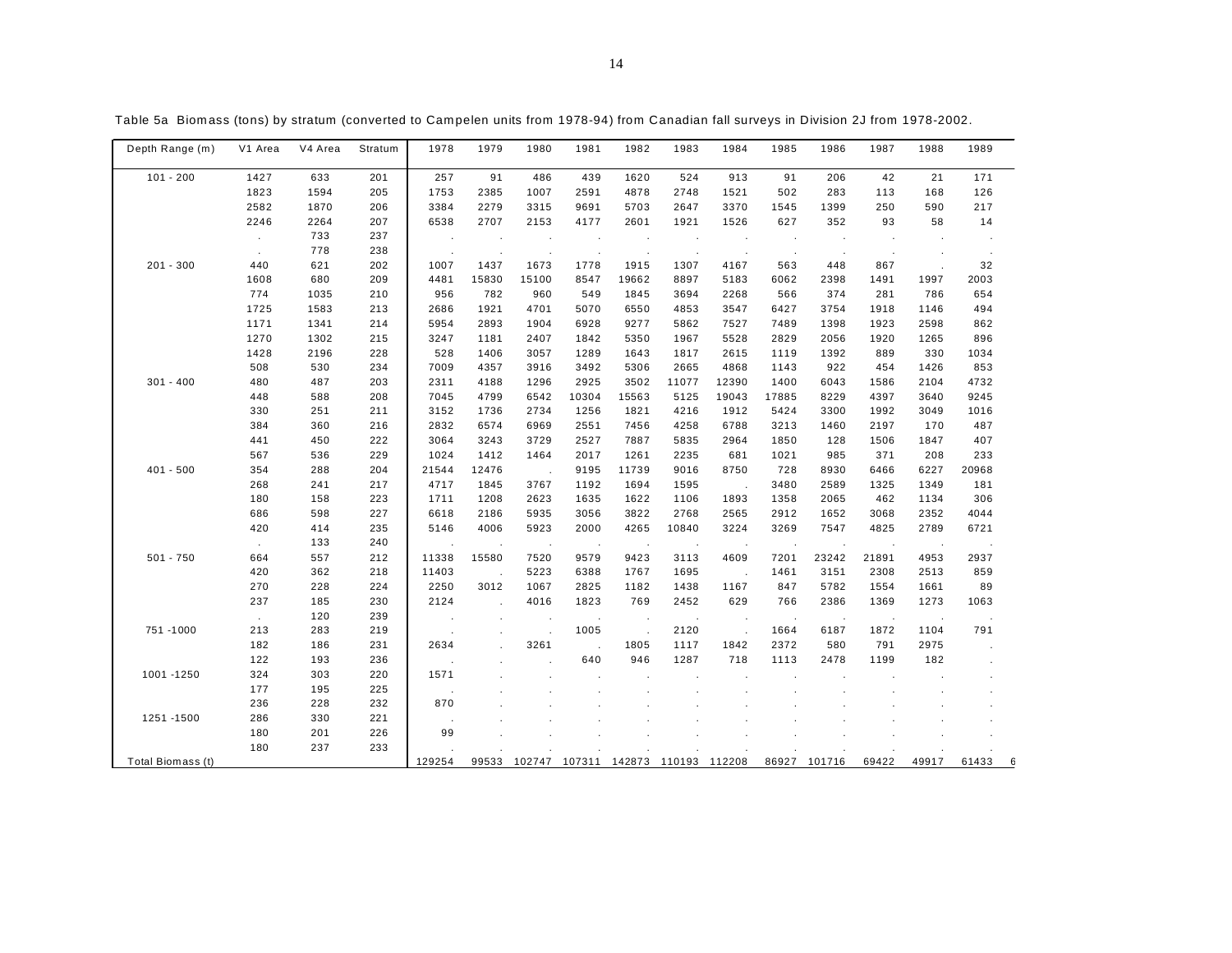Table 5a Biomass (tons) by stratum (converted to Campelen units from 1978-94) from Canadian fall surveys in Division 2J from 1978-2002.

| Depth Range (m) | V1 Area | V4 Area | Stratum | 1978 | 1979 | 1980 | 1981 | 1982 | 1983 | 1984 | 1985 | 1986 | 1987 | 1988 | 1989 |
|---|---|---|---|---|---|---|---|---|---|---|---|---|---|---|---|
| 101 - 200 | 1427 | 633 | 201 | 257 | 91 | 486 | 439 | 1620 | 524 | 913 | 91 | 206 | 42 | 21 | 171 |
| | 1823 | 1594 | 205 | 1753 | 2385 | 1007 | 2591 | 4878 | 2748 | 1521 | 502 | 283 | 113 | 168 | 126 |
| | 2582 | 1870 | 206 | 3384 | 2279 | 3315 | 9691 | 5703 | 2647 | 3370 | 1545 | 1399 | 250 | 590 | 217 |
| | 2246 | 2264 | 207 | 6538 | 2707 | 2153 | 4177 | 2601 | 1921 | 1526 | 627 | 352 | 93 | 58 | 14 |
| | . | 733 | 237 | . | . | . | . | . | . | . | . | . | . | . | . |
| | . | 778 | 238 | . | . | . | . | . | . | . | . | . | . | . | . |
| 201 - 300 | 440 | 621 | 202 | 1007 | 1437 | 1673 | 1778 | 1915 | 1307 | 4167 | 563 | 448 | 867 | . | 32 |
| | 1608 | 680 | 209 | 4481 | 15830 | 15100 | 8547 | 19662 | 8897 | 5183 | 6062 | 2398 | 1491 | 1997 | 2003 |
| | 774 | 1035 | 210 | 956 | 782 | 960 | 549 | 1845 | 3694 | 2268 | 566 | 374 | 281 | 786 | 654 |
| | 1725 | 1583 | 213 | 2686 | 1921 | 4701 | 5070 | 6550 | 4853 | 3547 | 6427 | 3754 | 1918 | 1146 | 494 |
| | 1171 | 1341 | 214 | 5954 | 2893 | 1904 | 6928 | 9277 | 5862 | 7527 | 7489 | 1398 | 1923 | 2598 | 862 |
| | 1270 | 1302 | 215 | 3247 | 1181 | 2407 | 1842 | 5350 | 1967 | 5528 | 2829 | 2056 | 1920 | 1265 | 896 |
| | 1428 | 2196 | 228 | 528 | 1406 | 3057 | 1289 | 1643 | 1817 | 2615 | 1119 | 1392 | 889 | 330 | 1034 |
| | 508 | 530 | 234 | 7009 | 4357 | 3916 | 3492 | 5306 | 2665 | 4868 | 1143 | 922 | 454 | 1426 | 853 |
| 301 - 400 | 480 | 487 | 203 | 2311 | 4188 | 1296 | 2925 | 3502 | 11077 | 12390 | 1400 | 6043 | 1586 | 2104 | 4732 |
| | 448 | 588 | 208 | 7045 | 4799 | 6542 | 10304 | 15563 | 5125 | 19043 | 17885 | 8229 | 4397 | 3640 | 9245 |
| | 330 | 251 | 211 | 3152 | 1736 | 2734 | 1256 | 1821 | 4216 | 1912 | 5424 | 3300 | 1992 | 3049 | 1016 |
| | 384 | 360 | 216 | 2832 | 6574 | 6969 | 2551 | 7456 | 4258 | 6788 | 3213 | 1460 | 2197 | 170 | 487 |
| | 441 | 450 | 222 | 3064 | 3243 | 3729 | 2527 | 7887 | 5835 | 2964 | 1850 | 128 | 1506 | 1847 | 407 |
| | 567 | 536 | 229 | 1024 | 1412 | 1464 | 2017 | 1261 | 2235 | 681 | 1021 | 985 | 371 | 208 | 233 |
| 401 - 500 | 354 | 288 | 204 | 21544 | 12476 | . | 9195 | 11739 | 9016 | 8750 | 728 | 8930 | 6466 | 6227 | 20968 |
| | 268 | 241 | 217 | 4717 | 1845 | 3767 | 1192 | 1694 | 1595 | . | 3480 | 2589 | 1325 | 1349 | 181 |
| | 180 | 158 | 223 | 1711 | 1208 | 2623 | 1635 | 1622 | 1106 | 1893 | 1358 | 2065 | 462 | 1134 | 306 |
| | 686 | 598 | 227 | 6618 | 2186 | 5935 | 3056 | 3822 | 2768 | 2565 | 2912 | 1652 | 3068 | 2352 | 4044 |
| | 420 | 414 | 235 | 5146 | 4006 | 5923 | 2000 | 4265 | 10840 | 3224 | 3269 | 7547 | 4825 | 2789 | 6721 |
| | . | 133 | 240 | . | . | . | . | . | . | . | . | . | . | . | . |
| 501 - 750 | 664 | 557 | 212 | 11338 | 15580 | 7520 | 9579 | 9423 | 3113 | 4609 | 7201 | 23242 | 21891 | 4953 | 2937 |
| | 420 | 362 | 218 | 11403 | . | 5223 | 6388 | 1767 | 1695 | . | 1461 | 3151 | 2308 | 2513 | 859 |
| | 270 | 228 | 224 | 2250 | 3012 | 1067 | 2825 | 1182 | 1438 | 1167 | 847 | 5782 | 1554 | 1661 | 89 |
| | 237 | 185 | 230 | 2124 | . | 4016 | 1823 | 769 | 2452 | 629 | 766 | 2386 | 1369 | 1273 | 1063 |
| | . | 120 | 239 | . | . | . | . | . | . | . | . | . | . | . | . |
| 751 -1000 | 213 | 283 | 219 | . | . | . | 1005 | . | 2120 | . | 1664 | 6187 | 1872 | 1104 | 791 |
| | 182 | 186 | 231 | 2634 | . | 3261 | . | 1805 | 1117 | 1842 | 2372 | 580 | 791 | 2975 | . |
| | 122 | 193 | 236 | . | . | . | 640 | 946 | 1287 | 718 | 1113 | 2478 | 1199 | 182 | . |
| 1001 -1250 | 324 | 303 | 220 | 1571 | . | . | . | . | . | . | . | . | . | . | . |
| | 177 | 195 | 225 | . | . | . | . | . | . | . | . | . | . | . | . |
| | 236 | 228 | 232 | 870 | . | . | . | . | . | . | . | . | . | . | . |
| 1251 -1500 | 286 | 330 | 221 | . | . | . | . | . | . | . | . | . | . | . | . |
| | 180 | 201 | 226 | 99 | . | . | . | . | . | . | . | . | . | . | . |
| | 180 | 237 | 233 | . | . | . | . | . | . | . | . | . | . | . | . |
| Total Biomass (t) | | | | 129254 | 99533 | 102747 | 107311 | 142873 | 110193 | 112208 | 86927 | 101716 | 69422 | 49917 | 61433 |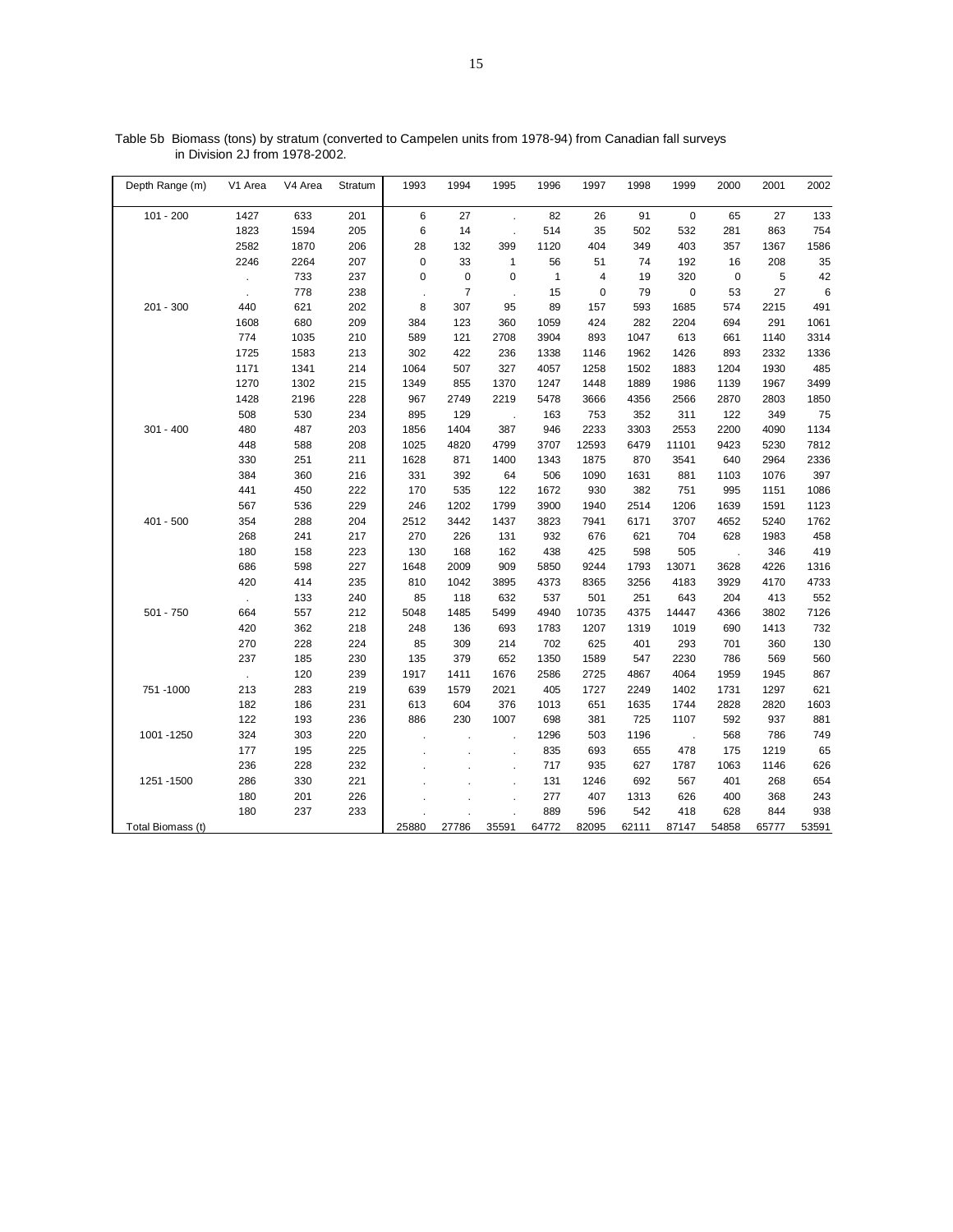Table 5b Biomass (tons) by stratum (converted to Campelen units from 1978-94) from Canadian fall surveys in Division 2J from 1978-2002.

| Depth Range (m) | V1 Area | V4 Area | Stratum | 1993 | 1994 | 1995 | 1996 | 1997 | 1998 | 1999 | 2000 | 2001 | 2002 |
|---|---|---|---|---|---|---|---|---|---|---|---|---|---|
| 101 - 200 | 1427 | 633 | 201 | 6 | 27 | . | 82 | 26 | 91 | 0 | 65 | 27 | 133 |
| | 1823 | 1594 | 205 | 6 | 14 | . | 514 | 35 | 502 | 532 | 281 | 863 | 754 |
| | 2582 | 1870 | 206 | 28 | 132 | 399 | 1120 | 404 | 349 | 403 | 357 | 1367 | 1586 |
| | 2246 | 2264 | 207 | 0 | 33 | 1 | 56 | 51 | 74 | 192 | 16 | 208 | 35 |
| | . | 733 | 237 | 0 | 0 | 0 | 1 | 4 | 19 | 320 | 0 | 5 | 42 |
| | . | 778 | 238 | . | 7 | . | 15 | 0 | 79 | 0 | 53 | 27 | 6 |
| 201 - 300 | 440 | 621 | 202 | 8 | 307 | 95 | 89 | 157 | 593 | 1685 | 574 | 2215 | 491 |
| | 1608 | 680 | 209 | 384 | 123 | 360 | 1059 | 424 | 282 | 2204 | 694 | 291 | 1061 |
| | 774 | 1035 | 210 | 589 | 121 | 2708 | 3904 | 893 | 1047 | 613 | 661 | 1140 | 3314 |
| | 1725 | 1583 | 213 | 302 | 422 | 236 | 1338 | 1146 | 1962 | 1426 | 893 | 2332 | 1336 |
| | 1171 | 1341 | 214 | 1064 | 507 | 327 | 4057 | 1258 | 1502 | 1883 | 1204 | 1930 | 485 |
| | 1270 | 1302 | 215 | 1349 | 855 | 1370 | 1247 | 1448 | 1889 | 1986 | 1139 | 1967 | 3499 |
| | 1428 | 2196 | 228 | 967 | 2749 | 2219 | 5478 | 3666 | 4356 | 2566 | 2870 | 2803 | 1850 |
| | 508 | 530 | 234 | 895 | 129 | . | 163 | 753 | 352 | 311 | 122 | 349 | 75 |
| 301 - 400 | 480 | 487 | 203 | 1856 | 1404 | 387 | 946 | 2233 | 3303 | 2553 | 2200 | 4090 | 1134 |
| | 448 | 588 | 208 | 1025 | 4820 | 4799 | 3707 | 12593 | 6479 | 11101 | 9423 | 5230 | 7812 |
| | 330 | 251 | 211 | 1628 | 871 | 1400 | 1343 | 1875 | 870 | 3541 | 640 | 2964 | 2336 |
| | 384 | 360 | 216 | 331 | 392 | 64 | 506 | 1090 | 1631 | 881 | 1103 | 1076 | 397 |
| | 441 | 450 | 222 | 170 | 535 | 122 | 1672 | 930 | 382 | 751 | 995 | 1151 | 1086 |
| | 567 | 536 | 229 | 246 | 1202 | 1799 | 3900 | 1940 | 2514 | 1206 | 1639 | 1591 | 1123 |
| 401 - 500 | 354 | 288 | 204 | 2512 | 3442 | 1437 | 3823 | 7941 | 6171 | 3707 | 4652 | 5240 | 1762 |
| | 268 | 241 | 217 | 270 | 226 | 131 | 932 | 676 | 621 | 704 | 628 | 1983 | 458 |
| | 180 | 158 | 223 | 130 | 168 | 162 | 438 | 425 | 598 | 505 | . | 346 | 419 |
| | 686 | 598 | 227 | 1648 | 2009 | 909 | 5850 | 9244 | 1793 | 13071 | 3628 | 4226 | 1316 |
| | 420 | 414 | 235 | 810 | 1042 | 3895 | 4373 | 8365 | 3256 | 4183 | 3929 | 4170 | 4733 |
| | . | 133 | 240 | 85 | 118 | 632 | 537 | 501 | 251 | 643 | 204 | 413 | 552 |
| 501 - 750 | 664 | 557 | 212 | 5048 | 1485 | 5499 | 4940 | 10735 | 4375 | 14447 | 4366 | 3802 | 7126 |
| | 420 | 362 | 218 | 248 | 136 | 693 | 1783 | 1207 | 1319 | 1019 | 690 | 1413 | 732 |
| | 270 | 228 | 224 | 85 | 309 | 214 | 702 | 625 | 401 | 293 | 701 | 360 | 130 |
| | 237 | 185 | 230 | 135 | 379 | 652 | 1350 | 1589 | 547 | 2230 | 786 | 569 | 560 |
| | . | 120 | 239 | 1917 | 1411 | 1676 | 2586 | 2725 | 4867 | 4064 | 1959 | 1945 | 867 |
| 751 -1000 | 213 | 283 | 219 | 639 | 1579 | 2021 | 405 | 1727 | 2249 | 1402 | 1731 | 1297 | 621 |
| | 182 | 186 | 231 | 613 | 604 | 376 | 1013 | 651 | 1635 | 1744 | 2828 | 2820 | 1603 |
| | 122 | 193 | 236 | 886 | 230 | 1007 | 698 | 381 | 725 | 1107 | 592 | 937 | 881 |
| 1001 -1250 | 324 | 303 | 220 | . | . | . | 1296 | 503 | 1196 | . | 568 | 786 | 749 |
| | 177 | 195 | 225 | . | . | . | 835 | 693 | 655 | 478 | 175 | 1219 | 65 |
| | 236 | 228 | 232 | . | . | . | 717 | 935 | 627 | 1787 | 1063 | 1146 | 626 |
| 1251 -1500 | 286 | 330 | 221 | . | . | . | 131 | 1246 | 692 | 567 | 401 | 268 | 654 |
| | 180 | 201 | 226 | . | . | . | 277 | 407 | 1313 | 626 | 400 | 368 | 243 |
| | 180 | 237 | 233 | . | . | . | 889 | 596 | 542 | 418 | 628 | 844 | 938 |
| Total Biomass (t) | | | | 25880 | 27786 | 35591 | 64772 | 82095 | 62111 | 87147 | 54858 | 65777 | 53591 |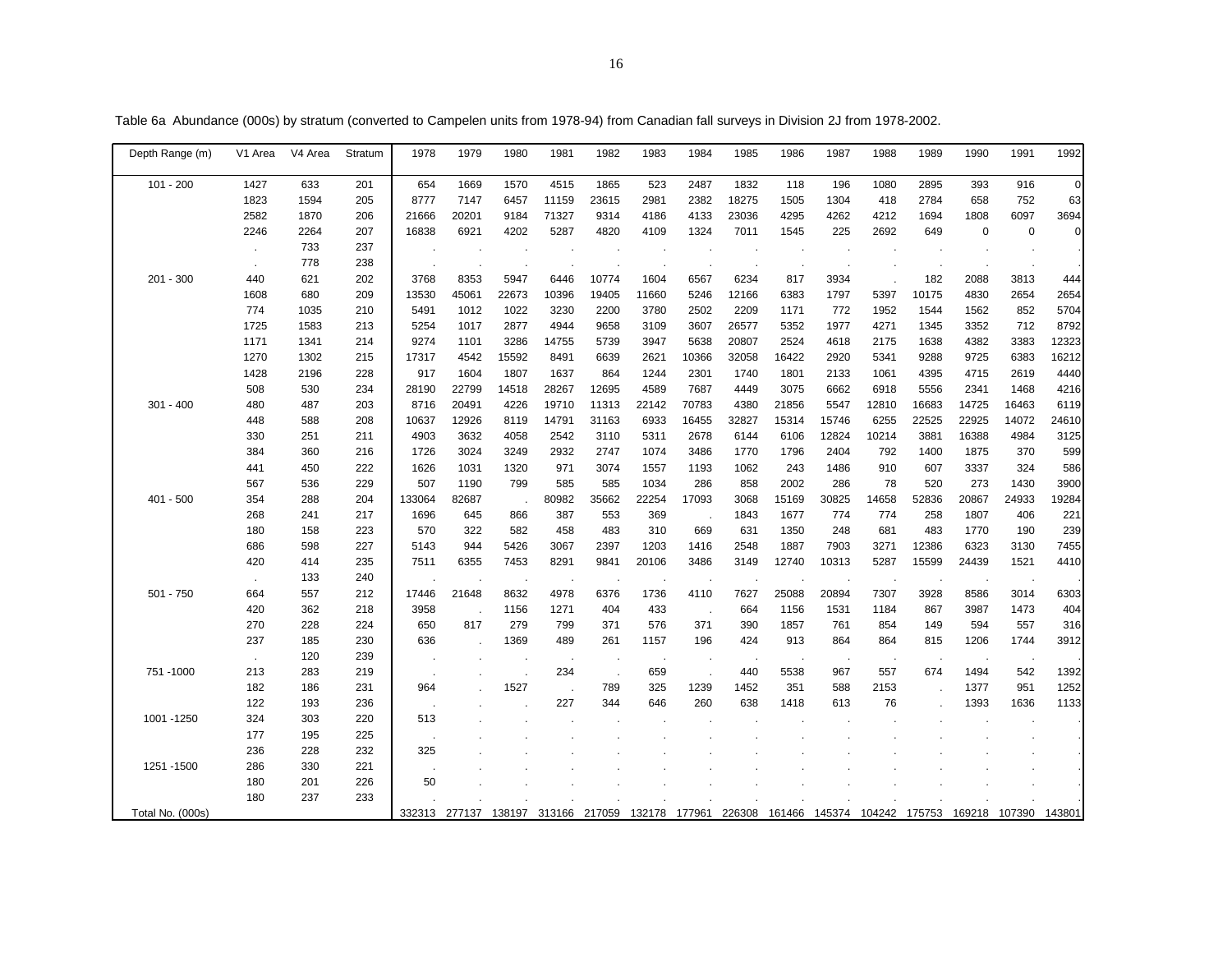Table 6a Abundance (000s) by stratum (converted to Campelen units from 1978-94) from Canadian fall surveys in Division 2J from 1978-2002.

| Depth Range (m) | V1 Area | V4 Area | Stratum | 1978 | 1979 | 1980 | 1981 | 1982 | 1983 | 1984 | 1985 | 1986 | 1987 | 1988 | 1989 | 1990 | 1991 | 1992 |
|---|---|---|---|---|---|---|---|---|---|---|---|---|---|---|---|---|---|---|
| 101 - 200 | 1427 | 633 | 201 | 654 | 1669 | 1570 | 4515 | 1865 | 523 | 2487 | 1832 | 118 | 196 | 1080 | 2895 | 393 | 916 | 0 |
| | 1823 | 1594 | 205 | 8777 | 7147 | 6457 | 11159 | 23615 | 2981 | 2382 | 18275 | 1505 | 1304 | 418 | 2784 | 658 | 752 | 63 |
| | 2582 | 1870 | 206 | 21666 | 20201 | 9184 | 71327 | 9314 | 4186 | 4133 | 23036 | 4295 | 4262 | 4212 | 1694 | 1808 | 6097 | 3694 |
| | 2246 | 2264 | 207 | 16838 | 6921 | 4202 | 5287 | 4820 | 4109 | 1324 | 7011 | 1545 | 225 | 2692 | 649 | 0 | 0 | 0 |
| | . | 733 | 237 | . | . | . | . | . | . | . | . | . | . | . | . | . | . | . |
| | . | 778 | 238 | . | . | . | . | . | . | . | . | . | . | . | . | . | . | . |
| 201 - 300 | 440 | 621 | 202 | 3768 | 8353 | 5947 | 6446 | 10774 | 1604 | 6567 | 6234 | 817 | 3934 | . | 182 | 2088 | 3813 | 444 |
| | 1608 | 680 | 209 | 13530 | 45061 | 22673 | 10396 | 19405 | 11660 | 5246 | 12166 | 6383 | 1797 | 5397 | 10175 | 4830 | 2654 | 2654 |
| | 774 | 1035 | 210 | 5491 | 1012 | 1022 | 3230 | 2200 | 3780 | 2502 | 2209 | 1171 | 772 | 1952 | 1544 | 1562 | 852 | 5704 |
| | 1725 | 1583 | 213 | 5254 | 1017 | 2877 | 4944 | 9658 | 3109 | 3607 | 26577 | 5352 | 1977 | 4271 | 1345 | 3352 | 712 | 8792 |
| | 1171 | 1341 | 214 | 9274 | 1101 | 3286 | 14755 | 5739 | 3947 | 5638 | 20807 | 2524 | 4618 | 2175 | 1638 | 4382 | 3383 | 12323 |
| | 1270 | 1302 | 215 | 17317 | 4542 | 15592 | 8491 | 6639 | 2621 | 10366 | 32058 | 16422 | 2920 | 5341 | 9288 | 9725 | 6383 | 16212 |
| | 1428 | 2196 | 228 | 917 | 1604 | 1807 | 1637 | 864 | 1244 | 2301 | 1740 | 1801 | 2133 | 1061 | 4395 | 4715 | 2619 | 4440 |
| | 508 | 530 | 234 | 28190 | 22799 | 14518 | 28267 | 12695 | 4589 | 7687 | 4449 | 3075 | 6662 | 6918 | 5556 | 2341 | 1468 | 4216 |
| 301 - 400 | 480 | 487 | 203 | 8716 | 20491 | 4226 | 19710 | 11313 | 22142 | 70783 | 4380 | 21856 | 5547 | 12810 | 16683 | 14725 | 16463 | 6119 |
| | 448 | 588 | 208 | 10637 | 12926 | 8119 | 14791 | 31163 | 6933 | 16455 | 32827 | 15314 | 15746 | 6255 | 22525 | 22925 | 14072 | 24610 |
| | 330 | 251 | 211 | 4903 | 3632 | 4058 | 2542 | 3110 | 5311 | 2678 | 6144 | 6106 | 12824 | 10214 | 3881 | 16388 | 4984 | 3125 |
| | 384 | 360 | 216 | 1726 | 3024 | 3249 | 2932 | 2747 | 1074 | 3486 | 1770 | 1796 | 2404 | 792 | 1400 | 1875 | 370 | 599 |
| | 441 | 450 | 222 | 1626 | 1031 | 1320 | 971 | 3074 | 1557 | 1193 | 1062 | 243 | 1486 | 910 | 607 | 3337 | 324 | 586 |
| | 567 | 536 | 229 | 507 | 1190 | 799 | 585 | 585 | 1034 | 286 | 858 | 2002 | 286 | 78 | 520 | 273 | 1430 | 3900 |
| 401 - 500 | 354 | 288 | 204 | 133064 | 82687 | . | 80982 | 35662 | 22254 | 17093 | 3068 | 15169 | 30825 | 14658 | 52836 | 20867 | 24933 | 19284 |
| | 268 | 241 | 217 | 1696 | 645 | 866 | 387 | 553 | 369 | . | 1843 | 1677 | 774 | 774 | 258 | 1807 | 406 | 221 |
| | 180 | 158 | 223 | 570 | 322 | 582 | 458 | 483 | 310 | 669 | 631 | 1350 | 248 | 681 | 483 | 1770 | 190 | 239 |
| | 686 | 598 | 227 | 5143 | 944 | 5426 | 3067 | 2397 | 1203 | 1416 | 2548 | 1887 | 7903 | 3271 | 12386 | 6323 | 3130 | 7455 |
| | 420 | 414 | 235 | 7511 | 6355 | 7453 | 8291 | 9841 | 20106 | 3486 | 3149 | 12740 | 10313 | 5287 | 15599 | 24439 | 1521 | 4410 |
| | . | 133 | 240 | . | . | . | . | . | . | . | . | . | . | . | . | . | . | . |
| 501 - 750 | 664 | 557 | 212 | 17446 | 21648 | 8632 | 4978 | 6376 | 1736 | 4110 | 7627 | 25088 | 20894 | 7307 | 3928 | 8586 | 3014 | 6303 |
| | 420 | 362 | 218 | 3958 | . | 1156 | 1271 | 404 | 433 | . | 664 | 1156 | 1531 | 1184 | 867 | 3987 | 1473 | 404 |
| | 270 | 228 | 224 | 650 | 817 | 279 | 799 | 371 | 576 | 371 | 390 | 1857 | 761 | 854 | 149 | 594 | 557 | 316 |
| | 237 | 185 | 230 | 636 | . | 1369 | 489 | 261 | 1157 | 196 | 424 | 913 | 864 | 864 | 815 | 1206 | 1744 | 3912 |
| | . | 120 | 239 | . | . | . | . | . | . | . | . | . | . | . | . | . | . | . |
| 751 -1000 | 213 | 283 | 219 | . | . | . | 234 | . | 659 | . | 440 | 5538 | 967 | 557 | 674 | 1494 | 542 | 1392 |
| | 182 | 186 | 231 | 964 | . | 1527 | . | 789 | 325 | 1239 | 1452 | 351 | 588 | 2153 | . | 1377 | 951 | 1252 |
| | 122 | 193 | 236 | . | . | . | 227 | 344 | 646 | 260 | 638 | 1418 | 613 | 76 | . | 1393 | 1636 | 1133 |
| 1001 -1250 | 324 | 303 | 220 | 513 | . | . | . | . | . | . | . | . | . | . | . | . | . | . |
| | 177 | 195 | 225 | . | . | . | . | . | . | . | . | . | . | . | . | . | . | . |
| | 236 | 228 | 232 | 325 | . | . | . | . | . | . | . | . | . | . | . | . | . | . |
| 1251 -1500 | 286 | 330 | 221 | . | . | . | . | . | . | . | . | . | . | . | . | . | . | . |
| | 180 | 201 | 226 | 50 | . | . | . | . | . | . | . | . | . | . | . | . | . | . |
| | 180 | 237 | 233 | . | . | . | . | . | . | . | . | . | . | . | . | . | . | . |
| Total No. (000s) | | | | 332313 | 277137 | 138197 | 313166 | 217059 | 132178 | 177961 | 226308 | 161466 | 145374 | 104242 | 175753 | 169218 | 107390 | 143801 |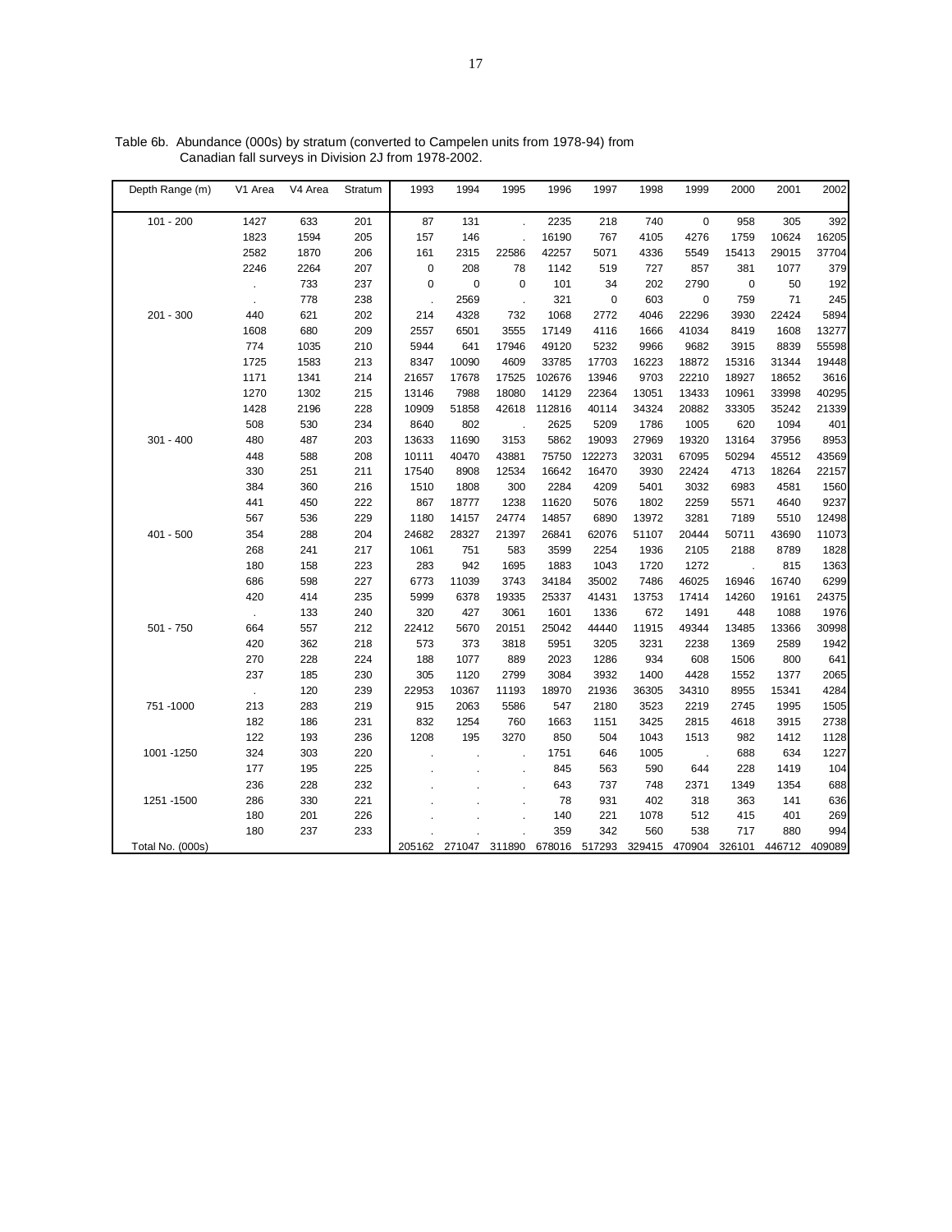Table 6b. Abundance (000s) by stratum (converted to Campelen units from 1978-94) from Canadian fall surveys in Division 2J from 1978-2002.

| Depth Range (m) | V1 Area | V4 Area | Stratum | 1993 | 1994 | 1995 | 1996 | 1997 | 1998 | 1999 | 2000 | 2001 | 2002 |
|---|---|---|---|---|---|---|---|---|---|---|---|---|---|
| 101 - 200 | 1427 | 633 | 201 | 87 | 131 | . | 2235 | 218 | 740 | 0 | 958 | 305 | 392 |
| | 1823 | 1594 | 205 | 157 | 146 | . | 16190 | 767 | 4105 | 4276 | 1759 | 10624 | 16205 |
| | 2582 | 1870 | 206 | 161 | 2315 | 22586 | 42257 | 5071 | 4336 | 5549 | 15413 | 29015 | 37704 |
| | 2246 | 2264 | 207 | 0 | 208 | 78 | 1142 | 519 | 727 | 857 | 381 | 1077 | 379 |
| | . | 733 | 237 | 0 | 0 | 0 | 101 | 34 | 202 | 2790 | 0 | 50 | 192 |
| | . | 778 | 238 | . | 2569 | . | 321 | 0 | 603 | 0 | 759 | 71 | 245 |
| 201 - 300 | 440 | 621 | 202 | 214 | 4328 | 732 | 1068 | 2772 | 4046 | 22296 | 3930 | 22424 | 5894 |
| | 1608 | 680 | 209 | 2557 | 6501 | 3555 | 17149 | 4116 | 1666 | 41034 | 8419 | 1608 | 13277 |
| | 774 | 1035 | 210 | 5944 | 641 | 17946 | 49120 | 5232 | 9966 | 9682 | 3915 | 8839 | 55598 |
| | 1725 | 1583 | 213 | 8347 | 10090 | 4609 | 33785 | 17703 | 16223 | 18872 | 15316 | 31344 | 19448 |
| | 1171 | 1341 | 214 | 21657 | 17678 | 17525 | 102676 | 13946 | 9703 | 22210 | 18927 | 18652 | 3616 |
| | 1270 | 1302 | 215 | 13146 | 7988 | 18080 | 14129 | 22364 | 13051 | 13433 | 10961 | 33998 | 40295 |
| | 1428 | 2196 | 228 | 10909 | 51858 | 42618 | 112816 | 40114 | 34324 | 20882 | 33305 | 35242 | 21339 |
| | 508 | 530 | 234 | 8640 | 802 | . | 2625 | 5209 | 1786 | 1005 | 620 | 1094 | 401 |
| 301 - 400 | 480 | 487 | 203 | 13633 | 11690 | 3153 | 5862 | 19093 | 27969 | 19320 | 13164 | 37956 | 8953 |
| | 448 | 588 | 208 | 10111 | 40470 | 43881 | 75750 | 122273 | 32031 | 67095 | 50294 | 45512 | 43569 |
| | 330 | 251 | 211 | 17540 | 8908 | 12534 | 16642 | 16470 | 3930 | 22424 | 4713 | 18264 | 22157 |
| | 384 | 360 | 216 | 1510 | 1808 | 300 | 2284 | 4209 | 5401 | 3032 | 6983 | 4581 | 1560 |
| | 441 | 450 | 222 | 867 | 18777 | 1238 | 11620 | 5076 | 1802 | 2259 | 5571 | 4640 | 9237 |
| | 567 | 536 | 229 | 1180 | 14157 | 24774 | 14857 | 6890 | 13972 | 3281 | 7189 | 5510 | 12498 |
| 401 - 500 | 354 | 288 | 204 | 24682 | 28327 | 21397 | 26841 | 62076 | 51107 | 20444 | 50711 | 43690 | 11073 |
| | 268 | 241 | 217 | 1061 | 751 | 583 | 3599 | 2254 | 1936 | 2105 | 2188 | 8789 | 1828 |
| | 180 | 158 | 223 | 283 | 942 | 1695 | 1883 | 1043 | 1720 | 1272 | . | 815 | 1363 |
| | 686 | 598 | 227 | 6773 | 11039 | 3743 | 34184 | 35002 | 7486 | 46025 | 16946 | 16740 | 6299 |
| | 420 | 414 | 235 | 5999 | 6378 | 19335 | 25337 | 41431 | 13753 | 17414 | 14260 | 19161 | 24375 |
| | . | 133 | 240 | 320 | 427 | 3061 | 1601 | 1336 | 672 | 1491 | 448 | 1088 | 1976 |
| 501 - 750 | 664 | 557 | 212 | 22412 | 5670 | 20151 | 25042 | 44440 | 11915 | 49344 | 13485 | 13366 | 30998 |
| | 420 | 362 | 218 | 573 | 373 | 3818 | 5951 | 3205 | 3231 | 2238 | 1369 | 2589 | 1942 |
| | 270 | 228 | 224 | 188 | 1077 | 889 | 2023 | 1286 | 934 | 608 | 1506 | 800 | 641 |
| | 237 | 185 | 230 | 305 | 1120 | 2799 | 3084 | 3932 | 1400 | 4428 | 1552 | 1377 | 2065 |
| | . | 120 | 239 | 22953 | 10367 | 11193 | 18970 | 21936 | 36305 | 34310 | 8955 | 15341 | 4284 |
| 751 -1000 | 213 | 283 | 219 | 915 | 2063 | 5586 | 547 | 2180 | 3523 | 2219 | 2745 | 1995 | 1505 |
| | 182 | 186 | 231 | 832 | 1254 | 760 | 1663 | 1151 | 3425 | 2815 | 4618 | 3915 | 2738 |
| | 122 | 193 | 236 | 1208 | 195 | 3270 | 850 | 504 | 1043 | 1513 | 982 | 1412 | 1128 |
| 1001 -1250 | 324 | 303 | 220 | . | . | . | 1751 | 646 | 1005 | . | 688 | 634 | 1227 |
| | 177 | 195 | 225 | . | . | . | 845 | 563 | 590 | 644 | 228 | 1419 | 104 |
| | 236 | 228 | 232 | . | . | . | 643 | 737 | 748 | 2371 | 1349 | 1354 | 688 |
| 1251 -1500 | 286 | 330 | 221 | . | . | . | 78 | 931 | 402 | 318 | 363 | 141 | 636 |
| | 180 | 201 | 226 | . | . | . | 140 | 221 | 1078 | 512 | 415 | 401 | 269 |
| | 180 | 237 | 233 | . | . | . | 359 | 342 | 560 | 538 | 717 | 880 | 994 |
| Total No. (000s) | | | | 205162 | 271047 | 311890 | 678016 | 517293 | 329415 | 470904 | 326101 | 446712 | 409089 |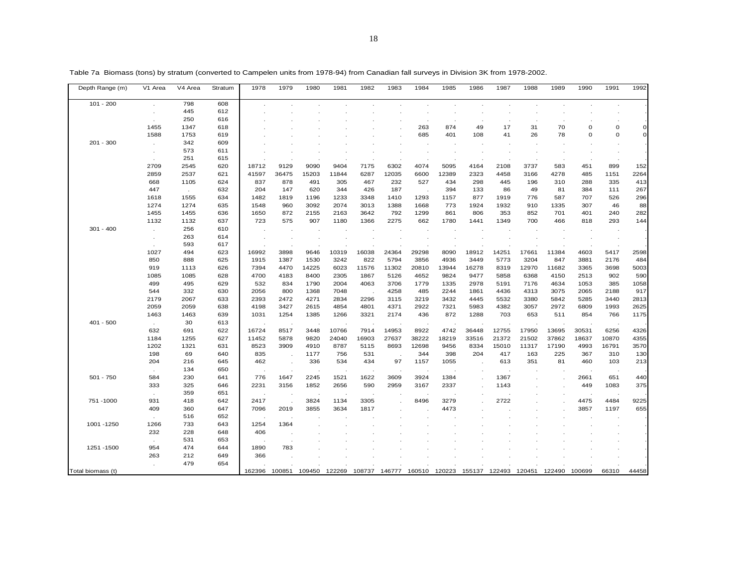Table 7a Biomass (tons) by stratum (converted to Campelen units from 1978-94) from Canadian fall surveys in Division 3K from 1978-2002.

| Depth Range (m) | V1 Area | V4 Area | Stratum | 1978 | 1979 | 1980 | 1981 | 1982 | 1983 | 1984 | 1985 | 1986 | 1987 | 1988 | 1989 | 1990 | 1991 | 1992 |
|---|---|---|---|---|---|---|---|---|---|---|---|---|---|---|---|---|---|---|
| 101 - 200 | . | 798 | 608 | . | . | . | . | . | . | . | . | . | . | . | . | . | . | . |
| | . | 445 | 612 | . | . | . | . | . | . | . | . | . | . | . | . | . | . | . |
| | . | 250 | 616 | . | . | . | . | . | . | . | . | . | . | . | . | . | . | . |
| | 1455 | 1347 | 618 | . | . | . | . | . | . | 263 | 874 | 49 | 17 | 31 | 70 | 0 | 0 | 0 |
| | 1588 | 1753 | 619 | . | . | . | . | . | . | 685 | 401 | 108 | 41 | 26 | 78 | 0 | 0 | 0 |
| 201 - 300 | . | 342 | 609 | . | . | . | . | . | . | . | . | . | . | . | . | . | . | . |
| | . | 573 | 611 | . | . | . | . | . | . | . | . | . | . | . | . | . | . | . |
| | . | 251 | 615 | . | . | . | . | . | . | . | . | . | . | . | . | . | . | . |
| | 2709 | 2545 | 620 | 18712 | 9129 | 9090 | 9404 | 7175 | 6302 | 4074 | 5095 | 4164 | 2108 | 3737 | 583 | 451 | 899 | 152 |
| | 2859 | 2537 | 621 | 41597 | 36475 | 15203 | 11844 | 6287 | 12035 | 6600 | 12389 | 2323 | 4458 | 3166 | 4278 | 485 | 1151 | 2264 |
| | 668 | 1105 | 624 | 837 | 878 | 491 | 305 | 467 | 232 | 527 | 434 | 298 | 445 | 196 | 310 | 288 | 335 | 413 |
| | 447 | . | 632 | 204 | 147 | 620 | 344 | 426 | 187 | . | 394 | 133 | 86 | 49 | 81 | 384 | 111 | 267 |
| | 1618 | 1555 | 634 | 1482 | 1819 | 1196 | 1233 | 3348 | 1410 | 1293 | 1157 | 877 | 1919 | 776 | 587 | 707 | 526 | 296 |
| | 1274 | 1274 | 635 | 1548 | 960 | 3092 | 2074 | 3013 | 1388 | 1668 | 773 | 1924 | 1932 | 910 | 1335 | 307 | 46 | 88 |
| | 1455 | 1455 | 636 | 1650 | 872 | 2155 | 2163 | 3642 | 792 | 1299 | 861 | 806 | 353 | 852 | 701 | 401 | 240 | 282 |
| | 1132 | 1132 | 637 | 723 | 575 | 907 | 1180 | 1366 | 2275 | 662 | 1780 | 1441 | 1349 | 700 | 466 | 818 | 293 | 144 |
| 301 - 400 | . | 256 | 610 | . | . | . | . | . | . | . | . | . | . | . | . | . | . | . |
| | . | 263 | 614 | . | . | . | . | . | . | . | . | . | . | . | . | . | . | . |
| | . | 593 | 617 | . | . | . | . | . | . | . | . | . | . | . | . | . | . | . |
| | 1027 | 494 | 623 | 16992 | 3898 | 9646 | 10319 | 16038 | 24364 | 29298 | 8090 | 18912 | 14251 | 17661 | 11384 | 4603 | 5417 | 2598 |
| | 850 | 888 | 625 | 1915 | 1387 | 1530 | 3242 | 822 | 5794 | 3856 | 4936 | 3449 | 5773 | 3204 | 847 | 3881 | 2176 | 484 |
| | 919 | 1113 | 626 | 7394 | 4470 | 14225 | 6023 | 11576 | 11302 | 20810 | 13944 | 16278 | 8319 | 12970 | 11682 | 3365 | 3698 | 5003 |
| | 1085 | 1085 | 628 | 4700 | 4183 | 8400 | 2305 | 1867 | 5126 | 4652 | 9824 | 9477 | 5858 | 6368 | 4150 | 2513 | 902 | 590 |
| | 499 | 495 | 629 | 532 | 834 | 1790 | 2004 | 4063 | 3706 | 1779 | 1335 | 2978 | 5191 | 7176 | 4634 | 1053 | 385 | 1058 |
| | 544 | 332 | 630 | 2056 | 800 | 1368 | 7048 | . | 4258 | 485 | 2244 | 1861 | 4436 | 4313 | 3075 | 2065 | 2188 | 917 |
| | 2179 | 2067 | 633 | 2393 | 2472 | 4271 | 2834 | 2296 | 3115 | 3219 | 3432 | 4445 | 5532 | 3380 | 5842 | 5285 | 3440 | 2813 |
| | 2059 | 2059 | 638 | 4198 | 3427 | 2615 | 4854 | 4801 | 4371 | 2922 | 7321 | 5983 | 4382 | 3057 | 2972 | 6809 | 1993 | 2625 |
| | 1463 | 1463 | 639 | 1031 | 1254 | 1385 | 1266 | 3321 | 2174 | 436 | 872 | 1288 | 703 | 653 | 511 | 854 | 766 | 1175 |
| 401 - 500 | . | 30 | 613 | . | . | . | . | . | . | . | . | . | . | . | . | . | . | . |
| | 632 | 691 | 622 | 16724 | 8517 | 3448 | 10766 | 7914 | 14953 | 8922 | 4742 | 36448 | 12755 | 17950 | 13695 | 30531 | 6256 | 4326 |
| | 1184 | 1255 | 627 | 11452 | 5878 | 9820 | 24040 | 16903 | 27637 | 38222 | 18219 | 33516 | 21372 | 21502 | 37862 | 18637 | 10870 | 4355 |
| | 1202 | 1321 | 631 | 8523 | 3909 | 4910 | 8787 | 5115 | 8693 | 12698 | 9456 | 8334 | 15010 | 11317 | 17190 | 4993 | 16791 | 3570 |
| | 198 | 69 | 640 | 835 | . | 1177 | 756 | 531 | . | 344 | 398 | 204 | 417 | 163 | 225 | 367 | 310 | 130 |
| | 204 | 216 | 645 | 462 | . | 336 | 534 | 434 | 97 | 1157 | 1055 | . | 613 | 351 | 81 | 460 | 103 | 213 |
| | . | 134 | 650 | . | . | . | . | . | . | . | . | . | . | . | . | . | . | . |
| 501 - 750 | 584 | 230 | 641 | 776 | 1647 | 2245 | 1521 | 1622 | 3609 | 3924 | 1384 | . | 1367 | . | . | 2661 | 651 | 440 |
| | 333 | 325 | 646 | 2231 | 3156 | 1852 | 2656 | 590 | 2959 | 3167 | 2337 | . | 1143 | . | . | 449 | 1083 | 375 |
| | . | 359 | 651 | . | . | . | . | . | . | . | . | . | . | . | . | . | . | . |
| 751 -1000 | 931 | 418 | 642 | 2417 | . | 3824 | 1134 | 3305 | . | 8496 | 3279 | . | 2722 | . | . | 4475 | 4484 | 9225 |
| | 409 | 360 | 647 | 7096 | 2019 | 3855 | 3634 | 1817 | . | . | 4473 | . | . | . | . | 3857 | 1197 | 655 |
| | . | 516 | 652 | . | . | . | . | . | . | . | . | . | . | . | . | . | . | . |
| 1001 -1250 | 1266 | 733 | 643 | 1254 | 1364 | . | . | . | . | . | . | . | . | . | . | . | . | . |
| | 232 | 228 | 648 | 406 | . | . | . | . | . | . | . | . | . | . | . | . | . | . |
| | . | 531 | 653 | . | . | . | . | . | . | . | . | . | . | . | . | . | . | . |
| 1251 -1500 | 954 | 474 | 644 | 1890 | 783 | . | . | . | . | . | . | . | . | . | . | . | . | . |
| | 263 | 212 | 649 | 366 | . | . | . | . | . | . | . | . | . | . | . | . | . | . |
| | . | 479 | 654 | . | . | . | . | . | . | . | . | . | . | . | . | . | . | . |
| Total biomass (t) | | | | 162396 | 100851 | 109450 | 122269 | 108737 | 146777 | 160510 | 120223 | 155137 | 122493 | 120451 | 122490 | 100699 | 66310 | 44458 |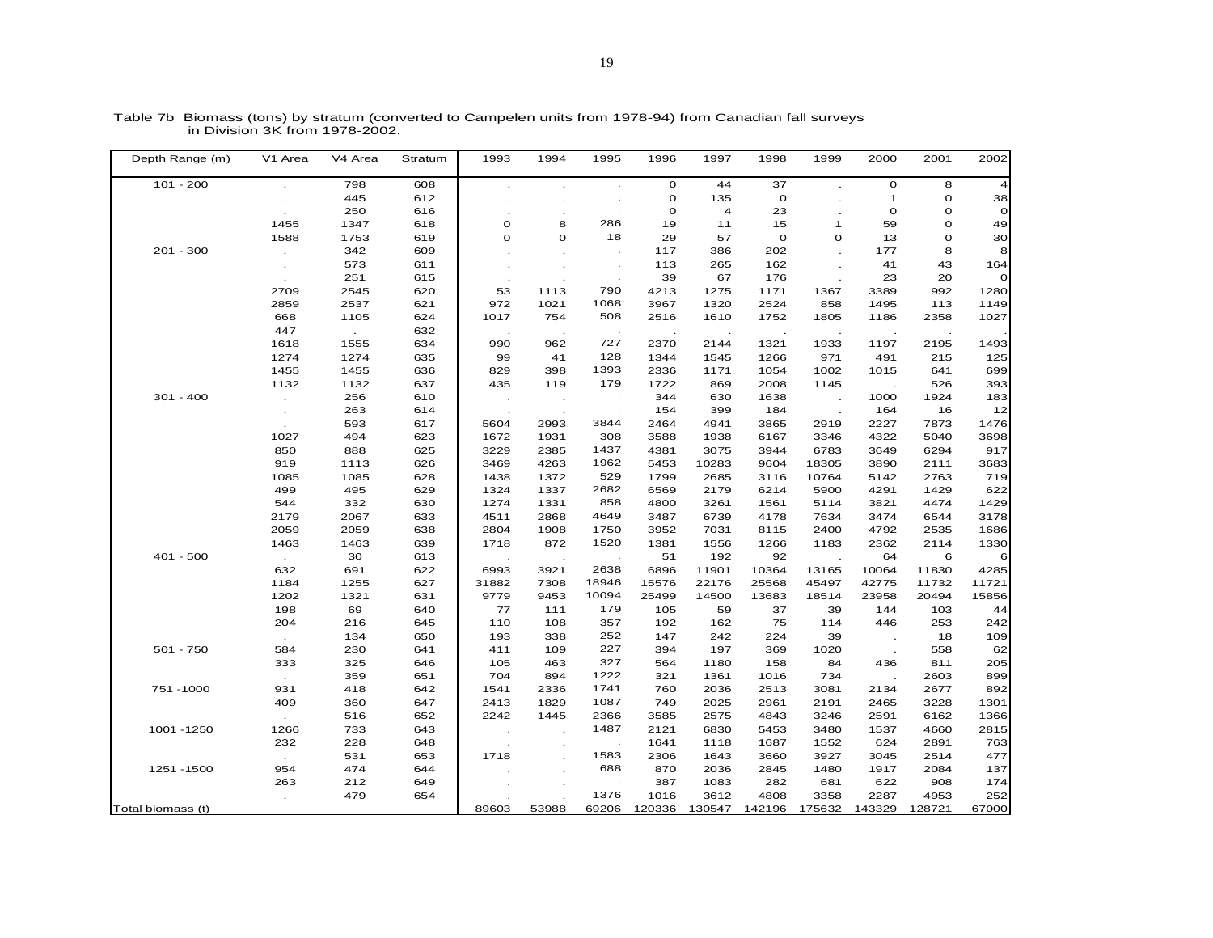Table 7b Biomass (tons) by stratum (converted to Campelen units from 1978-94) from Canadian fall surveys in Division 3K from 1978-2002.

| Depth Range (m) | V1 Area | V4 Area | Stratum | 1993 | 1994 | 1995 | 1996 | 1997 | 1998 | 1999 | 2000 | 2001 | 2002 |
|---|---|---|---|---|---|---|---|---|---|---|---|---|---|
| 101 - 200 | . | 798 | 608 | . | . | . | 0 | 44 | 37 | . | 0 | 8 | 4 |
| | . | 445 | 612 | . | . | . | 0 | 135 | 0 | . | 1 | 0 | 38 |
| | . | 250 | 616 | . | . | . | 0 | 4 | 23 | . | 0 | 0 | 0 |
| | 1455 | 1347 | 618 | 0 | 8 | 286 | 19 | 11 | 15 | 1 | 59 | 0 | 49 |
| | 1588 | 1753 | 619 | 0 | 0 | 18 | 29 | 57 | 0 | 0 | 13 | 0 | 30 |
| 201 - 300 | . | 342 | 609 | . | . | . | 117 | 386 | 202 | . | 177 | 8 | 8 |
| | . | 573 | 611 | . | . | . | 113 | 265 | 162 | . | 41 | 43 | 164 |
| | . | 251 | 615 | . | . | . | 39 | 67 | 176 | . | 23 | 20 | 0 |
| | 2709 | 2545 | 620 | 53 | 1113 | 790 | 4213 | 1275 | 1171 | 1367 | 3389 | 992 | 1280 |
| | 2859 | 2537 | 621 | 972 | 1021 | 1068 | 3967 | 1320 | 2524 | 858 | 1495 | 113 | 1149 |
| | 668 | 1105 | 624 | 1017 | 754 | 508 | 2516 | 1610 | 1752 | 1805 | 1186 | 2358 | 1027 |
| | 447 | . | 632 | . | . | . | . | . | . | . | . | . | . |
| | 1618 | 1555 | 634 | 990 | 962 | 727 | 2370 | 2144 | 1321 | 1933 | 1197 | 2195 | 1493 |
| | 1274 | 1274 | 635 | 99 | 41 | 128 | 1344 | 1545 | 1266 | 971 | 491 | 215 | 125 |
| | 1455 | 1455 | 636 | 829 | 398 | 1393 | 2336 | 1171 | 1054 | 1002 | 1015 | 641 | 699 |
| | 1132 | 1132 | 637 | 435 | 119 | 179 | 1722 | 869 | 2008 | 1145 | . | 526 | 393 |
| 301 - 400 | . | 256 | 610 | . | . | . | 344 | 630 | 1638 | . | 1000 | 1924 | 183 |
| | . | 263 | 614 | . | . | . | 154 | 399 | 184 | . | 164 | 16 | 12 |
| | . | 593 | 617 | 5604 | 2993 | 3844 | 2464 | 4941 | 3865 | 2919 | 2227 | 7873 | 1476 |
| | 1027 | 494 | 623 | 1672 | 1931 | 308 | 3588 | 1938 | 6167 | 3346 | 4322 | 5040 | 3698 |
| | 850 | 888 | 625 | 3229 | 2385 | 1437 | 4381 | 3075 | 3944 | 6783 | 3649 | 6294 | 917 |
| | 919 | 1113 | 626 | 3469 | 4263 | 1962 | 5453 | 10283 | 9604 | 18305 | 3890 | 2111 | 3683 |
| | 1085 | 1085 | 628 | 1438 | 1372 | 529 | 1799 | 2685 | 3116 | 10764 | 5142 | 2763 | 719 |
| | 499 | 495 | 629 | 1324 | 1337 | 2682 | 6569 | 2179 | 6214 | 5900 | 4291 | 1429 | 622 |
| | 544 | 332 | 630 | 1274 | 1331 | 858 | 4800 | 3261 | 1561 | 5114 | 3821 | 4474 | 1429 |
| | 2179 | 2067 | 633 | 4511 | 2868 | 4649 | 3487 | 6739 | 4178 | 7634 | 3474 | 6544 | 3178 |
| | 2059 | 2059 | 638 | 2804 | 1908 | 1750 | 3952 | 7031 | 8115 | 2400 | 4792 | 2535 | 1686 |
| | 1463 | 1463 | 639 | 1718 | 872 | 1520 | 1381 | 1556 | 1266 | 1183 | 2362 | 2114 | 1330 |
| 401 - 500 | . | 30 | 613 | . | . | . | 51 | 192 | 92 | . | 64 | 6 | 6 |
| | 632 | 691 | 622 | 6993 | 3921 | 2638 | 6896 | 11901 | 10364 | 13165 | 10064 | 11830 | 4285 |
| | 1184 | 1255 | 627 | 31882 | 7308 | 18946 | 15576 | 22176 | 25568 | 45497 | 42775 | 11732 | 11721 |
| | 1202 | 1321 | 631 | 9779 | 9453 | 10094 | 25499 | 14500 | 13683 | 18514 | 23958 | 20494 | 15856 |
| | 198 | 69 | 640 | 77 | 111 | 179 | 105 | 59 | 37 | 39 | 144 | 103 | 44 |
| | 204 | 216 | 645 | 110 | 108 | 357 | 192 | 162 | 75 | 114 | 446 | 253 | 242 |
| | . | 134 | 650 | 193 | 338 | 252 | 147 | 242 | 224 | 39 | . | 18 | 109 |
| 501 - 750 | 584 | 230 | 641 | 411 | 109 | 227 | 394 | 197 | 369 | 1020 | . | 558 | 62 |
| | 333 | 325 | 646 | 105 | 463 | 327 | 564 | 1180 | 158 | 84 | 436 | 811 | 205 |
| | . | 359 | 651 | 704 | 894 | 1222 | 321 | 1361 | 1016 | 734 | . | 2603 | 899 |
| 751 -1000 | 931 | 418 | 642 | 1541 | 2336 | 1741 | 760 | 2036 | 2513 | 3081 | 2134 | 2677 | 892 |
| | 409 | 360 | 647 | 2413 | 1829 | 1087 | 749 | 2025 | 2961 | 2191 | 2465 | 3228 | 1301 |
| | . | 516 | 652 | 2242 | 1445 | 2366 | 3585 | 2575 | 4843 | 3246 | 2591 | 6162 | 1366 |
| 1001 -1250 | 1266 | 733 | 643 | . | . | 1487 | 2121 | 6830 | 5453 | 3480 | 1537 | 4660 | 2815 |
| | 232 | 228 | 648 | . | . | . | 1641 | 1118 | 1687 | 1552 | 624 | 2891 | 763 |
| | . | 531 | 653 | 1718 | . | 1583 | 2306 | 1643 | 3660 | 3927 | 3045 | 2514 | 477 |
| 1251 -1500 | 954 | 474 | 644 | . | . | 688 | 870 | 2036 | 2845 | 1480 | 1917 | 2084 | 137 |
| | 263 | 212 | 649 | . | . | . | 387 | 1083 | 282 | 681 | 622 | 908 | 174 |
| | . | 479 | 654 | . | . | 1376 | 1016 | 3612 | 4808 | 3358 | 2287 | 4953 | 252 |
| Total biomass (t) | | | | 89603 | 53988 | 69206 | 120336 | 130547 | 142196 | 175632 | 143329 | 128721 | 67000 |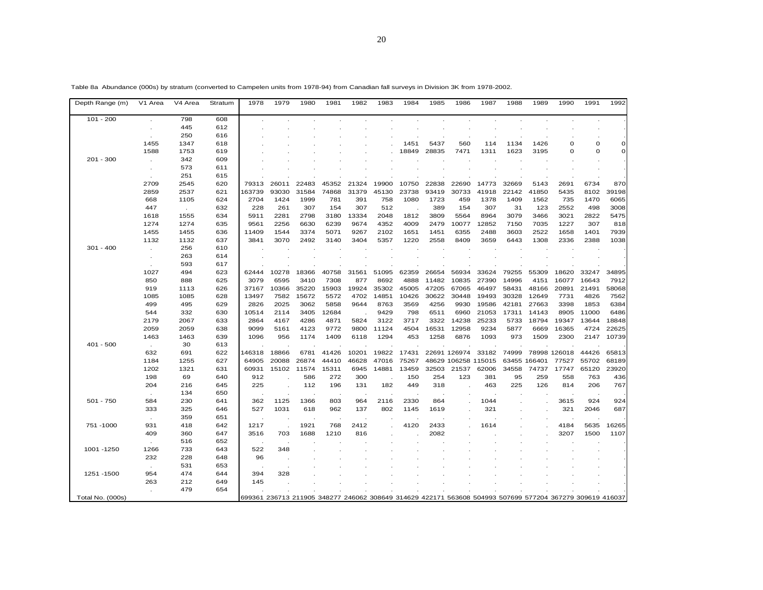Table 8a Abundance (000s) by stratum (converted to Campelen units from 1978-94) from Canadian fall surveys in Division 3K from 1978-2002.

| Depth Range (m) | V1 Area | V4 Area | Stratum | 1978 | 1979 | 1980 | 1981 | 1982 | 1983 | 1984 | 1985 | 1986 | 1987 | 1988 | 1989 | 1990 | 1991 | 1992 |
|---|---|---|---|---|---|---|---|---|---|---|---|---|---|---|---|---|---|---|
| 101 - 200 | . | 798 | 608 | . | . | . | . | . | . | . | . | . | . | . | . | . | . | . |
| | . | 445 | 612 | . | . | . | . | . | . | . | . | . | . | . | . | . | . | . |
| | . | 250 | 616 | . | . | . | . | . | . | . | . | . | . | . | . | . | . | . |
| | 1455 | 1347 | 618 | . | . | . | . | . | . | 1451 | 5437 | 560 | 114 | 1134 | 1426 | 0 | 0 | 0 |
| | 1588 | 1753 | 619 | . | . | . | . | . | . | 18849 | 28835 | 7471 | 1311 | 1623 | 3195 | 0 | 0 | 0 |
| 201 - 300 | . | 342 | 609 | . | . | . | . | . | . | . | . | . | . | . | . | . | . | . |
| | . | 573 | 611 | . | . | . | . | . | . | . | . | . | . | . | . | . | . | . |
| | . | 251 | 615 | . | . | . | . | . | . | . | . | . | . | . | . | . | . | . |
| | 2709 | 2545 | 620 | 79313 | 26011 | 22483 | 45352 | 21324 | 19900 | 10750 | 22838 | 22690 | 14773 | 32669 | 5143 | 2691 | 6734 | 870 |
| | 2859 | 2537 | 621 | 163739 | 93030 | 31584 | 74868 | 31379 | 45130 | 23738 | 93419 | 30733 | 41918 | 22142 | 41850 | 5435 | 8102 | 39198 |
| | 668 | 1105 | 624 | 2704 | 1424 | 1999 | 781 | 391 | 758 | 1080 | 1723 | 459 | 1378 | 1409 | 1562 | 735 | 1470 | 6065 |
| | 447 | . | 632 | 228 | 261 | 307 | 154 | 307 | 512 | . | 389 | 154 | 307 | 31 | 123 | 2552 | 498 | 3008 |
| | 1618 | 1555 | 634 | 5911 | 2281 | 2798 | 3180 | 13334 | 2048 | 1812 | 3809 | 5564 | 8964 | 3079 | 3466 | 3021 | 2822 | 5475 |
| | 1274 | 1274 | 635 | 9561 | 2256 | 6630 | 6239 | 9674 | 4352 | 4009 | 2479 | 10077 | 12852 | 7150 | 7035 | 1227 | 307 | 818 |
| | 1455 | 1455 | 636 | 11409 | 1544 | 3374 | 5071 | 9267 | 2102 | 1651 | 1451 | 6355 | 2488 | 3603 | 2522 | 1658 | 1401 | 7939 |
| | 1132 | 1132 | 637 | 3841 | 3070 | 2492 | 3140 | 3404 | 5357 | 1220 | 2558 | 8409 | 3659 | 6443 | 1308 | 2336 | 2388 | 1038 |
| 301 - 400 | . | 256 | 610 | . | . | . | . | . | . | . | . | . | . | . | . | . | . | . |
| | . | 263 | 614 | . | . | . | . | . | . | . | . | . | . | . | . | . | . | . |
| | . | 593 | 617 | . | . | . | . | . | . | . | . | . | . | . | . | . | . | . |
| | 1027 | 494 | 623 | 62444 | 10278 | 18366 | 40758 | 31561 | 51095 | 62359 | 26654 | 56934 | 33624 | 79255 | 55309 | 18620 | 33247 | 34895 |
| | 850 | 888 | 625 | 3079 | 6595 | 3410 | 7308 | 877 | 8692 | 4888 | 11482 | 10835 | 27390 | 14996 | 4151 | 16077 | 16643 | 7912 |
| | 919 | 1113 | 626 | 37167 | 10366 | 35220 | 15903 | 19924 | 35302 | 45005 | 47205 | 67065 | 46497 | 58431 | 48166 | 20891 | 21491 | 58068 |
| | 1085 | 1085 | 628 | 13497 | 7582 | 15672 | 5572 | 4702 | 14851 | 10426 | 30622 | 30448 | 19493 | 30328 | 12649 | 7731 | 4826 | 7562 |
| | 499 | 495 | 629 | 2826 | 2025 | 3062 | 5858 | 9644 | 8763 | 3569 | 4256 | 9930 | 19586 | 42181 | 27663 | 3398 | 1853 | 6384 |
| | 544 | 332 | 630 | 10514 | 2114 | 3405 | 12684 | . | 9429 | 798 | 6511 | 6960 | 21053 | 17311 | 14143 | 8905 | 11000 | 6486 |
| | 2179 | 2067 | 633 | 2864 | 4167 | 4286 | 4871 | 5824 | 3122 | 3717 | 3322 | 14238 | 25233 | 5733 | 18794 | 19347 | 13644 | 18848 |
| | 2059 | 2059 | 638 | 9099 | 5161 | 4123 | 9772 | 9800 | 11124 | 4504 | 16531 | 12958 | 9234 | 5877 | 6669 | 16365 | 4724 | 22625 |
| | 1463 | 1463 | 639 | 1096 | 956 | 1174 | 1409 | 6118 | 1294 | 453 | 1258 | 6876 | 1093 | 973 | 1509 | 2300 | 2147 | 10739 |
| 401 - 500 | . | 30 | 613 | . | . | . | . | . | . | . | . | . | . | . | . | . | . | . |
| | 632 | 691 | 622 | 146318 | 18866 | 6781 | 41426 | 10201 | 19822 | 17431 | 22691 | 126974 | 33182 | 74999 | 78998 | 126018 | 44426 | 65813 |
| | 1184 | 1255 | 627 | 64905 | 20088 | 26874 | 44410 | 46628 | 47016 | 75267 | 48629 | 106258 | 115015 | 63455 | 166401 | 77527 | 55702 | 68189 |
| | 1202 | 1321 | 631 | 60931 | 15102 | 11574 | 15311 | 6945 | 14881 | 13459 | 32503 | 21537 | 62006 | 34558 | 74737 | 17747 | 65120 | 23920 |
| | 198 | 69 | 640 | 912 | . | 586 | 272 | 300 | . | 150 | 254 | 123 | 381 | 95 | 259 | 558 | 763 | 436 |
| | 204 | 216 | 645 | 225 | . | 112 | 196 | 131 | 182 | 449 | 318 | . | 463 | 225 | 126 | 814 | 206 | 767 |
| | . | 134 | 650 | . | . | . | . | . | . | . | . | . | . | . | . | . | . | . |
| 501 - 750 | 584 | 230 | 641 | 362 | 1125 | 1366 | 803 | 964 | 2116 | 2330 | 864 | . | 1044 | . | . | 3615 | 924 | 924 |
| | 333 | 325 | 646 | 527 | 1031 | 618 | 962 | 137 | 802 | 1145 | 1619 | . | 321 | . | . | 321 | 2046 | 687 |
| | . | 359 | 651 | . | . | . | . | . | . | . | . | . | . | . | . | . | . | . |
| 751 -1000 | 931 | 418 | 642 | 1217 | . | 1921 | 768 | 2412 | . | 4120 | 2433 | . | 1614 | . | . | 4184 | 5635 | 16265 |
| | 409 | 360 | 647 | 3516 | 703 | 1688 | 1210 | 816 | . | . | 2082 | . | . | . | . | 3207 | 1500 | 1107 |
| | . | 516 | 652 | . | . | . | . | . | . | . | . | . | . | . | . | . | . | . |
| 1001 -1250 | 1266 | 733 | 643 | 522 | 348 | . | . | . | . | . | . | . | . | . | . | . | . | . |
| | 232 | 228 | 648 | 96 | . | . | . | . | . | . | . | . | . | . | . | . | . | . |
| | . | 531 | 653 | . | . | . | . | . | . | . | . | . | . | . | . | . | . | . |
| 1251 -1500 | 954 | 474 | 644 | 394 | 328 | . | . | . | . | . | . | . | . | . | . | . | . | . |
| | 263 | 212 | 649 | 145 | . | . | . | . | . | . | . | . | . | . | . | . | . | . |
| | . | 479 | 654 | . | . | . | . | . | . | . | . | . | . | . | . | . | . | . |
| Total No. (000s) | | | | 699361 | 236713 | 211905 | 348277 | 246062 | 308649 | 314629 | 422171 | 563608 | 504993 | 507699 | 577204 | 367279 | 309619 | 416037 |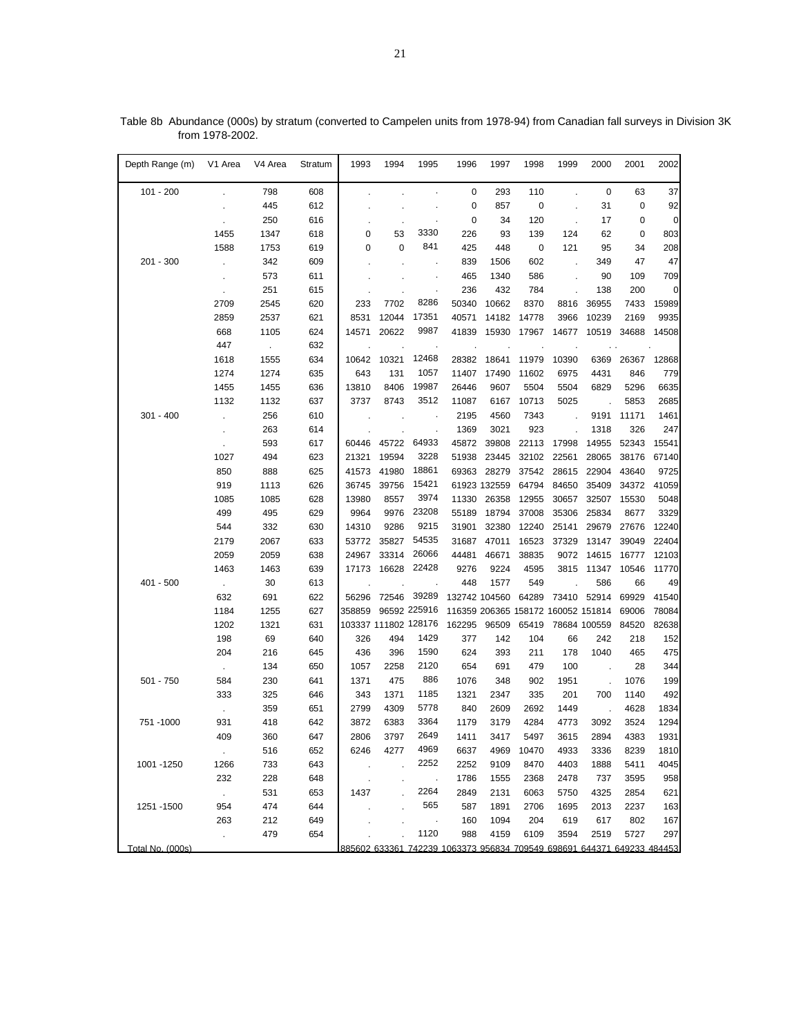Table 8b Abundance (000s) by stratum (converted to Campelen units from 1978-94) from Canadian fall surveys in Division 3K from 1978-2002.

| Depth Range (m) | V1 Area | V4 Area | Stratum | 1993 | 1994 | 1995 | 1996 | 1997 | 1998 | 1999 | 2000 | 2001 | 2002 |
|---|---|---|---|---|---|---|---|---|---|---|---|---|---|
| 101 - 200 | . | 798 | 608 | . | . | . | 0 | 293 | 110 | . | 0 | 63 | 37 |
| | . | 445 | 612 | . | . | . | 0 | 857 | 0 | . | 31 | 0 | 92 |
| | . | 250 | 616 | . | . | . | 0 | 34 | 120 | . | 17 | 0 | 0 |
| | 1455 | 1347 | 618 | 0 | 53 | 3330 | 226 | 93 | 139 | 124 | 62 | 0 | 803 |
| | 1588 | 1753 | 619 | 0 | 0 | 841 | 425 | 448 | 0 | 121 | 95 | 34 | 208 |
| 201 - 300 | . | 342 | 609 | . | . | . | 839 | 1506 | 602 | . | 349 | 47 | 47 |
| | . | 573 | 611 | . | . | . | 465 | 1340 | 586 | . | 90 | 109 | 709 |
| | . | 251 | 615 | . | . | . | 236 | 432 | 784 | . | 138 | 200 | 0 |
| | 2709 | 2545 | 620 | 233 | 7702 | 8286 | 50340 | 10662 | 8370 | 8816 | 36955 | 7433 | 15989 |
| | 2859 | 2537 | 621 | 8531 | 12044 | 17351 | 40571 | 14182 | 14778 | 3966 | 10239 | 2169 | 9935 |
| | 668 | 1105 | 624 | 14571 | 20622 | 9987 | 41839 | 15930 | 17967 | 14677 | 10519 | 34688 | 14508 |
| | 447 | . | 632 | . | . | . | . | . | . | . | . . | . | |
| | 1618 | 1555 | 634 | 10642 | 10321 | 12468 | 28382 | 18641 | 11979 | 10390 | 6369 | 26367 | 12868 |
| | 1274 | 1274 | 635 | 643 | 131 | 1057 | 11407 | 17490 | 11602 | 6975 | 4431 | 846 | 779 |
| | 1455 | 1455 | 636 | 13810 | 8406 | 19987 | 26446 | 9607 | 5504 | 5504 | 6829 | 5296 | 6635 |
| | 1132 | 1132 | 637 | 3737 | 8743 | 3512 | 11087 | 6167 | 10713 | 5025 | . | 5853 | 2685 |
| 301 - 400 | . | 256 | 610 | . | . | . | 2195 | 4560 | 7343 | . | 9191 | 11171 | 1461 |
| | . | 263 | 614 | . | . | . | 1369 | 3021 | 923 | . | 1318 | 326 | 247 |
| | . | 593 | 617 | 60446 | 45722 | 64933 | 45872 | 39808 | 22113 | 17998 | 14955 | 52343 | 15541 |
| | 1027 | 494 | 623 | 21321 | 19594 | 3228 | 51938 | 23445 | 32102 | 22561 | 28065 | 38176 | 67140 |
| | 850 | 888 | 625 | 41573 | 41980 | 18861 | 69363 | 28279 | 37542 | 28615 | 22904 | 43640 | 9725 |
| | 919 | 1113 | 626 | 36745 | 39756 | 15421 | 61923 | 132559 | 64794 | 84650 | 35409 | 34372 | 41059 |
| | 1085 | 1085 | 628 | 13980 | 8557 | 3974 | 11330 | 26358 | 12955 | 30657 | 32507 | 15530 | 5048 |
| | 499 | 495 | 629 | 9964 | 9976 | 23208 | 55189 | 18794 | 37008 | 35306 | 25834 | 8677 | 3329 |
| | 544 | 332 | 630 | 14310 | 9286 | 9215 | 31901 | 32380 | 12240 | 25141 | 29679 | 27676 | 12240 |
| | 2179 | 2067 | 633 | 53772 | 35827 | 54535 | 31687 | 47011 | 16523 | 37329 | 13147 | 39049 | 22404 |
| | 2059 | 2059 | 638 | 24967 | 33314 | 26066 | 44481 | 46671 | 38835 | 9072 | 14615 | 16777 | 12103 |
| | 1463 | 1463 | 639 | 17173 | 16628 | 22428 | 9276 | 9224 | 4595 | 3815 | 11347 | 10546 | 11770 |
| 401 - 500 | . | 30 | 613 | . | . | . | 448 | 1577 | 549 | . | 586 | 66 | 49 |
| | 632 | 691 | 622 | 56296 | 72546 | 39289 | 132742 | 104560 | 64289 | 73410 | 52914 | 69929 | 41540 |
| | 1184 | 1255 | 627 | 358859 | 96592 | 225916 | 116359 | 206365 | 158172 | 160052 | 151814 | 69006 | 78084 |
| | 1202 | 1321 | 631 | 103337 | 111802 | 128176 | 162295 | 96509 | 65419 | 78684 | 100559 | 84520 | 82638 |
| | 198 | 69 | 640 | 326 | 494 | 1429 | 377 | 142 | 104 | 66 | 242 | 218 | 152 |
| | 204 | 216 | 645 | 436 | 396 | 1590 | 624 | 393 | 211 | 178 | 1040 | 465 | 475 |
| | . | 134 | 650 | 1057 | 2258 | 2120 | 654 | 691 | 479 | 100 | . | 28 | 344 |
| 501 - 750 | 584 | 230 | 641 | 1371 | 475 | 886 | 1076 | 348 | 902 | 1951 | . | 1076 | 199 |
| | 333 | 325 | 646 | 343 | 1371 | 1185 | 1321 | 2347 | 335 | 201 | 700 | 1140 | 492 |
| | . | 359 | 651 | 2799 | 4309 | 5778 | 840 | 2609 | 2692 | 1449 | . | 4628 | 1834 |
| 751 -1000 | 931 | 418 | 642 | 3872 | 6383 | 3364 | 1179 | 3179 | 4284 | 4773 | 3092 | 3524 | 1294 |
| | 409 | 360 | 647 | 2806 | 3797 | 2649 | 1411 | 3417 | 5497 | 3615 | 2894 | 4383 | 1931 |
| | . | 516 | 652 | 6246 | 4277 | 4969 | 6637 | 4969 | 10470 | 4933 | 3336 | 8239 | 1810 |
| 1001 -1250 | 1266 | 733 | 643 | . | . | 2252 | 2252 | 9109 | 8470 | 4403 | 1888 | 5411 | 4045 |
| | 232 | 228 | 648 | . | . | . | 1786 | 1555 | 2368 | 2478 | 737 | 3595 | 958 |
| | . | 531 | 653 | 1437 | . | 2264 | 2849 | 2131 | 6063 | 5750 | 4325 | 2854 | 621 |
| 1251 -1500 | 954 | 474 | 644 | . | . | 565 | 587 | 1891 | 2706 | 1695 | 2013 | 2237 | 163 |
| | 263 | 212 | 649 | . | . | . | 160 | 1094 | 204 | 619 | 617 | 802 | 167 |
| | . | 479 | 654 | . | . | 1120 | 988 | 4159 | 6109 | 3594 | 2519 | 5727 | 297 |
| Total No. (000s) | | | | 885602 | 633361 | 742239 | 1063373 | 956834 | 709549 | 698691 | 644371 | 649233 | 484453 |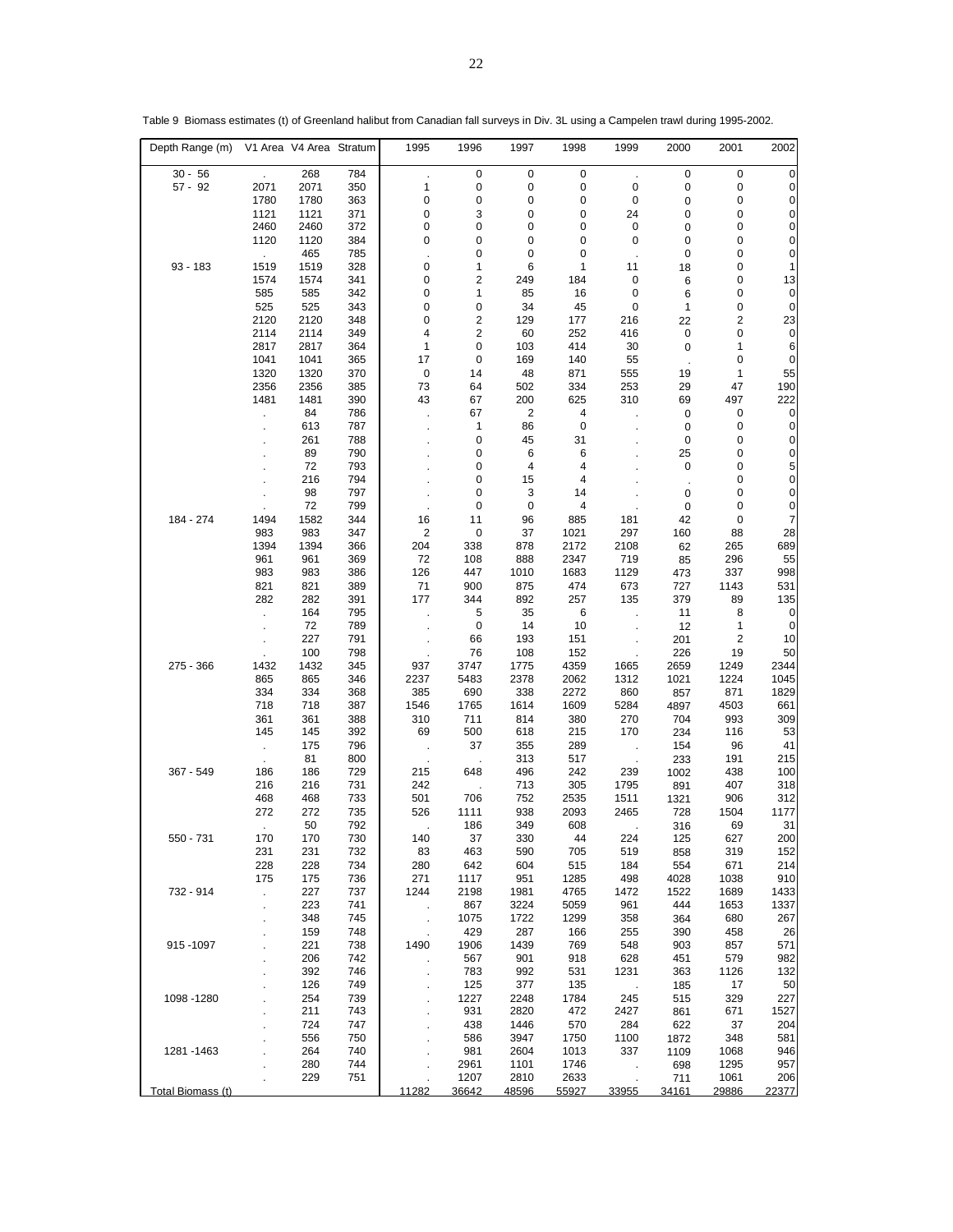Table 9 Biomass estimates (t) of Greenland halibut from Canadian fall surveys in Div. 3L using a Campelen trawl during 1995-2002.

| Depth Range (m) | V1 Area | V4 Area | Stratum | 1995 | 1996 | 1997 | 1998 | 1999 | 2000 | 2001 | 2002 |
|---|---|---|---|---|---|---|---|---|---|---|---|
| 30 - 56 | . | 268 | 784 | . | 0 | 0 | 0 | . | 0 | 0 | 0 |
| 57 - 92 | 2071 | 2071 | 350 | 1 | 0 | 0 | 0 | 0 | 0 | 0 | 0 |
| | 1780 | 1780 | 363 | 0 | 0 | 0 | 0 | 0 | 0 | 0 | 0 |
| | 1121 | 1121 | 371 | 0 | 3 | 0 | 0 | 24 | 0 | 0 | 0 |
| | 2460 | 2460 | 372 | 0 | 0 | 0 | 0 | 0 | 0 | 0 | 0 |
| | 1120 | 1120 | 384 | 0 | 0 | 0 | 0 | 0 | 0 | 0 | 0 |
| | . | 465 | 785 | . | 0 | 0 | 0 | . | 0 | 0 | 0 |
| 93 - 183 | 1519 | 1519 | 328 | 0 | 1 | 6 | 1 | 11 | 18 | 0 | 1 |
| | 1574 | 1574 | 341 | 0 | 2 | 249 | 184 | 0 | 6 | 0 | 13 |
| | 585 | 585 | 342 | 0 | 1 | 85 | 16 | 0 | 6 | 0 | 0 |
| | 525 | 525 | 343 | 0 | 0 | 34 | 45 | 0 | 1 | 0 | 0 |
| | 2120 | 2120 | 348 | 0 | 2 | 129 | 177 | 216 | 22 | 2 | 23 |
| | 2114 | 2114 | 349 | 4 | 2 | 60 | 252 | 416 | 0 | 0 | 0 |
| | 2817 | 2817 | 364 | 1 | 0 | 103 | 414 | 30 | 0 | 1 | 6 |
| | 1041 | 1041 | 365 | 17 | 0 | 169 | 140 | 55 | . | 0 | 0 |
| | 1320 | 1320 | 370 | 0 | 14 | 48 | 871 | 555 | 19 | 1 | 55 |
| | 2356 | 2356 | 385 | 73 | 64 | 502 | 334 | 253 | 29 | 47 | 190 |
| | 1481 | 1481 | 390 | 43 | 67 | 200 | 625 | 310 | 69 | 497 | 222 |
| | . | 84 | 786 | . | 67 | 2 | 4 | . | 0 | 0 | 0 |
| | . | 613 | 787 | . | 1 | 86 | 0 | . | 0 | 0 | 0 |
| | . | 261 | 788 | . | 0 | 45 | 31 | . | 0 | 0 | 0 |
| | . | 89 | 790 | . | 0 | 6 | 6 | . | 25 | 0 | 0 |
| | . | 72 | 793 | . | 0 | 4 | 4 | . | 0 | 0 | 5 |
| | . | 216 | 794 | . | 0 | 15 | 4 | . | . | 0 | 0 |
| | . | 98 | 797 | . | 0 | 3 | 14 | . | 0 | 0 | 0 |
| | . | 72 | 799 | . | 0 | 0 | 4 | . | 0 | 0 | 0 |
| 184 - 274 | 1494 | 1582 | 344 | 16 | 11 | 96 | 885 | 181 | 42 | 0 | 7 |
| | 983 | 983 | 347 | 2 | 0 | 37 | 1021 | 297 | 160 | 88 | 28 |
| | 1394 | 1394 | 366 | 204 | 338 | 878 | 2172 | 2108 | 62 | 265 | 689 |
| | 961 | 961 | 369 | 72 | 108 | 888 | 2347 | 719 | 85 | 296 | 55 |
| | 983 | 983 | 386 | 126 | 447 | 1010 | 1683 | 1129 | 473 | 337 | 998 |
| | 821 | 821 | 389 | 71 | 900 | 875 | 474 | 673 | 727 | 1143 | 531 |
| | 282 | 282 | 391 | 177 | 344 | 892 | 257 | 135 | 379 | 89 | 135 |
| | . | 164 | 795 | . | 5 | 35 | 6 | . | 11 | 8 | 0 |
| | . | 72 | 789 | . | 0 | 14 | 10 | . | 12 | 1 | 0 |
| | . | 227 | 791 | . | 66 | 193 | 151 | . | 201 | 2 | 10 |
| | . | 100 | 798 | . | 76 | 108 | 152 | . | 226 | 19 | 50 |
| 275 - 366 | 1432 | 1432 | 345 | 937 | 3747 | 1775 | 4359 | 1665 | 2659 | 1249 | 2344 |
| | 865 | 865 | 346 | 2237 | 5483 | 2378 | 2062 | 1312 | 1021 | 1224 | 1045 |
| | 334 | 334 | 368 | 385 | 690 | 338 | 2272 | 860 | 857 | 871 | 1829 |
| | 718 | 718 | 387 | 1546 | 1765 | 1614 | 1609 | 5284 | 4897 | 4503 | 661 |
| | 361 | 361 | 388 | 310 | 711 | 814 | 380 | 270 | 704 | 993 | 309 |
| | 145 | 145 | 392 | 69 | 500 | 618 | 215 | 170 | 234 | 116 | 53 |
| | . | 175 | 796 | . | 37 | 355 | 289 | . | 154 | 96 | 41 |
| | . | 81 | 800 | . | . | 313 | 517 | . | 233 | 191 | 215 |
| 367 - 549 | 186 | 186 | 729 | 215 | 648 | 496 | 242 | 239 | 1002 | 438 | 100 |
| | 216 | 216 | 731 | 242 | . | 713 | 305 | 1795 | 891 | 407 | 318 |
| | 468 | 468 | 733 | 501 | 706 | 752 | 2535 | 1511 | 1321 | 906 | 312 |
| | 272 | 272 | 735 | 526 | 1111 | 938 | 2093 | 2465 | 728 | 1504 | 1177 |
| | . | 50 | 792 | . | 186 | 349 | 608 | . | 316 | 69 | 31 |
| 550 - 731 | 170 | 170 | 730 | 140 | 37 | 330 | 44 | 224 | 125 | 627 | 200 |
| | 231 | 231 | 732 | 83 | 463 | 590 | 705 | 519 | 858 | 319 | 152 |
| | 228 | 228 | 734 | 280 | 642 | 604 | 515 | 184 | 554 | 671 | 214 |
| | 175 | 175 | 736 | 271 | 1117 | 951 | 1285 | 498 | 4028 | 1038 | 910 |
| 732 - 914 | . | 227 | 737 | 1244 | 2198 | 1981 | 4765 | 1472 | 1522 | 1689 | 1433 |
| | . | 223 | 741 | . | 867 | 3224 | 5059 | 961 | 444 | 1653 | 1337 |
| | . | 348 | 745 | . | 1075 | 1722 | 1299 | 358 | 364 | 680 | 267 |
| | . | 159 | 748 | . | 429 | 287 | 166 | 255 | 390 | 458 | 26 |
| 915 -1097 | . | 221 | 738 | 1490 | 1906 | 1439 | 769 | 548 | 903 | 857 | 571 |
| | . | 206 | 742 | . | 567 | 901 | 918 | 628 | 451 | 579 | 982 |
| | . | 392 | 746 | . | 783 | 992 | 531 | 1231 | 363 | 1126 | 132 |
| | . | 126 | 749 | . | 125 | 377 | 135 | . | 185 | 17 | 50 |
| 1098 -1280 | . | 254 | 739 | . | 1227 | 2248 | 1784 | 245 | 515 | 329 | 227 |
| | . | 211 | 743 | . | 931 | 2820 | 472 | 2427 | 861 | 671 | 1527 |
| | . | 724 | 747 | . | 438 | 1446 | 570 | 284 | 622 | 37 | 204 |
| | . | 556 | 750 | . | 586 | 3947 | 1750 | 1100 | 1872 | 348 | 581 |
| 1281 -1463 | . | 264 | 740 | . | 981 | 2604 | 1013 | 337 | 1109 | 1068 | 946 |
| | . | 280 | 744 | . | 2961 | 1101 | 1746 | . | 698 | 1295 | 957 |
| | . | 229 | 751 | . | 1207 | 2810 | 2633 | . | 711 | 1061 | 206 |
| Total Biomass (t) | | | | 11282 | 36642 | 48596 | 55927 | 33955 | 34161 | 29886 | 22377 |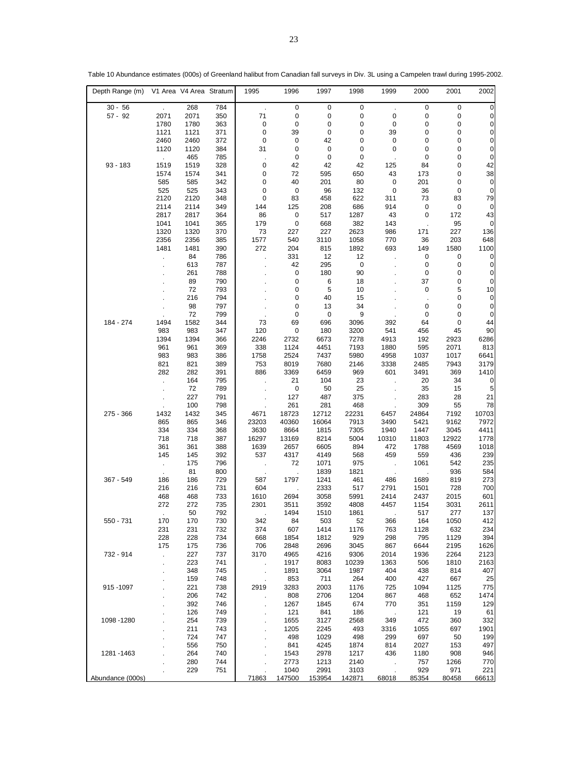Table 10 Abundance estimates (000s) of Greenland halibut from Canadian fall surveys in Div. 3L using a Campelen trawl during 1995-2002.

| Depth Range (m) | V1 Area | V4 Area | Stratum | 1995 | 1996 | 1997 | 1998 | 1999 | 2000 | 2001 | 2002 |
|---|---|---|---|---|---|---|---|---|---|---|---|
| 30 - 56 | . | 268 | 784 | . | 0 | 0 | 0 | . | 0 | 0 | 0 |
| 57 - 92 | 2071 | 2071 | 350 | 71 | 0 | 0 | 0 | 0 | 0 | 0 | 0 |
| | 1780 | 1780 | 363 | 0 | 0 | 0 | 0 | 0 | 0 | 0 | 0 |
| | 1121 | 1121 | 371 | 0 | 39 | 0 | 0 | 39 | 0 | 0 | 0 |
| | 2460 | 2460 | 372 | 0 | 0 | 42 | 0 | 0 | 0 | 0 | 0 |
| | 1120 | 1120 | 384 | 31 | 0 | 0 | 0 | 0 | 0 | 0 | 0 |
| | . | 465 | 785 | . | 0 | 0 | 0 | . | 0 | 0 | 0 |
| 93 - 183 | 1519 | 1519 | 328 | 0 | 42 | 42 | 42 | 125 | 84 | 0 | 42 |
| | 1574 | 1574 | 341 | 0 | 72 | 595 | 650 | 43 | 173 | 0 | 38 |
| | 585 | 585 | 342 | 0 | 40 | 201 | 80 | 0 | 201 | 0 | 0 |
| | 525 | 525 | 343 | 0 | 0 | 96 | 132 | 0 | 36 | 0 | 0 |
| | 2120 | 2120 | 348 | 0 | 83 | 458 | 622 | 311 | 73 | 83 | 79 |
| | 2114 | 2114 | 349 | 144 | 125 | 208 | 686 | 914 | 0 | 0 | 0 |
| | 2817 | 2817 | 364 | 86 | 0 | 517 | 1287 | 43 | 0 | 172 | 43 |
| | 1041 | 1041 | 365 | 179 | 0 | 668 | 382 | 143 | . | 95 | 0 |
| | 1320 | 1320 | 370 | 73 | 227 | 227 | 2623 | 986 | 171 | 227 | 136 |
| | 2356 | 2356 | 385 | 1577 | 540 | 3110 | 1058 | 770 | 36 | 203 | 648 |
| | 1481 | 1481 | 390 | 272 | 204 | 815 | 1892 | 693 | 149 | 1580 | 1100 |
| | . | 84 | 786 | . | 331 | 12 | 12 | . | 0 | 0 | 0 |
| | . | 613 | 787 | . | 42 | 295 | 0 | . | 0 | 0 | 0 |
| | . | 261 | 788 | . | 0 | 180 | 90 | . | 0 | 0 | 0 |
| | . | 89 | 790 | . | 0 | 6 | 18 | . | 37 | 0 | 0 |
| | . | 72 | 793 | . | 0 | 5 | 10 | . | 0 | 5 | 10 |
| | . | 216 | 794 | . | 0 | 40 | 15 | . | . | 0 | 0 |
| | . | 98 | 797 | . | 0 | 13 | 34 | . | 0 | 0 | 0 |
| | . | 72 | 799 | . | 0 | 0 | 9 | . | 0 | 0 | 0 |
| 184 - 274 | 1494 | 1582 | 344 | 73 | 69 | 696 | 3096 | 392 | 64 | 0 | 44 |
| | 983 | 983 | 347 | 120 | 0 | 180 | 3200 | 541 | 456 | 45 | 90 |
| | 1394 | 1394 | 366 | 2246 | 2732 | 6673 | 7278 | 4913 | 192 | 2923 | 6286 |
| | 961 | 961 | 369 | 338 | 1124 | 4451 | 7193 | 1880 | 595 | 2071 | 813 |
| | 983 | 983 | 386 | 1758 | 2524 | 7437 | 5980 | 4958 | 1037 | 1017 | 6641 |
| | 821 | 821 | 389 | 753 | 8019 | 7680 | 2146 | 3338 | 2485 | 7943 | 3179 |
| | 282 | 282 | 391 | 886 | 3369 | 6459 | 969 | 601 | 3491 | 369 | 1410 |
| | . | 164 | 795 | . | 21 | 104 | 23 | . | 20 | 34 | 0 |
| | . | 72 | 789 | . | 0 | 50 | 25 | . | 35 | 15 | 5 |
| | . | 227 | 791 | . | 127 | 487 | 375 | . | 283 | 28 | 21 |
| | . | 100 | 798 | . | 261 | 281 | 468 | . | 309 | 55 | 78 |
| 275 - 366 | 1432 | 1432 | 345 | 4671 | 18723 | 12712 | 22231 | 6457 | 24864 | 7192 | 10703 |
| | 865 | 865 | 346 | 23203 | 40360 | 16064 | 7913 | 3490 | 5421 | 9162 | 7972 |
| | 334 | 334 | 368 | 3630 | 8664 | 1815 | 7305 | 1940 | 1447 | 3045 | 4411 |
| | 718 | 718 | 387 | 16297 | 13169 | 8214 | 5004 | 10310 | 11803 | 12922 | 1778 |
| | 361 | 361 | 388 | 1639 | 2657 | 6605 | 894 | 472 | 1788 | 4569 | 1018 |
| | 145 | 145 | 392 | 537 | 4317 | 4149 | 568 | 459 | 559 | 436 | 239 |
| | . | 175 | 796 | . | 72 | 1071 | 975 | . | 1061 | 542 | 235 |
| | . | 81 | 800 | . | . | 1839 | 1821 | . | . | 936 | 584 |
| 367 - 549 | 186 | 186 | 729 | 587 | 1797 | 1241 | 461 | 486 | 1689 | 819 | 273 |
| | 216 | 216 | 731 | 604 | . | 2333 | 517 | 2791 | 1501 | 728 | 700 |
| | 468 | 468 | 733 | 1610 | 2694 | 3058 | 5991 | 2414 | 2437 | 2015 | 601 |
| | 272 | 272 | 735 | 2301 | 3511 | 3592 | 4808 | 4457 | 1154 | 3031 | 2611 |
| | . | 50 | 792 | . | 1494 | 1510 | 1861 | . | 517 | 277 | 137 |
| 550 - 731 | 170 | 170 | 730 | 342 | 84 | 503 | 52 | 366 | 164 | 1050 | 412 |
| | 231 | 231 | 732 | 374 | 607 | 1414 | 1176 | 763 | 1128 | 632 | 234 |
| | 228 | 228 | 734 | 668 | 1854 | 1812 | 929 | 298 | 795 | 1129 | 394 |
| | 175 | 175 | 736 | 706 | 2848 | 2696 | 3045 | 867 | 6644 | 2195 | 1626 |
| 732 - 914 | . | 227 | 737 | 3170 | 4965 | 4216 | 9306 | 2014 | 1936 | 2264 | 2123 |
| | . | 223 | 741 | . | 1917 | 8083 | 10239 | 1363 | 506 | 1810 | 2163 |
| | . | 348 | 745 | . | 1891 | 3064 | 1987 | 404 | 438 | 814 | 407 |
| | . | 159 | 748 | . | 853 | 711 | 264 | 400 | 427 | 667 | 25 |
| 915 -1097 | . | 221 | 738 | 2919 | 3283 | 2003 | 1176 | 725 | 1094 | 1125 | 775 |
| | . | 206 | 742 | . | 808 | 2706 | 1204 | 867 | 468 | 652 | 1474 |
| | . | 392 | 746 | . | 1267 | 1845 | 674 | 770 | 351 | 1159 | 129 |
| | . | 126 | 749 | . | 121 | 841 | 186 | . | 121 | 19 | 61 |
| 1098 -1280 | . | 254 | 739 | . | 1655 | 3127 | 2568 | 349 | 472 | 360 | 332 |
| | . | 211 | 743 | . | 1205 | 2245 | 493 | 3316 | 1055 | 697 | 1901 |
| | . | 724 | 747 | . | 498 | 1029 | 498 | 299 | 697 | 50 | 199 |
| | . | 556 | 750 | . | 841 | 4245 | 1874 | 814 | 2027 | 153 | 497 |
| 1281 -1463 | . | 264 | 740 | . | 1543 | 2978 | 1217 | 436 | 1180 | 908 | 946 |
| | . | 280 | 744 | . | 2773 | 1213 | 2140 | . | 757 | 1266 | 770 |
| | . | 229 | 751 | . | 1040 | 2991 | 3103 | . | 929 | 971 | 221 |
| Abundance (000s) | | | | 71863 | 147500 | 153954 | 142871 | 68018 | 85354 | 80458 | 66613 |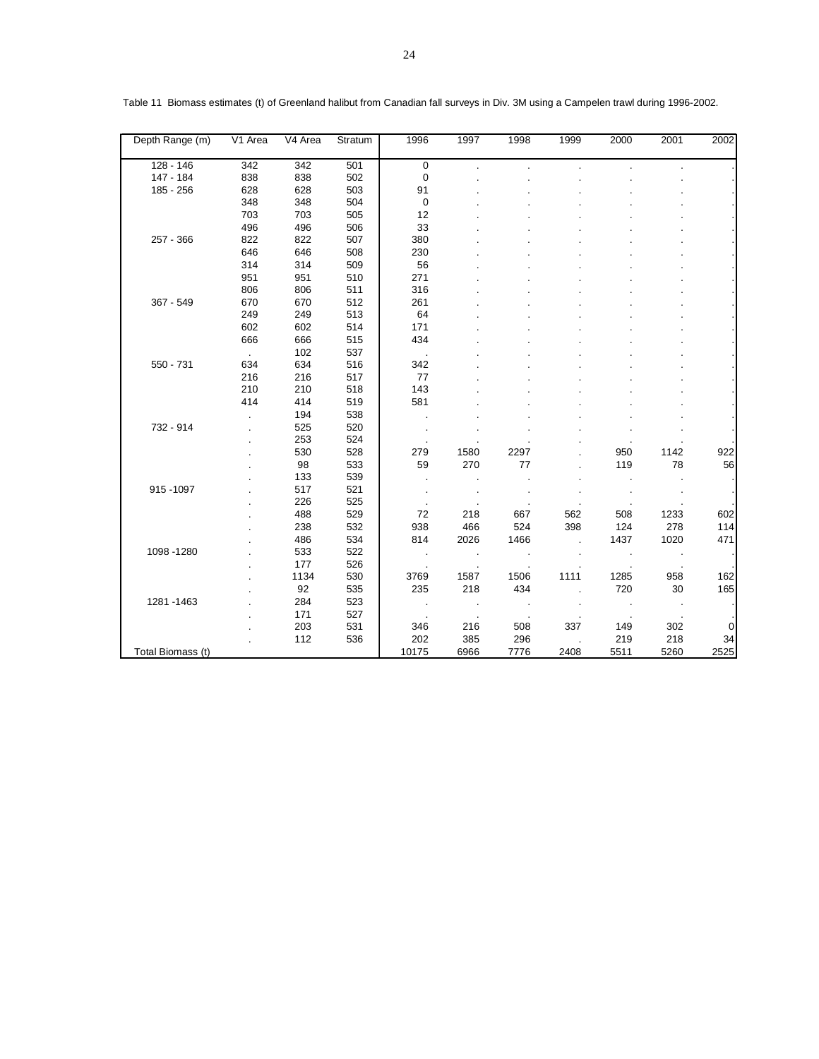Table 11 Biomass estimates (t) of Greenland halibut from Canadian fall surveys in Div. 3M using a Campelen trawl during 1996-2002.

| Depth Range (m) | V1 Area | V4 Area | Stratum | 1996 | 1997 | 1998 | 1999 | 2000 | 2001 | 2002 |
|---|---|---|---|---|---|---|---|---|---|---|
| 128 - 146 | 342 | 342 | 501 | 0 | . | . | . | . | . | . |
| 147 - 184 | 838 | 838 | 502 | 0 | . | . | . | . | . | . |
| 185 - 256 | 628 | 628 | 503 | 91 | . | . | . | . | . | . |
| | 348 | 348 | 504 | 0 | . | . | . | . | . | . |
| | 703 | 703 | 505 | 12 | . | . | . | . | . | . |
| | 496 | 496 | 506 | 33 | . | . | . | . | . | . |
| 257 - 366 | 822 | 822 | 507 | 380 | . | . | . | . | . | . |
| | 646 | 646 | 508 | 230 | . | . | . | . | . | . |
| | 314 | 314 | 509 | 56 | . | . | . | . | . | . |
| | 951 | 951 | 510 | 271 | . | . | . | . | . | . |
| | 806 | 806 | 511 | 316 | . | . | . | . | . | . |
| 367 - 549 | 670 | 670 | 512 | 261 | . | . | . | . | . | . |
| | 249 | 249 | 513 | 64 | . | . | . | . | . | . |
| | 602 | 602 | 514 | 171 | . | . | . | . | . | . |
| | 666 | 666 | 515 | 434 | . | . | . | . | . | . |
| | . | 102 | 537 | . | . | . | . | . | . | . |
| 550 - 731 | 634 | 634 | 516 | 342 | . | . | . | . | . | . |
| | 216 | 216 | 517 | 77 | . | . | . | . | . | . |
| | 210 | 210 | 518 | 143 | . | . | . | . | . | . |
| | 414 | 414 | 519 | 581 | . | . | . | . | . | . |
| | . | 194 | 538 | . | . | . | . | . | . | . |
| 732 - 914 | . | 525 | 520 | . | . | . | . | . | . | . |
| | . | 253 | 524 | . | . | . | . | . | . | . |
| | . | 530 | 528 | 279 | 1580 | 2297 | . | 950 | 1142 | 922 |
| | . | 98 | 533 | 59 | 270 | 77 | . | 119 | 78 | 56 |
| | . | 133 | 539 | . | . | . | . | . | . | . |
| 915 -1097 | . | 517 | 521 | . | . | . | . | . | . | . |
| | . | 226 | 525 | . | . | . | . | . | . | . |
| | . | 488 | 529 | 72 | 218 | 667 | 562 | 508 | 1233 | 602 |
| | . | 238 | 532 | 938 | 466 | 524 | 398 | 124 | 278 | 114 |
| | . | 486 | 534 | 814 | 2026 | 1466 | . | 1437 | 1020 | 471 |
| 1098 -1280 | . | 533 | 522 | . | . | . | . | . | . | . |
| | . | 177 | 526 | . | . | . | . | . | . | . |
| | . | 1134 | 530 | 3769 | 1587 | 1506 | 1111 | 1285 | 958 | 162 |
| | . | 92 | 535 | 235 | 218 | 434 | . | 720 | 30 | 165 |
| 1281 -1463 | . | 284 | 523 | . | . | . | . | . | . | . |
| | . | 171 | 527 | . | . | . | . | . | . | . |
| | . | 203 | 531 | 346 | 216 | 508 | 337 | 149 | 302 | 0 |
| | . | 112 | 536 | 202 | 385 | 296 | . | 219 | 218 | 34 |
| Total Biomass (t) | | | | 10175 | 6966 | 7776 | 2408 | 5511 | 5260 | 2525 |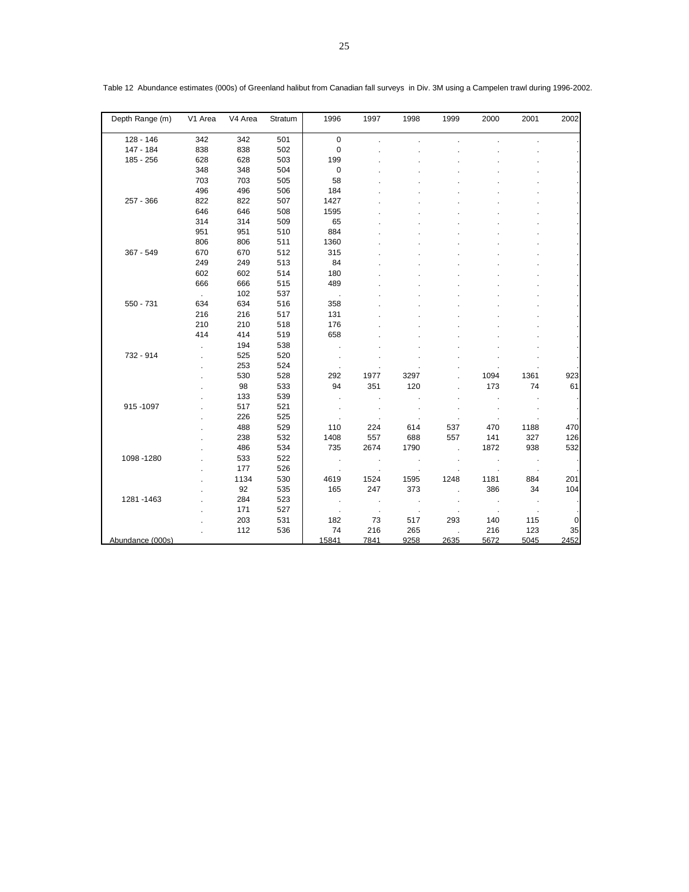Table 12 Abundance estimates (000s) of Greenland halibut from Canadian fall surveys in Div. 3M using a Campelen trawl during 1996-2002.

| Depth Range (m) | V1 Area | V4 Area | Stratum | 1996 | 1997 | 1998 | 1999 | 2000 | 2001 | 2002 |
|---|---|---|---|---|---|---|---|---|---|---|
| 128 - 146 | 342 | 342 | 501 | 0 | . | . | . | . | . | . |
| 147 - 184 | 838 | 838 | 502 | 0 | . | . | . | . | . | . |
| 185 - 256 | 628 | 628 | 503 | 199 | . | . | . | . | . | . |
| | 348 | 348 | 504 | 0 | . | . | . | . | . | . |
| | 703 | 703 | 505 | 58 | . | . | . | . | . | . |
| | 496 | 496 | 506 | 184 | . | . | . | . | . | . |
| 257 - 366 | 822 | 822 | 507 | 1427 | . | . | . | . | . | . |
| | 646 | 646 | 508 | 1595 | . | . | . | . | . | . |
| | 314 | 314 | 509 | 65 | . | . | . | . | . | . |
| | 951 | 951 | 510 | 884 | . | . | . | . | . | . |
| | 806 | 806 | 511 | 1360 | . | . | . | . | . | . |
| 367 - 549 | 670 | 670 | 512 | 315 | . | . | . | . | . | . |
| | 249 | 249 | 513 | 84 | . | . | . | . | . | . |
| | 602 | 602 | 514 | 180 | . | . | . | . | . | . |
| | 666 | 666 | 515 | 489 | . | . | . | . | . | . |
| | . | 102 | 537 | . | . | . | . | . | . | . |
| 550 - 731 | 634 | 634 | 516 | 358 | . | . | . | . | . | . |
| | 216 | 216 | 517 | 131 | . | . | . | . | . | . |
| | 210 | 210 | 518 | 176 | . | . | . | . | . | . |
| | 414 | 414 | 519 | 658 | . | . | . | . | . | . |
| | . | 194 | 538 | . | . | . | . | . | . | . |
| 732 - 914 | . | 525 | 520 | . | . | . | . | . | . | . |
| | . | 253 | 524 | . | . | . | . | . | . | . |
| | . | 530 | 528 | 292 | 1977 | 3297 | . | 1094 | 1361 | 923 |
| | . | 98 | 533 | 94 | 351 | 120 | . | 173 | 74 | 61 |
| | . | 133 | 539 | . | . | . | . | . | . | . |
| 915 -1097 | . | 517 | 521 | . | . | . | . | . | . | . |
| | . | 226 | 525 | . | . | . | . | . | . | . |
| | . | 488 | 529 | 110 | 224 | 614 | 537 | 470 | 1188 | 470 |
| | . | 238 | 532 | 1408 | 557 | 688 | 557 | 141 | 327 | 126 |
| | . | 486 | 534 | 735 | 2674 | 1790 | . | 1872 | 938 | 532 |
| 1098 -1280 | . | 533 | 522 | . | . | . | . | . | . | . |
| | . | 177 | 526 | . | . | . | . | . | . | . |
| | . | 1134 | 530 | 4619 | 1524 | 1595 | 1248 | 1181 | 884 | 201 |
| | . | 92 | 535 | 165 | 247 | 373 | . | 386 | 34 | 104 |
| 1281 -1463 | . | 284 | 523 | . | . | . | . | . | . | . |
| | . | 171 | 527 | . | . | . | . | . | . | . |
| | . | 203 | 531 | 182 | 73 | 517 | 293 | 140 | 115 | 0 |
| | . | 112 | 536 | 74 | 216 | 265 | . | 216 | 123 | 35 |
| Abundance (000s) | | | | 15841 | 7841 | 9258 | 2635 | 5672 | 5045 | 2452 |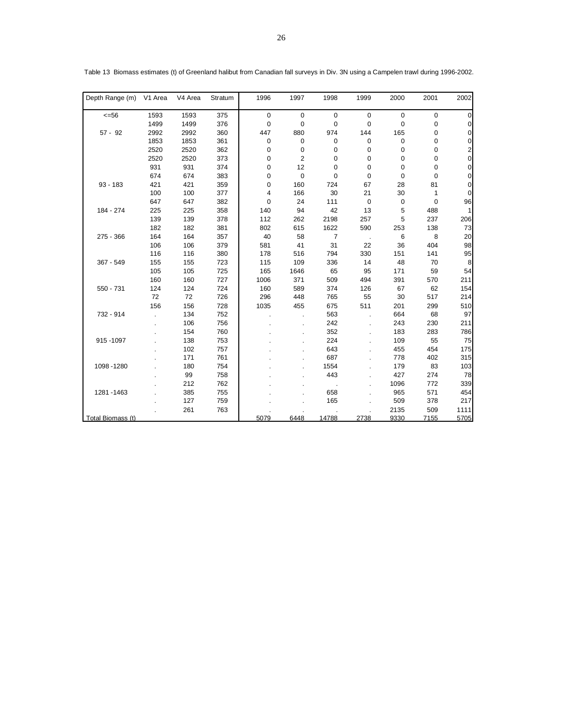Table 13 Biomass estimates (t) of Greenland halibut from Canadian fall surveys in Div. 3N using a Campelen trawl during 1996-2002.

| Depth Range (m) | V1 Area | V4 Area | Stratum | 1996 | 1997 | 1998 | 1999 | 2000 | 2001 | 2002 |
|---|---|---|---|---|---|---|---|---|---|---|
| <=56 | 1593 | 1593 | 375 | 0 | 0 | 0 | 0 | 0 | 0 | 0 |
| | 1499 | 1499 | 376 | 0 | 0 | 0 | 0 | 0 | 0 | 0 |
| 57 - 92 | 2992 | 2992 | 360 | 447 | 880 | 974 | 144 | 165 | 0 | 0 |
| | 1853 | 1853 | 361 | 0 | 0 | 0 | 0 | 0 | 0 | 0 |
| | 2520 | 2520 | 362 | 0 | 0 | 0 | 0 | 0 | 0 | 2 |
| | 2520 | 2520 | 373 | 0 | 2 | 0 | 0 | 0 | 0 | 0 |
| | 931 | 931 | 374 | 0 | 12 | 0 | 0 | 0 | 0 | 0 |
| | 674 | 674 | 383 | 0 | 0 | 0 | 0 | 0 | 0 | 0 |
| 93 - 183 | 421 | 421 | 359 | 0 | 160 | 724 | 67 | 28 | 81 | 0 |
| | 100 | 100 | 377 | 4 | 166 | 30 | 21 | 30 | 1 | 0 |
| | 647 | 647 | 382 | 0 | 24 | 111 | 0 | 0 | 0 | 96 |
| 184 - 274 | 225 | 225 | 358 | 140 | 94 | 42 | 13 | 5 | 488 | 1 |
| | 139 | 139 | 378 | 112 | 262 | 2198 | 257 | 5 | 237 | 206 |
| | 182 | 182 | 381 | 802 | 615 | 1622 | 590 | 253 | 138 | 73 |
| 275 - 366 | 164 | 164 | 357 | 40 | 58 | 7 | . | 6 | 8 | 20 |
| | 106 | 106 | 379 | 581 | 41 | 31 | 22 | 36 | 404 | 98 |
| | 116 | 116 | 380 | 178 | 516 | 794 | 330 | 151 | 141 | 95 |
| 367 - 549 | 155 | 155 | 723 | 115 | 109 | 336 | 14 | 48 | 70 | 8 |
| | 105 | 105 | 725 | 165 | 1646 | 65 | 95 | 171 | 59 | 54 |
| | 160 | 160 | 727 | 1006 | 371 | 509 | 494 | 391 | 570 | 211 |
| 550 - 731 | 124 | 124 | 724 | 160 | 589 | 374 | 126 | 67 | 62 | 154 |
| | 72 | 72 | 726 | 296 | 448 | 765 | 55 | 30 | 517 | 214 |
| | 156 | 156 | 728 | 1035 | 455 | 675 | 511 | 201 | 299 | 510 |
| 732 - 914 | . | 134 | 752 | . | . | 563 | . | 664 | 68 | 97 |
| | . | 106 | 756 | . | . | 242 | . | 243 | 230 | 211 |
| | . | 154 | 760 | . | . | 352 | . | 183 | 283 | 786 |
| 915 -1097 | . | 138 | 753 | . | . | 224 | . | 109 | 55 | 75 |
| | . | 102 | 757 | . | . | 643 | . | 455 | 454 | 175 |
| | . | 171 | 761 | . | . | 687 | . | 778 | 402 | 315 |
| 1098 -1280 | . | 180 | 754 | . | . | 1554 | . | 179 | 83 | 103 |
| | . | 99 | 758 | . | . | 443 | . | 427 | 274 | 78 |
| | . | 212 | 762 | . | . | . | . | 1096 | 772 | 339 |
| 1281 -1463 | . | 385 | 755 | . | . | 658 | . | 965 | 571 | 454 |
| | . | 127 | 759 | . | . | 165 | . | 509 | 378 | 217 |
| | . | 261 | 763 | . | . | . | . | 2135 | 509 | 1111 |
| Total Biomass (t) | | | | 5079 | 6448 | 14788 | 2738 | 9330 | 7155 | 5705 |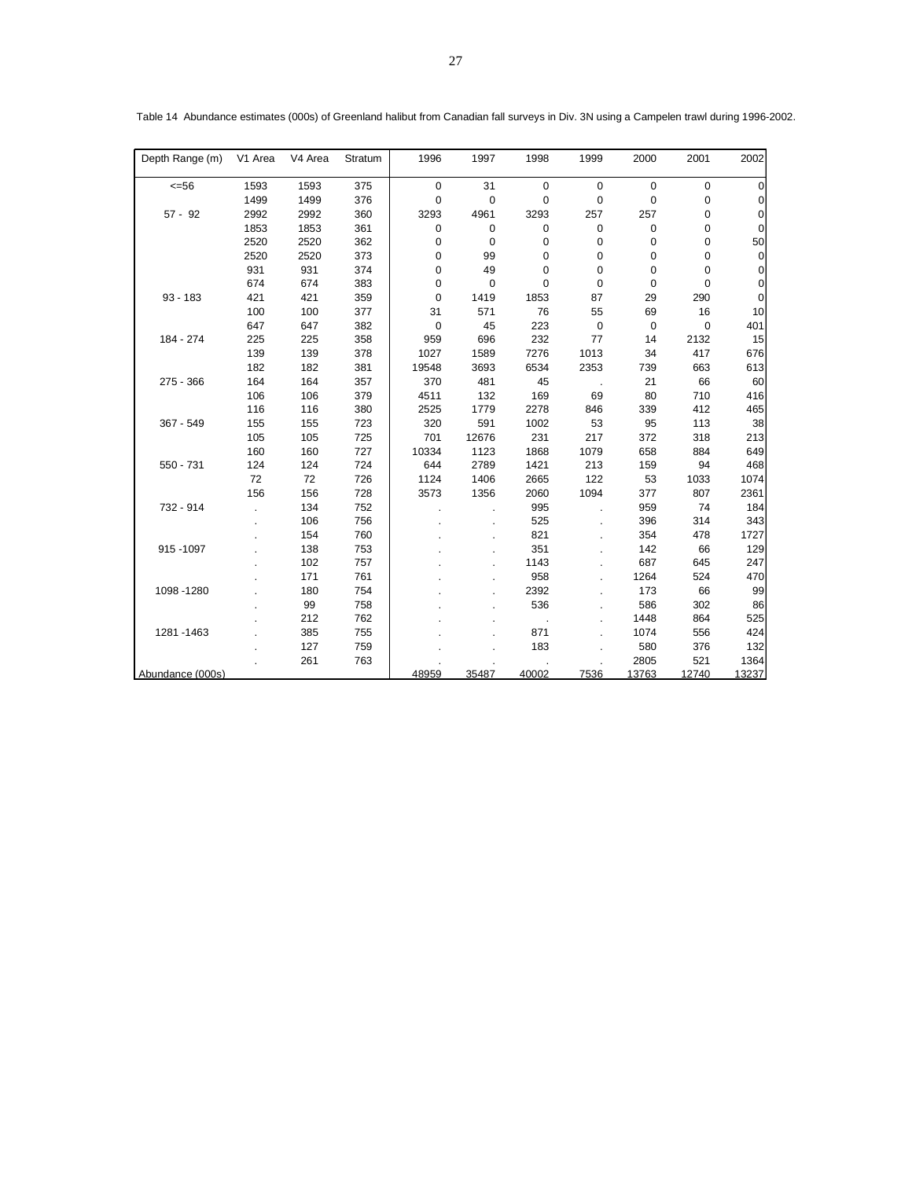Table 14 Abundance estimates (000s) of Greenland halibut from Canadian fall surveys in Div. 3N using a Campelen trawl during 1996-2002.

| Depth Range (m) | V1 Area | V4 Area | Stratum | 1996 | 1997 | 1998 | 1999 | 2000 | 2001 | 2002 |
|---|---|---|---|---|---|---|---|---|---|---|
| <=56 | 1593 | 1593 | 375 | 0 | 31 | 0 | 0 | 0 | 0 | 0 |
| | 1499 | 1499 | 376 | 0 | 0 | 0 | 0 | 0 | 0 | 0 |
| 57 - 92 | 2992 | 2992 | 360 | 3293 | 4961 | 3293 | 257 | 257 | 0 | 0 |
| | 1853 | 1853 | 361 | 0 | 0 | 0 | 0 | 0 | 0 | 0 |
| | 2520 | 2520 | 362 | 0 | 0 | 0 | 0 | 0 | 0 | 50 |
| | 2520 | 2520 | 373 | 0 | 99 | 0 | 0 | 0 | 0 | 0 |
| | 931 | 931 | 374 | 0 | 49 | 0 | 0 | 0 | 0 | 0 |
| | 674 | 674 | 383 | 0 | 0 | 0 | 0 | 0 | 0 | 0 |
| 93 - 183 | 421 | 421 | 359 | 0 | 1419 | 1853 | 87 | 29 | 290 | 0 |
| | 100 | 100 | 377 | 31 | 571 | 76 | 55 | 69 | 16 | 10 |
| | 647 | 647 | 382 | 0 | 45 | 223 | 0 | 0 | 0 | 401 |
| 184 - 274 | 225 | 225 | 358 | 959 | 696 | 232 | 77 | 14 | 2132 | 15 |
| | 139 | 139 | 378 | 1027 | 1589 | 7276 | 1013 | 34 | 417 | 676 |
| | 182 | 182 | 381 | 19548 | 3693 | 6534 | 2353 | 739 | 663 | 613 |
| 275 - 366 | 164 | 164 | 357 | 370 | 481 | 45 | . | 21 | 66 | 60 |
| | 106 | 106 | 379 | 4511 | 132 | 169 | 69 | 80 | 710 | 416 |
| | 116 | 116 | 380 | 2525 | 1779 | 2278 | 846 | 339 | 412 | 465 |
| 367 - 549 | 155 | 155 | 723 | 320 | 591 | 1002 | 53 | 95 | 113 | 38 |
| | 105 | 105 | 725 | 701 | 12676 | 231 | 217 | 372 | 318 | 213 |
| | 160 | 160 | 727 | 10334 | 1123 | 1868 | 1079 | 658 | 884 | 649 |
| 550 - 731 | 124 | 124 | 724 | 644 | 2789 | 1421 | 213 | 159 | 94 | 468 |
| | 72 | 72 | 726 | 1124 | 1406 | 2665 | 122 | 53 | 1033 | 1074 |
| | 156 | 156 | 728 | 3573 | 1356 | 2060 | 1094 | 377 | 807 | 2361 |
| 732 - 914 | . | 134 | 752 | . | . | 995 | . | 959 | 74 | 184 |
| | . | 106 | 756 | . | . | 525 | . | 396 | 314 | 343 |
| | . | 154 | 760 | . | . | 821 | . | 354 | 478 | 1727 |
| 915 -1097 | . | 138 | 753 | . | . | 351 | . | 142 | 66 | 129 |
| | . | 102 | 757 | . | . | 1143 | . | 687 | 645 | 247 |
| | . | 171 | 761 | . | . | 958 | . | 1264 | 524 | 470 |
| 1098 -1280 | . | 180 | 754 | . | . | 2392 | . | 173 | 66 | 99 |
| | . | 99 | 758 | . | . | 536 | . | 586 | 302 | 86 |
| | . | 212 | 762 | . | . | . | . | 1448 | 864 | 525 |
| 1281 -1463 | . | 385 | 755 | . | . | 871 | . | 1074 | 556 | 424 |
| | . | 127 | 759 | . | . | 183 | . | 580 | 376 | 132 |
| | . | 261 | 763 | . | . | . | . | 2805 | 521 | 1364 |
| Abundance (000s) | | | | 48959 | 35487 | 40002 | 7536 | 13763 | 12740 | 13237 |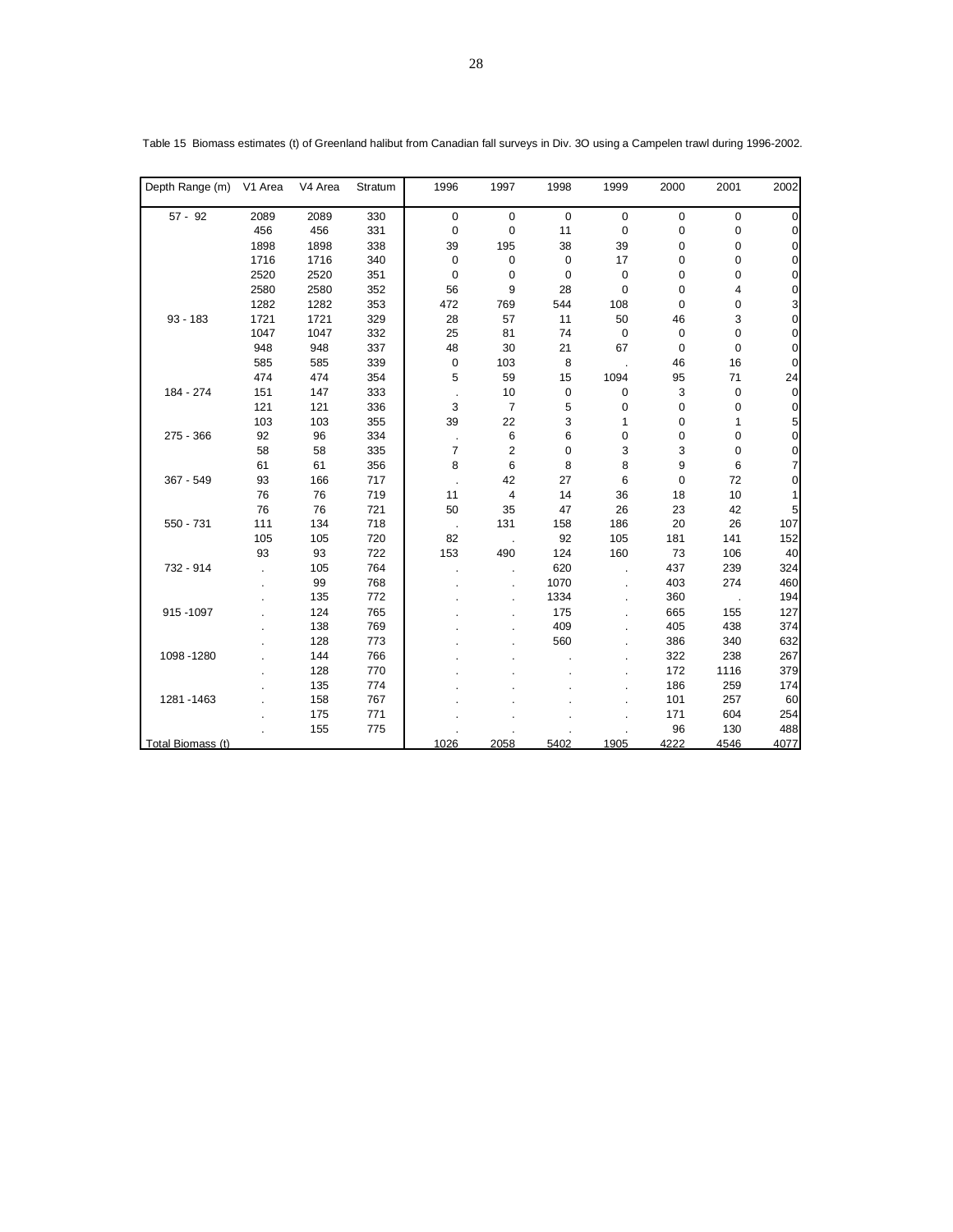Table 15 Biomass estimates (t) of Greenland halibut from Canadian fall surveys in Div. 3O using a Campelen trawl during 1996-2002.

| Depth Range (m) | V1 Area | V4 Area | Stratum | 1996 | 1997 | 1998 | 1999 | 2000 | 2001 | 2002 |
|---|---|---|---|---|---|---|---|---|---|---|
| 57 - 92 | 2089 | 2089 | 330 | 0 | 0 | 0 | 0 | 0 | 0 | 0 |
| | 456 | 456 | 331 | 0 | 0 | 11 | 0 | 0 | 0 | 0 |
| | 1898 | 1898 | 338 | 39 | 195 | 38 | 39 | 0 | 0 | 0 |
| | 1716 | 1716 | 340 | 0 | 0 | 0 | 17 | 0 | 0 | 0 |
| | 2520 | 2520 | 351 | 0 | 0 | 0 | 0 | 0 | 0 | 0 |
| | 2580 | 2580 | 352 | 56 | 9 | 28 | 0 | 0 | 4 | 0 |
| | 1282 | 1282 | 353 | 472 | 769 | 544 | 108 | 0 | 0 | 3 |
| 93 - 183 | 1721 | 1721 | 329 | 28 | 57 | 11 | 50 | 46 | 3 | 0 |
| | 1047 | 1047 | 332 | 25 | 81 | 74 | 0 | 0 | 0 | 0 |
| | 948 | 948 | 337 | 48 | 30 | 21 | 67 | 0 | 0 | 0 |
| | 585 | 585 | 339 | 0 | 103 | 8 | . | 46 | 16 | 0 |
| | 474 | 474 | 354 | 5 | 59 | 15 | 1094 | 95 | 71 | 24 |
| 184 - 274 | 151 | 147 | 333 | . | 10 | 0 | 0 | 3 | 0 | 0 |
| | 121 | 121 | 336 | 3 | 7 | 5 | 0 | 0 | 0 | 0 |
| | 103 | 103 | 355 | 39 | 22 | 3 | 1 | 0 | 1 | 5 |
| 275 - 366 | 92 | 96 | 334 | . | 6 | 6 | 0 | 0 | 0 | 0 |
| | 58 | 58 | 335 | 7 | 2 | 0 | 3 | 3 | 0 | 0 |
| | 61 | 61 | 356 | 8 | 6 | 8 | 8 | 9 | 6 | 7 |
| 367 - 549 | 93 | 166 | 717 | . | 42 | 27 | 6 | 0 | 72 | 0 |
| | 76 | 76 | 719 | 11 | 4 | 14 | 36 | 18 | 10 | 1 |
| | 76 | 76 | 721 | 50 | 35 | 47 | 26 | 23 | 42 | 5 |
| 550 - 731 | 111 | 134 | 718 | . | 131 | 158 | 186 | 20 | 26 | 107 |
| | 105 | 105 | 720 | 82 | . | 92 | 105 | 181 | 141 | 152 |
| | 93 | 93 | 722 | 153 | 490 | 124 | 160 | 73 | 106 | 40 |
| 732 - 914 | . | 105 | 764 | . | . | 620 | . | 437 | 239 | 324 |
| | . | 99 | 768 | . | . | 1070 | . | 403 | 274 | 460 |
| | . | 135 | 772 | . | . | 1334 | . | 360 | . | 194 |
| 915 -1097 | . | 124 | 765 | . | . | 175 | . | 665 | 155 | 127 |
| | . | 138 | 769 | . | . | 409 | . | 405 | 438 | 374 |
| | . | 128 | 773 | . | . | 560 | . | 386 | 340 | 632 |
| 1098 -1280 | . | 144 | 766 | . | . | . | . | 322 | 238 | 267 |
| | . | 128 | 770 | . | . | . | . | 172 | 1116 | 379 |
| | . | 135 | 774 | . | . | . | . | 186 | 259 | 174 |
| 1281 -1463 | . | 158 | 767 | . | . | . | . | 101 | 257 | 60 |
| | . | 175 | 771 | . | . | . | . | 171 | 604 | 254 |
| | . | 155 | 775 | . | . | . | . | 96 | 130 | 488 |
| Total Biomass (t) | | | | 1026 | 2058 | 5402 | 1905 | 4222 | 4546 | 4077 |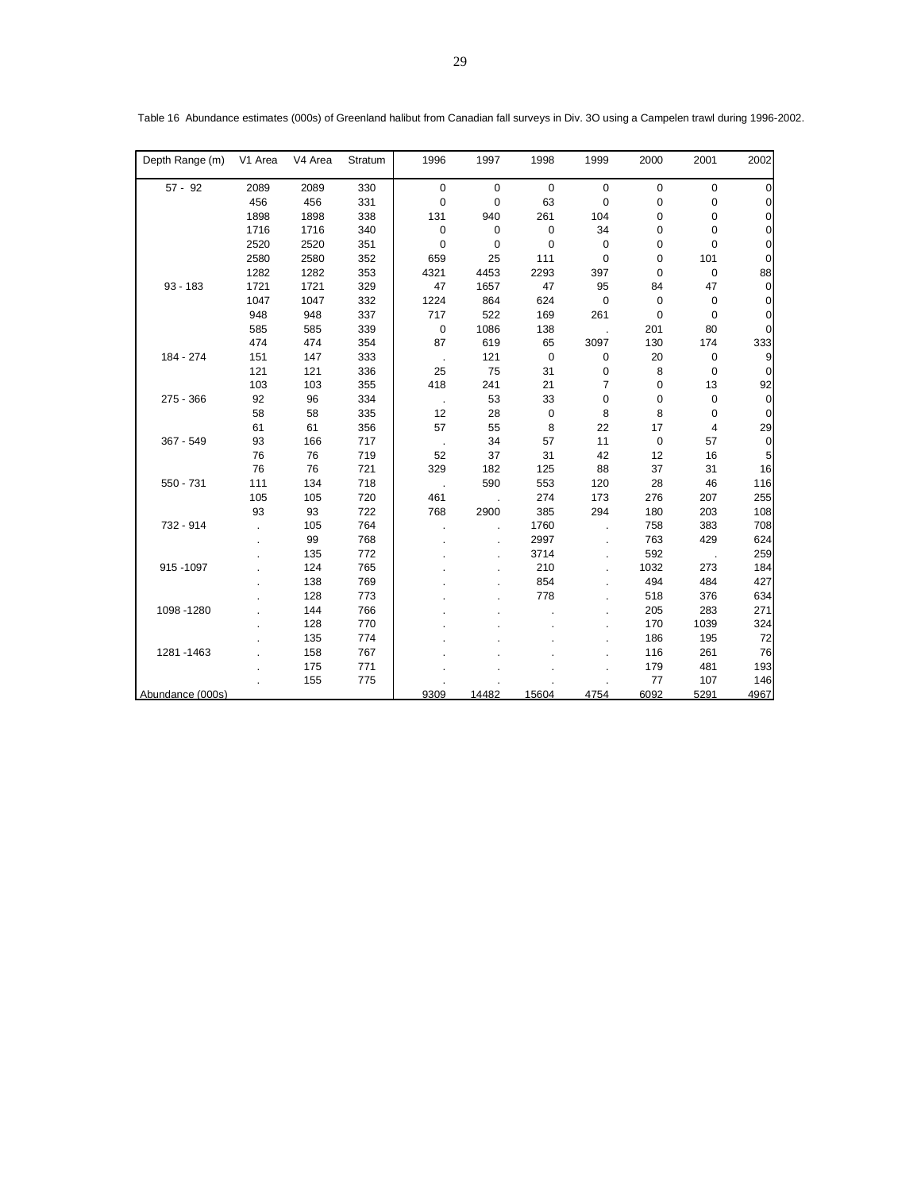Table 16 Abundance estimates (000s) of Greenland halibut from Canadian fall surveys in Div. 3O using a Campelen trawl during 1996-2002.

| Depth Range (m) | V1 Area | V4 Area | Stratum | 1996 | 1997 | 1998 | 1999 | 2000 | 2001 | 2002 |
|---|---|---|---|---|---|---|---|---|---|---|
| 57 - 92 | 2089 | 2089 | 330 | 0 | 0 | 0 | 0 | 0 | 0 | 0 |
| | 456 | 456 | 331 | 0 | 0 | 63 | 0 | 0 | 0 | 0 |
| | 1898 | 1898 | 338 | 131 | 940 | 261 | 104 | 0 | 0 | 0 |
| | 1716 | 1716 | 340 | 0 | 0 | 0 | 34 | 0 | 0 | 0 |
| | 2520 | 2520 | 351 | 0 | 0 | 0 | 0 | 0 | 0 | 0 |
| | 2580 | 2580 | 352 | 659 | 25 | 111 | 0 | 0 | 101 | 0 |
| | 1282 | 1282 | 353 | 4321 | 4453 | 2293 | 397 | 0 | 0 | 88 |
| 93 - 183 | 1721 | 1721 | 329 | 47 | 1657 | 47 | 95 | 84 | 47 | 0 |
| | 1047 | 1047 | 332 | 1224 | 864 | 624 | 0 | 0 | 0 | 0 |
| | 948 | 948 | 337 | 717 | 522 | 169 | 261 | 0 | 0 | 0 |
| | 585 | 585 | 339 | 0 | 1086 | 138 | . | 201 | 80 | 0 |
| | 474 | 474 | 354 | 87 | 619 | 65 | 3097 | 130 | 174 | 333 |
| 184 - 274 | 151 | 147 | 333 | . | 121 | 0 | 0 | 20 | 0 | 9 |
| | 121 | 121 | 336 | 25 | 75 | 31 | 0 | 8 | 0 | 0 |
| | 103 | 103 | 355 | 418 | 241 | 21 | 7 | 0 | 13 | 92 |
| 275 - 366 | 92 | 96 | 334 | . | 53 | 33 | 0 | 0 | 0 | 0 |
| | 58 | 58 | 335 | 12 | 28 | 0 | 8 | 8 | 0 | 0 |
| | 61 | 61 | 356 | 57 | 55 | 8 | 22 | 17 | 4 | 29 |
| 367 - 549 | 93 | 166 | 717 | . | 34 | 57 | 11 | 0 | 57 | 0 |
| | 76 | 76 | 719 | 52 | 37 | 31 | 42 | 12 | 16 | 5 |
| | 76 | 76 | 721 | 329 | 182 | 125 | 88 | 37 | 31 | 16 |
| 550 - 731 | 111 | 134 | 718 | . | 590 | 553 | 120 | 28 | 46 | 116 |
| | 105 | 105 | 720 | 461 | . | 274 | 173 | 276 | 207 | 255 |
| | 93 | 93 | 722 | 768 | 2900 | 385 | 294 | 180 | 203 | 108 |
| 732 - 914 | . | 105 | 764 | . | . | 1760 | . | 758 | 383 | 708 |
| | . | 99 | 768 | . | . | 2997 | . | 763 | 429 | 624 |
| | . | 135 | 772 | . | . | 3714 | . | 592 | . | 259 |
| 915 -1097 | . | 124 | 765 | . | . | 210 | . | 1032 | 273 | 184 |
| | . | 138 | 769 | . | . | 854 | . | 494 | 484 | 427 |
| | . | 128 | 773 | . | . | 778 | . | 518 | 376 | 634 |
| 1098 -1280 | . | 144 | 766 | . | . | . | . | 205 | 283 | 271 |
| | . | 128 | 770 | . | . | . | . | 170 | 1039 | 324 |
| | . | 135 | 774 | . | . | . | . | 186 | 195 | 72 |
| 1281 -1463 | . | 158 | 767 | . | . | . | . | 116 | 261 | 76 |
| | . | 175 | 771 | . | . | . | . | 179 | 481 | 193 |
| | . | 155 | 775 | . | . | . | . | 77 | 107 | 146 |
| Abundance (000s) | | | | 9309 | 14482 | 15604 | 4754 | 6092 | 5291 | 4967 |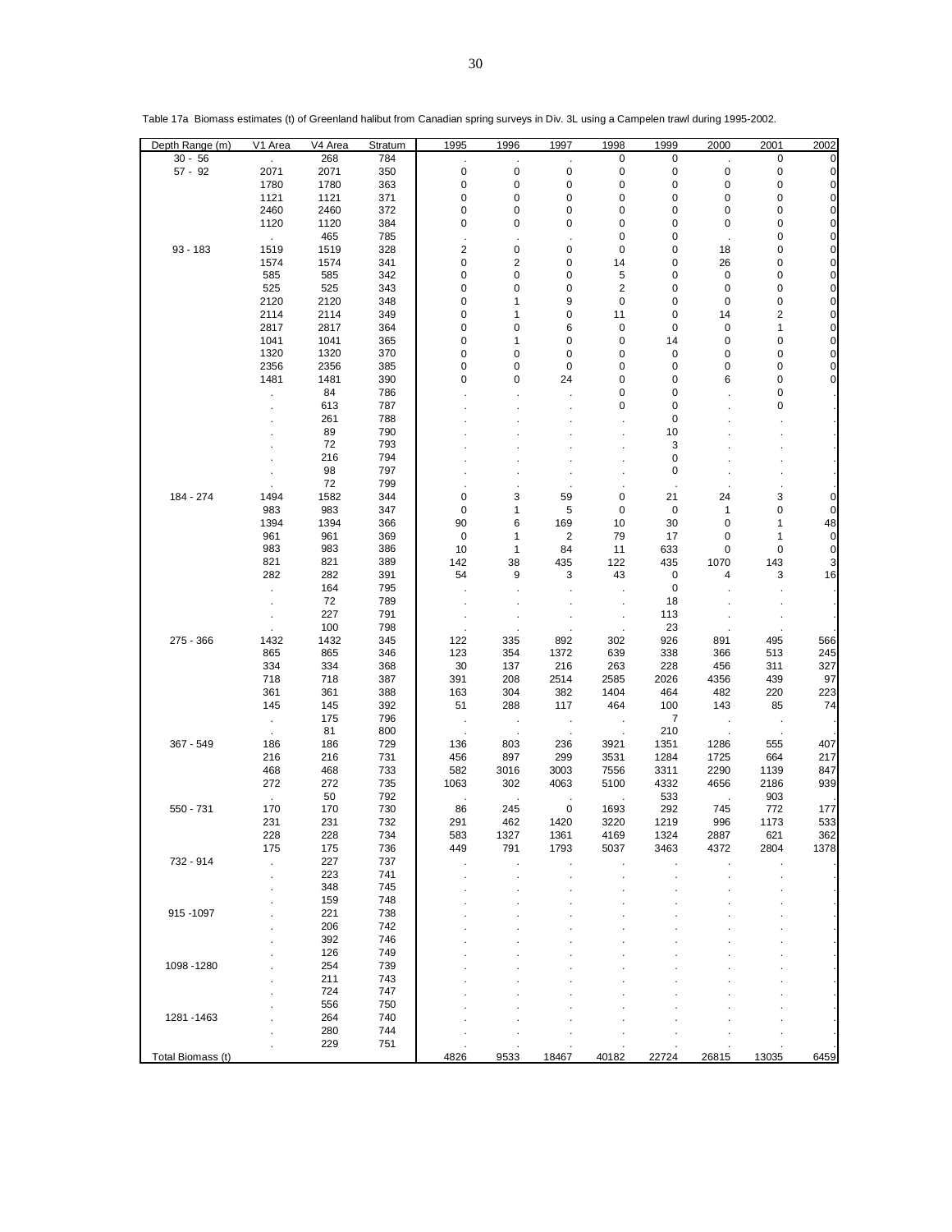Table 17a Biomass estimates (t) of Greenland halibut from Canadian spring surveys in Div. 3L using a Campelen trawl during 1995-2002.

| Depth Range (m) | V1 Area | V4 Area | Stratum | 1995 | 1996 | 1997 | 1998 | 1999 | 2000 | 2001 | 2002 |
|---|---|---|---|---|---|---|---|---|---|---|---|
| 30 - 56 | . | 268 | 784 | . | . | . | 0 | 0 | . | 0 | 0 |
| 57 - 92 | 2071 | 2071 | 350 | 0 | 0 | 0 | 0 | 0 | 0 | 0 | 0 |
| | 1780 | 1780 | 363 | 0 | 0 | 0 | 0 | 0 | 0 | 0 | 0 |
| | 1121 | 1121 | 371 | 0 | 0 | 0 | 0 | 0 | 0 | 0 | 0 |
| | 2460 | 2460 | 372 | 0 | 0 | 0 | 0 | 0 | 0 | 0 | 0 |
| | 1120 | 1120 | 384 | 0 | 0 | 0 | 0 | 0 | 0 | 0 | 0 |
| | . | 465 | 785 | . | . | . | 0 | 0 | . | 0 | 0 |
| 93 - 183 | 1519 | 1519 | 328 | 2 | 0 | 0 | 0 | 0 | 18 | 0 | 0 |
| | 1574 | 1574 | 341 | 0 | 2 | 0 | 14 | 0 | 26 | 0 | 0 |
| | 585 | 585 | 342 | 0 | 0 | 0 | 5 | 0 | 0 | 0 | 0 |
| | 525 | 525 | 343 | 0 | 0 | 0 | 2 | 0 | 0 | 0 | 0 |
| | 2120 | 2120 | 348 | 0 | 1 | 9 | 0 | 0 | 0 | 0 | 0 |
| | 2114 | 2114 | 349 | 0 | 1 | 0 | 11 | 0 | 14 | 2 | 0 |
| | 2817 | 2817 | 364 | 0 | 0 | 6 | 0 | 0 | 0 | 1 | 0 |
| | 1041 | 1041 | 365 | 0 | 1 | 0 | 0 | 14 | 0 | 0 | 0 |
| | 1320 | 1320 | 370 | 0 | 0 | 0 | 0 | 0 | 0 | 0 | 0 |
| | 2356 | 2356 | 385 | 0 | 0 | 0 | 0 | 0 | 0 | 0 | 0 |
| | 1481 | 1481 | 390 | 0 | 0 | 24 | 0 | 0 | 6 | 0 | 0 |
| | . | 84 | 786 | . | . | . | 0 | 0 | . | 0 | . |
| | . | 613 | 787 | . | . | . | 0 | 0 | . | 0 | . |
| | . | 261 | 788 | . | . | . | . | 0 | . | . | . |
| | . | 89 | 790 | . | . | . | . | 10 | . | . | . |
| | . | 72 | 793 | . | . | . | . | 3 | . | . | . |
| | . | 216 | 794 | . | . | . | . | 0 | . | . | . |
| | . | 98 | 797 | . | . | . | . | 0 | . | . | . |
| | . | 72 | 799 | . | . | . | . | . | . | . | . |
| 184 - 274 | 1494 | 1582 | 344 | 0 | 3 | 59 | 0 | 21 | 24 | 3 | 0 |
| | 983 | 983 | 347 | 0 | 1 | 5 | 0 | 0 | 1 | 0 | 0 |
| | 1394 | 1394 | 366 | 90 | 6 | 169 | 10 | 30 | 0 | 1 | 48 |
| | 961 | 961 | 369 | 0 | 1 | 2 | 79 | 17 | 0 | 1 | 0 |
| | 983 | 983 | 386 | 10 | 1 | 84 | 11 | 633 | 0 | 0 | 0 |
| | 821 | 821 | 389 | 142 | 38 | 435 | 122 | 435 | 1070 | 143 | 3 |
| | 282 | 282 | 391 | 54 | 9 | 3 | 43 | 0 | 4 | 3 | 16 |
| | . | 164 | 795 | . | . | . | . | 0 | . | . | . |
| | . | 72 | 789 | . | . | . | . | 18 | . | . | . |
| | . | 227 | 791 | . | . | . | . | 113 | . | . | . |
| | . | 100 | 798 | . | . | . | . | 23 | . | . | . |
| 275 - 366 | 1432 | 1432 | 345 | 122 | 335 | 892 | 302 | 926 | 891 | 495 | 566 |
| | 865 | 865 | 346 | 123 | 354 | 1372 | 639 | 338 | 366 | 513 | 245 |
| | 334 | 334 | 368 | 30 | 137 | 216 | 263 | 228 | 456 | 311 | 327 |
| | 718 | 718 | 387 | 391 | 208 | 2514 | 2585 | 2026 | 4356 | 439 | 97 |
| | 361 | 361 | 388 | 163 | 304 | 382 | 1404 | 464 | 482 | 220 | 223 |
| | 145 | 145 | 392 | 51 | 288 | 117 | 464 | 100 | 143 | 85 | 74 |
| | . | 175 | 796 | . | . | . | . | 7 | . | . | . |
| | . | 81 | 800 | . | . | . | . | 210 | . | . | . |
| 367 - 549 | 186 | 186 | 729 | 136 | 803 | 236 | 3921 | 1351 | 1286 | 555 | 407 |
| | 216 | 216 | 731 | 456 | 897 | 299 | 3531 | 1284 | 1725 | 664 | 217 |
| | 468 | 468 | 733 | 582 | 3016 | 3003 | 7556 | 3311 | 2290 | 1139 | 847 |
| | 272 | 272 | 735 | 1063 | 302 | 4063 | 5100 | 4332 | 4656 | 2186 | 939 |
| | . | 50 | 792 | . | . | . | . | 533 | . | 903 | . |
| 550 - 731 | 170 | 170 | 730 | 86 | 245 | 0 | 1693 | 292 | 745 | 772 | 177 |
| | 231 | 231 | 732 | 291 | 462 | 1420 | 3220 | 1219 | 996 | 1173 | 533 |
| | 228 | 228 | 734 | 583 | 1327 | 1361 | 4169 | 1324 | 2887 | 621 | 362 |
| | 175 | 175 | 736 | 449 | 791 | 1793 | 5037 | 3463 | 4372 | 2804 | 1378 |
| 732 - 914 | . | 227 | 737 | . | . | . | . | . | . | . | . |
| | . | 223 | 741 | . | . | . | . | . | . | . | . |
| | . | 348 | 745 | . | . | . | . | . | . | . | . |
| | . | 159 | 748 | . | . | . | . | . | . | . | . |
| 915 -1097 | . | 221 | 738 | . | . | . | . | . | . | . | . |
| | . | 206 | 742 | . | . | . | . | . | . | . | . |
| | . | 392 | 746 | . | . | . | . | . | . | . | . |
| | . | 126 | 749 | . | . | . | . | . | . | . | . |
| 1098 -1280 | . | 254 | 739 | . | . | . | . | . | . | . | . |
| | . | 211 | 743 | . | . | . | . | . | . | . | . |
| | . | 724 | 747 | . | . | . | . | . | . | . | . |
| | . | 556 | 750 | . | . | . | . | . | . | . | . |
| 1281 -1463 | . | 264 | 740 | . | . | . | . | . | . | . | . |
| | . | 280 | 744 | . | . | . | . | . | . | . | . |
| | . | 229 | 751 | . | . | . | . | . | . | . | . |
| Total Biomass (t) | | | | 4826 | 9533 | 18467 | 40182 | 22724 | 26815 | 13035 | 6459 |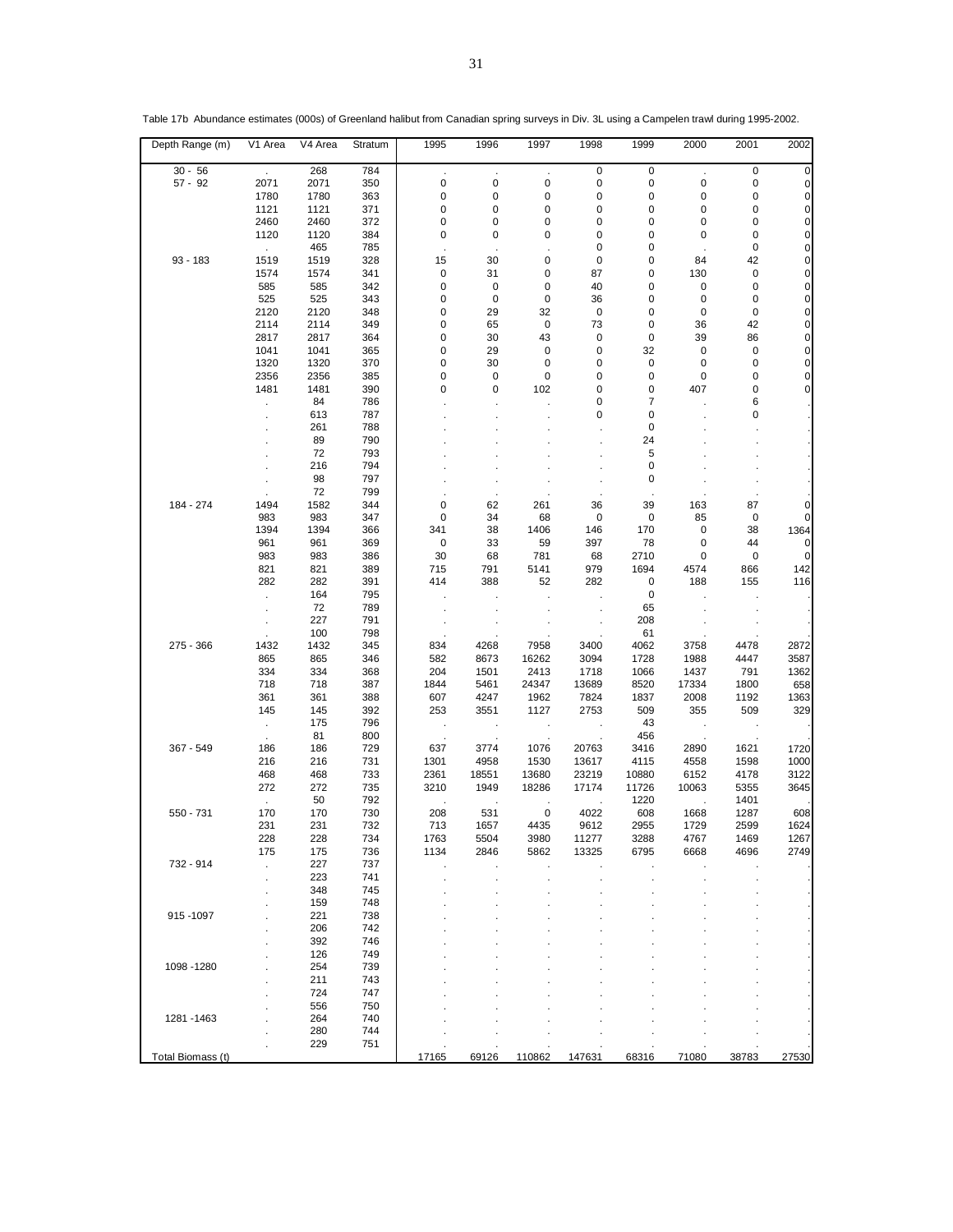Table 17b Abundance estimates (000s) of Greenland halibut from Canadian spring surveys in Div. 3L using a Campelen trawl during 1995-2002.

| Depth Range (m) | V1 Area | V4 Area | Stratum | 1995 | 1996 | 1997 | 1998 | 1999 | 2000 | 2001 | 2002 |
|---|---|---|---|---|---|---|---|---|---|---|---|
| 30 - 56 | . | 268 | 784 | . | . | . | 0 | 0 | . | 0 | 0 |
| 57 - 92 | 2071 | 2071 | 350 | 0 | 0 | 0 | 0 | 0 | 0 | 0 | 0 |
| | 1780 | 1780 | 363 | 0 | 0 | 0 | 0 | 0 | 0 | 0 | 0 |
| | 1121 | 1121 | 371 | 0 | 0 | 0 | 0 | 0 | 0 | 0 | 0 |
| | 2460 | 2460 | 372 | 0 | 0 | 0 | 0 | 0 | 0 | 0 | 0 |
| | 1120 | 1120 | 384 | 0 | 0 | 0 | 0 | 0 | 0 | 0 | 0 |
| | . | 465 | 785 | . | . | . | 0 | 0 | . | 0 | 0 |
| 93 - 183 | 1519 | 1519 | 328 | 15 | 30 | 0 | 0 | 0 | 84 | 42 | 0 |
| | 1574 | 1574 | 341 | 0 | 31 | 0 | 87 | 0 | 130 | 0 | 0 |
| | 585 | 585 | 342 | 0 | 0 | 0 | 40 | 0 | 0 | 0 | 0 |
| | 525 | 525 | 343 | 0 | 0 | 0 | 36 | 0 | 0 | 0 | 0 |
| | 2120 | 2120 | 348 | 0 | 29 | 32 | 0 | 0 | 0 | 0 | 0 |
| | 2114 | 2114 | 349 | 0 | 65 | 0 | 73 | 0 | 36 | 42 | 0 |
| | 2817 | 2817 | 364 | 0 | 30 | 43 | 0 | 0 | 39 | 86 | 0 |
| | 1041 | 1041 | 365 | 0 | 29 | 0 | 0 | 32 | 0 | 0 | 0 |
| | 1320 | 1320 | 370 | 0 | 30 | 0 | 0 | 0 | 0 | 0 | 0 |
| | 2356 | 2356 | 385 | 0 | 0 | 0 | 0 | 0 | 0 | 0 | 0 |
| | 1481 | 1481 | 390 | 0 | 0 | 102 | 0 | 0 | 407 | 0 | 0 |
| | . | 84 | 786 | . | . | . | 0 | 7 | . | 6 | . |
| | . | 613 | 787 | . | . | . | 0 | 0 | . | 0 | . |
| | . | 261 | 788 | . | . | . | . | 0 | . | . | . |
| | . | 89 | 790 | . | . | . | . | 24 | . | . | . |
| | . | 72 | 793 | . | . | . | . | 5 | . | . | . |
| | . | 216 | 794 | . | . | . | . | 0 | . | . | . |
| | . | 98 | 797 | . | . | . | . | 0 | . | . | . |
| | . | 72 | 799 | . | . | . | . | . | . | . | . |
| 184 - 274 | 1494 | 1582 | 344 | 0 | 62 | 261 | 36 | 39 | 163 | 87 | 0 |
| | 983 | 983 | 347 | 0 | 34 | 68 | 0 | 0 | 85 | 0 | 0 |
| | 1394 | 1394 | 366 | 341 | 38 | 1406 | 146 | 170 | 0 | 38 | 1364 |
| | 961 | 961 | 369 | 0 | 33 | 59 | 397 | 78 | 0 | 44 | 0 |
| | 983 | 983 | 386 | 30 | 68 | 781 | 68 | 2710 | 0 | 0 | 0 |
| | 821 | 821 | 389 | 715 | 791 | 5141 | 979 | 1694 | 4574 | 866 | 142 |
| | 282 | 282 | 391 | 414 | 388 | 52 | 282 | 0 | 188 | 155 | 116 |
| | . | 164 | 795 | . | . | . | . | 0 | . | . | . |
| | . | 72 | 789 | . | . | . | . | 65 | . | . | . |
| | . | 227 | 791 | . | . | . | . | 208 | . | . | . |
| | . | 100 | 798 | . | . | . | . | 61 | . | . | . |
| 275 - 366 | 1432 | 1432 | 345 | 834 | 4268 | 7958 | 3400 | 4062 | 3758 | 4478 | 2872 |
| | 865 | 865 | 346 | 582 | 8673 | 16262 | 3094 | 1728 | 1988 | 4447 | 3587 |
| | 334 | 334 | 368 | 204 | 1501 | 2413 | 1718 | 1066 | 1437 | 791 | 1362 |
| | 718 | 718 | 387 | 1844 | 5461 | 24347 | 13689 | 8520 | 17334 | 1800 | 658 |
| | 361 | 361 | 388 | 607 | 4247 | 1962 | 7824 | 1837 | 2008 | 1192 | 1363 |
| | 145 | 145 | 392 | 253 | 3551 | 1127 | 2753 | 509 | 355 | 509 | 329 |
| | . | 175 | 796 | . | . | . | . | 43 | . | . | . |
| | . | 81 | 800 | . | . | . | . | 456 | . | . | . |
| 367 - 549 | 186 | 186 | 729 | 637 | 3774 | 1076 | 20763 | 3416 | 2890 | 1621 | 1720 |
| | 216 | 216 | 731 | 1301 | 4958 | 1530 | 13617 | 4115 | 4558 | 1598 | 1000 |
| | 468 | 468 | 733 | 2361 | 18551 | 13680 | 23219 | 10880 | 6152 | 4178 | 3122 |
| | 272 | 272 | 735 | 3210 | 1949 | 18286 | 17174 | 11726 | 10063 | 5355 | 3645 |
| | . | 50 | 792 | . | . | . | . | 1220 | . | 1401 | . |
| 550 - 731 | 170 | 170 | 730 | 208 | 531 | 0 | 4022 | 608 | 1668 | 1287 | 608 |
| | 231 | 231 | 732 | 713 | 1657 | 4435 | 9612 | 2955 | 1729 | 2599 | 1624 |
| | 228 | 228 | 734 | 1763 | 5504 | 3980 | 11277 | 3288 | 4767 | 1469 | 1267 |
| | 175 | 175 | 736 | 1134 | 2846 | 5862 | 13325 | 6795 | 6668 | 4696 | 2749 |
| 732 - 914 | . | 227 | 737 | . | . | . | . | . | . | . | . |
| | . | 223 | 741 | . | . | . | . | . | . | . | . |
| | . | 348 | 745 | . | . | . | . | . | . | . | . |
| | . | 159 | 748 | . | . | . | . | . | . | . | . |
| 915 -1097 | . | 221 | 738 | . | . | . | . | . | . | . | . |
| | . | 206 | 742 | . | . | . | . | . | . | . | . |
| | . | 392 | 746 | . | . | . | . | . | . | . | . |
| | . | 126 | 749 | . | . | . | . | . | . | . | . |
| 1098 -1280 | . | 254 | 739 | . | . | . | . | . | . | . | . |
| | . | 211 | 743 | . | . | . | . | . | . | . | . |
| | . | 724 | 747 | . | . | . | . | . | . | . | . |
| | . | 556 | 750 | . | . | . | . | . | . | . | . |
| 1281 -1463 | . | 264 | 740 | . | . | . | . | . | . | . | . |
| | . | 280 | 744 | . | . | . | . | . | . | . | . |
| | . | 229 | 751 | . | . | . | . | . | . | . | . |
| Total Biomass (t) | | | | 17165 | 69126 | 110862 | 147631 | 68316 | 71080 | 38783 | 27530 |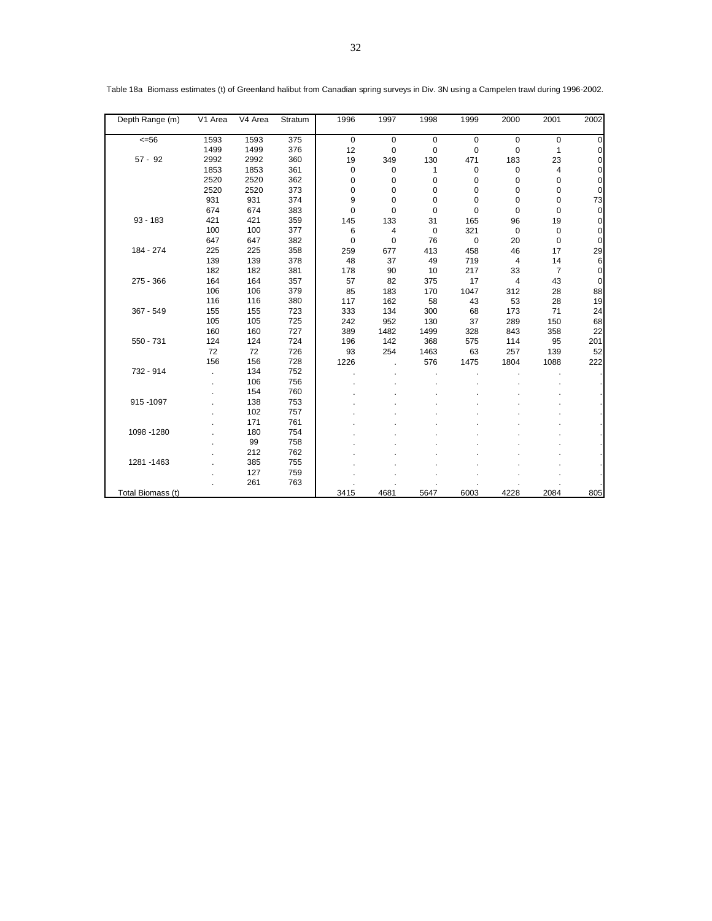Table 18a Biomass estimates (t) of Greenland halibut from Canadian spring surveys in Div. 3N using a Campelen trawl during 1996-2002.

| Depth Range (m) | V1 Area | V4 Area | Stratum | 1996 | 1997 | 1998 | 1999 | 2000 | 2001 | 2002 |
|---|---|---|---|---|---|---|---|---|---|---|
| <=56 | 1593 | 1593 | 375 | 0 | 0 | 0 | 0 | 0 | 0 | 0 |
| | 1499 | 1499 | 376 | 12 | 0 | 0 | 0 | 0 | 1 | 0 |
| 57 - 92 | 2992 | 2992 | 360 | 19 | 349 | 130 | 471 | 183 | 23 | 0 |
| | 1853 | 1853 | 361 | 0 | 0 | 1 | 0 | 0 | 4 | 0 |
| | 2520 | 2520 | 362 | 0 | 0 | 0 | 0 | 0 | 0 | 0 |
| | 2520 | 2520 | 373 | 0 | 0 | 0 | 0 | 0 | 0 | 0 |
| | 931 | 931 | 374 | 9 | 0 | 0 | 0 | 0 | 0 | 73 |
| | 674 | 674 | 383 | 0 | 0 | 0 | 0 | 0 | 0 | 0 |
| 93 - 183 | 421 | 421 | 359 | 145 | 133 | 31 | 165 | 96 | 19 | 0 |
| | 100 | 100 | 377 | 6 | 4 | 0 | 321 | 0 | 0 | 0 |
| | 647 | 647 | 382 | 0 | 0 | 76 | 0 | 20 | 0 | 0 |
| 184 - 274 | 225 | 225 | 358 | 259 | 677 | 413 | 458 | 46 | 17 | 29 |
| | 139 | 139 | 378 | 48 | 37 | 49 | 719 | 4 | 14 | 6 |
| | 182 | 182 | 381 | 178 | 90 | 10 | 217 | 33 | 7 | 0 |
| 275 - 366 | 164 | 164 | 357 | 57 | 82 | 375 | 17 | 4 | 43 | 0 |
| | 106 | 106 | 379 | 85 | 183 | 170 | 1047 | 312 | 28 | 88 |
| | 116 | 116 | 380 | 117 | 162 | 58 | 43 | 53 | 28 | 19 |
| 367 - 549 | 155 | 155 | 723 | 333 | 134 | 300 | 68 | 173 | 71 | 24 |
| | 105 | 105 | 725 | 242 | 952 | 130 | 37 | 289 | 150 | 68 |
| | 160 | 160 | 727 | 389 | 1482 | 1499 | 328 | 843 | 358 | 22 |
| 550 - 731 | 124 | 124 | 724 | 196 | 142 | 368 | 575 | 114 | 95 | 201 |
| | 72 | 72 | 726 | 93 | 254 | 1463 | 63 | 257 | 139 | 52 |
| | 156 | 156 | 728 | 1226 | . | 576 | 1475 | 1804 | 1088 | 222 |
| 732 - 914 | . | 134 | 752 | . | . | . | . | . | . | . |
| | . | 106 | 756 | . | . | . | . | . | . | . |
| | . | 154 | 760 | . | . | . | . | . | . | . |
| 915 -1097 | . | 138 | 753 | . | . | . | . | . | . | . |
| | . | 102 | 757 | . | . | . | . | . | . | . |
| | . | 171 | 761 | . | . | . | . | . | . | . |
| 1098 -1280 | . | 180 | 754 | . | . | . | . | . | . | . |
| | . | 99 | 758 | . | . | . | . | . | . | . |
| | . | 212 | 762 | . | . | . | . | . | . | . |
| 1281 -1463 | . | 385 | 755 | . | . | . | . | . | . | . |
| | . | 127 | 759 | . | . | . | . | . | . | . |
| | . | 261 | 763 | . | . | . | . | . | . | . |
| Total Biomass (t) | | | | 3415 | 4681 | 5647 | 6003 | 4228 | 2084 | 805 |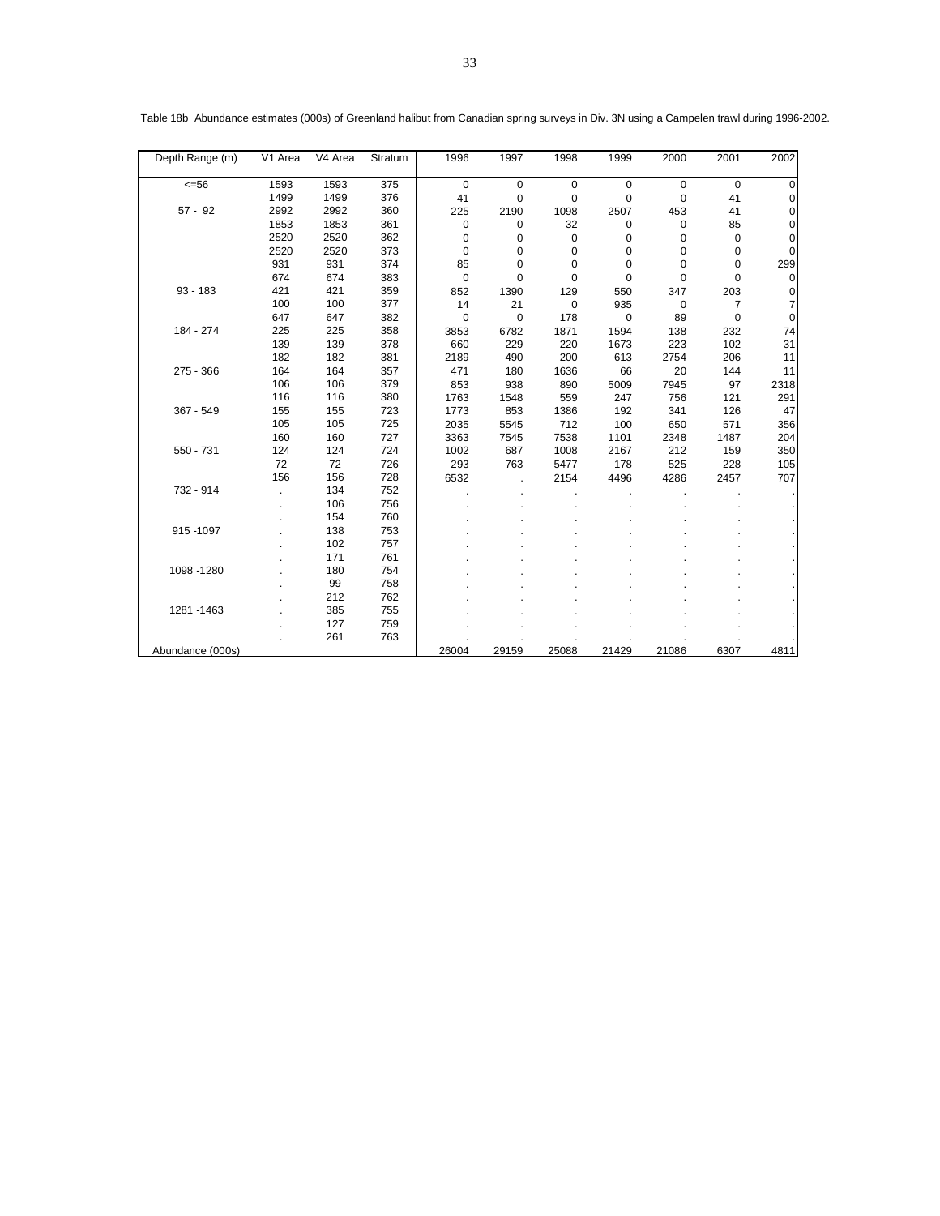Table 18b Abundance estimates (000s) of Greenland halibut from Canadian spring surveys in Div. 3N using a Campelen trawl during 1996-2002.

| Depth Range (m) | V1 Area | V4 Area | Stratum | 1996 | 1997 | 1998 | 1999 | 2000 | 2001 | 2002 |
|---|---|---|---|---|---|---|---|---|---|---|
| <=56 | 1593 | 1593 | 375 | 0 | 0 | 0 | 0 | 0 | 0 | 0 |
| | 1499 | 1499 | 376 | 41 | 0 | 0 | 0 | 0 | 41 | 0 |
| 57 - 92 | 2992 | 2992 | 360 | 225 | 2190 | 1098 | 2507 | 453 | 41 | 0 |
| | 1853 | 1853 | 361 | 0 | 0 | 32 | 0 | 0 | 85 | 0 |
| | 2520 | 2520 | 362 | 0 | 0 | 0 | 0 | 0 | 0 | 0 |
| | 2520 | 2520 | 373 | 0 | 0 | 0 | 0 | 0 | 0 | 0 |
| | 931 | 931 | 374 | 85 | 0 | 0 | 0 | 0 | 0 | 299 |
| | 674 | 674 | 383 | 0 | 0 | 0 | 0 | 0 | 0 | 0 |
| 93 - 183 | 421 | 421 | 359 | 852 | 1390 | 129 | 550 | 347 | 203 | 0 |
| | 100 | 100 | 377 | 14 | 21 | 0 | 935 | 0 | 7 | 7 |
| | 647 | 647 | 382 | 0 | 0 | 178 | 0 | 89 | 0 | 0 |
| 184 - 274 | 225 | 225 | 358 | 3853 | 6782 | 1871 | 1594 | 138 | 232 | 74 |
| | 139 | 139 | 378 | 660 | 229 | 220 | 1673 | 223 | 102 | 31 |
| | 182 | 182 | 381 | 2189 | 490 | 200 | 613 | 2754 | 206 | 11 |
| 275 - 366 | 164 | 164 | 357 | 471 | 180 | 1636 | 66 | 20 | 144 | 11 |
| | 106 | 106 | 379 | 853 | 938 | 890 | 5009 | 7945 | 97 | 2318 |
| | 116 | 116 | 380 | 1763 | 1548 | 559 | 247 | 756 | 121 | 291 |
| 367 - 549 | 155 | 155 | 723 | 1773 | 853 | 1386 | 192 | 341 | 126 | 47 |
| | 105 | 105 | 725 | 2035 | 5545 | 712 | 100 | 650 | 571 | 356 |
| | 160 | 160 | 727 | 3363 | 7545 | 7538 | 1101 | 2348 | 1487 | 204 |
| 550 - 731 | 124 | 124 | 724 | 1002 | 687 | 1008 | 2167 | 212 | 159 | 350 |
| | 72 | 72 | 726 | 293 | 763 | 5477 | 178 | 525 | 228 | 105 |
| | 156 | 156 | 728 | 6532 | . | 2154 | 4496 | 4286 | 2457 | 707 |
| 732 - 914 | . | 134 | 752 | . | . | . | . | . | . | . |
| | . | 106 | 756 | . | . | . | . | . | . | . |
| | . | 154 | 760 | . | . | . | . | . | . | . |
| 915 -1097 | . | 138 | 753 | . | . | . | . | . | . | . |
| | . | 102 | 757 | . | . | . | . | . | . | . |
| | . | 171 | 761 | . | . | . | . | . | . | . |
| 1098 -1280 | . | 180 | 754 | . | . | . | . | . | . | . |
| | . | 99 | 758 | . | . | . | . | . | . | . |
| | . | 212 | 762 | . | . | . | . | . | . | . |
| 1281 -1463 | . | 385 | 755 | . | . | . | . | . | . | . |
| | . | 127 | 759 | . | . | . | . | . | . | . |
| | . | 261 | 763 | . | . | . | . | . | . | . |
| Abundance (000s) | | | | 26004 | 29159 | 25088 | 21429 | 21086 | 6307 | 4811 |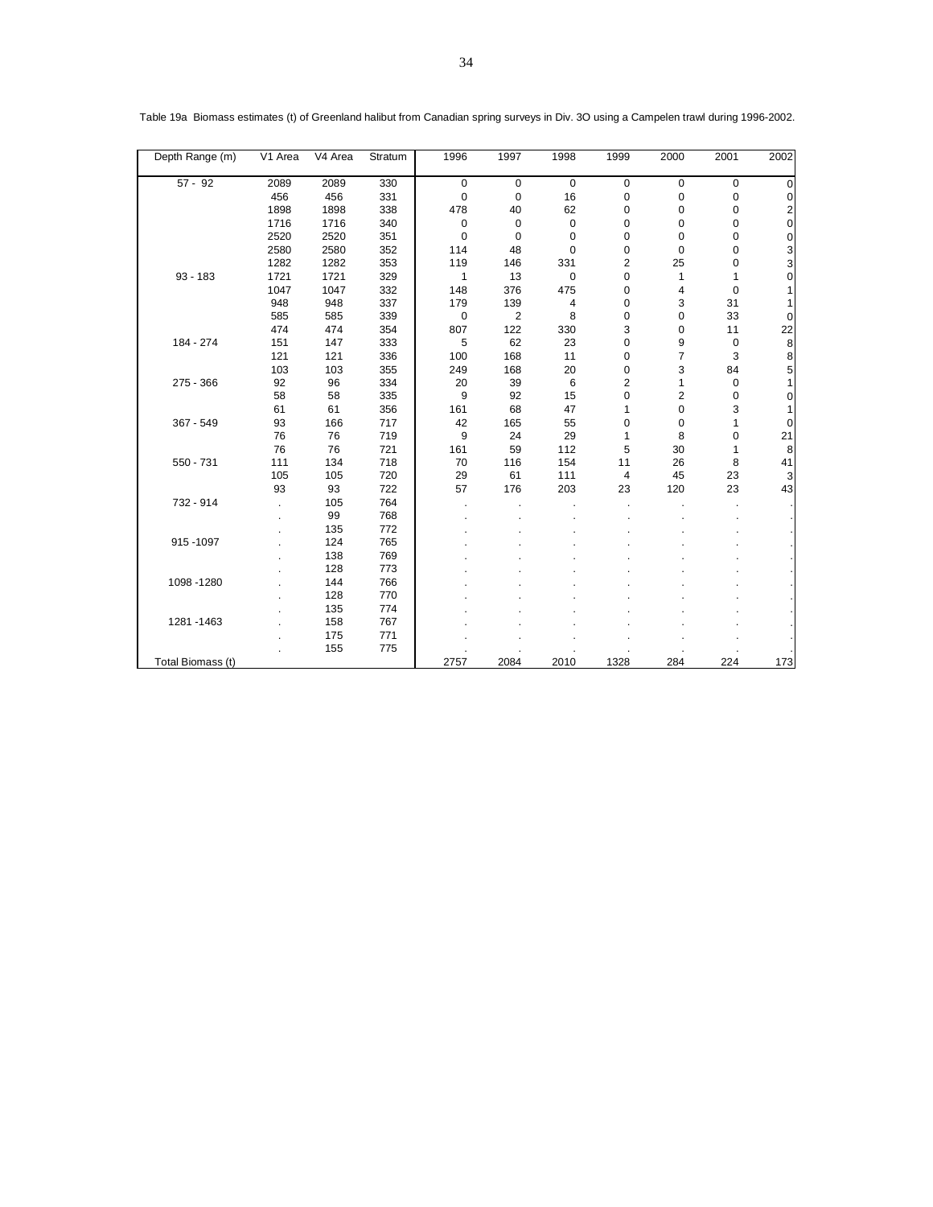Table 19a Biomass estimates (t) of Greenland halibut from Canadian spring surveys in Div. 3O using a Campelen trawl during 1996-2002.

| Depth Range (m) | V1 Area | V4 Area | Stratum | 1996 | 1997 | 1998 | 1999 | 2000 | 2001 | 2002 |
|---|---|---|---|---|---|---|---|---|---|---|
| 57 - 92 | 2089 | 2089 | 330 | 0 | 0 | 0 | 0 | 0 | 0 | 0 |
| | 456 | 456 | 331 | 0 | 0 | 16 | 0 | 0 | 0 | 0 |
| | 1898 | 1898 | 338 | 478 | 40 | 62 | 0 | 0 | 0 | 2 |
| | 1716 | 1716 | 340 | 0 | 0 | 0 | 0 | 0 | 0 | 0 |
| | 2520 | 2520 | 351 | 0 | 0 | 0 | 0 | 0 | 0 | 0 |
| | 2580 | 2580 | 352 | 114 | 48 | 0 | 0 | 0 | 0 | 3 |
| | 1282 | 1282 | 353 | 119 | 146 | 331 | 2 | 25 | 0 | 3 |
| 93 - 183 | 1721 | 1721 | 329 | 1 | 13 | 0 | 0 | 1 | 1 | 0 |
| | 1047 | 1047 | 332 | 148 | 376 | 475 | 0 | 4 | 0 | 1 |
| | 948 | 948 | 337 | 179 | 139 | 4 | 0 | 3 | 31 | 1 |
| | 585 | 585 | 339 | 0 | 2 | 8 | 0 | 0 | 33 | 0 |
| | 474 | 474 | 354 | 807 | 122 | 330 | 3 | 0 | 11 | 22 |
| 184 - 274 | 151 | 147 | 333 | 5 | 62 | 23 | 0 | 9 | 0 | 8 |
| | 121 | 121 | 336 | 100 | 168 | 11 | 0 | 7 | 3 | 8 |
| | 103 | 103 | 355 | 249 | 168 | 20 | 0 | 3 | 84 | 5 |
| 275 - 366 | 92 | 96 | 334 | 20 | 39 | 6 | 2 | 1 | 0 | 1 |
| | 58 | 58 | 335 | 9 | 92 | 15 | 0 | 2 | 0 | 0 |
| | 61 | 61 | 356 | 161 | 68 | 47 | 1 | 0 | 3 | 1 |
| 367 - 549 | 93 | 166 | 717 | 42 | 165 | 55 | 0 | 0 | 1 | 0 |
| | 76 | 76 | 719 | 9 | 24 | 29 | 1 | 8 | 0 | 21 |
| | 76 | 76 | 721 | 161 | 59 | 112 | 5 | 30 | 1 | 8 |
| 550 - 731 | 111 | 134 | 718 | 70 | 116 | 154 | 11 | 26 | 8 | 41 |
| | 105 | 105 | 720 | 29 | 61 | 111 | 4 | 45 | 23 | 3 |
| | 93 | 93 | 722 | 57 | 176 | 203 | 23 | 120 | 23 | 43 |
| 732 - 914 | . | 105 | 764 | . | . | . | . | . | . | . |
| | . | 99 | 768 | . | . | . | . | . | . | . |
| | . | 135 | 772 | . | . | . | . | . | . | . |
| 915 -1097 | . | 124 | 765 | . | . | . | . | . | . | . |
| | . | 138 | 769 | . | . | . | . | . | . | . |
| | . | 128 | 773 | . | . | . | . | . | . | . |
| 1098 -1280 | . | 144 | 766 | . | . | . | . | . | . | . |
| | . | 128 | 770 | . | . | . | . | . | . | . |
| | . | 135 | 774 | . | . | . | . | . | . | . |
| 1281 -1463 | . | 158 | 767 | . | . | . | . | . | . | . |
| | . | 175 | 771 | . | . | . | . | . | . | . |
| | . | 155 | 775 | . | . | . | . | . | . | . |
| Total Biomass (t) | | | | 2757 | 2084 | 2010 | 1328 | 284 | 224 | 173 |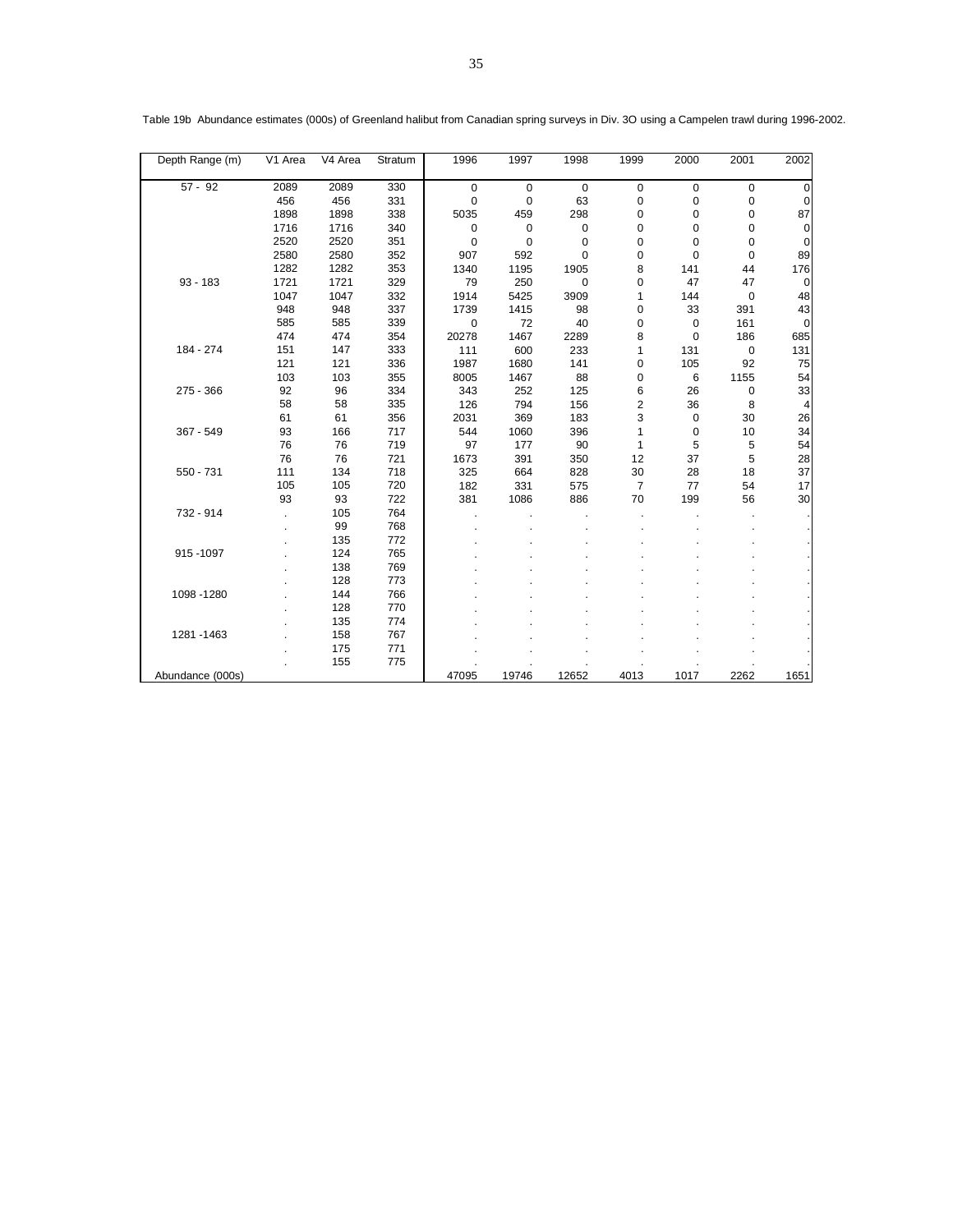Table 19b Abundance estimates (000s) of Greenland halibut from Canadian spring surveys in Div. 3O using a Campelen trawl during 1996-2002.

| Depth Range (m) | V1 Area | V4 Area | Stratum | 1996 | 1997 | 1998 | 1999 | 2000 | 2001 | 2002 |
|---|---|---|---|---|---|---|---|---|---|---|
| 57 - 92 | 2089 | 2089 | 330 | 0 | 0 | 0 | 0 | 0 | 0 | 0 |
| | 456 | 456 | 331 | 0 | 0 | 63 | 0 | 0 | 0 | 0 |
| | 1898 | 1898 | 338 | 5035 | 459 | 298 | 0 | 0 | 0 | 87 |
| | 1716 | 1716 | 340 | 0 | 0 | 0 | 0 | 0 | 0 | 0 |
| | 2520 | 2520 | 351 | 0 | 0 | 0 | 0 | 0 | 0 | 0 |
| | 2580 | 2580 | 352 | 907 | 592 | 0 | 0 | 0 | 0 | 89 |
| | 1282 | 1282 | 353 | 1340 | 1195 | 1905 | 8 | 141 | 44 | 176 |
| 93 - 183 | 1721 | 1721 | 329 | 79 | 250 | 0 | 0 | 47 | 47 | 0 |
| | 1047 | 1047 | 332 | 1914 | 5425 | 3909 | 1 | 144 | 0 | 48 |
| | 948 | 948 | 337 | 1739 | 1415 | 98 | 0 | 33 | 391 | 43 |
| | 585 | 585 | 339 | 0 | 72 | 40 | 0 | 0 | 161 | 0 |
| | 474 | 474 | 354 | 20278 | 1467 | 2289 | 8 | 0 | 186 | 685 |
| 184 - 274 | 151 | 147 | 333 | 111 | 600 | 233 | 1 | 131 | 0 | 131 |
| | 121 | 121 | 336 | 1987 | 1680 | 141 | 0 | 105 | 92 | 75 |
| | 103 | 103 | 355 | 8005 | 1467 | 88 | 0 | 6 | 1155 | 54 |
| 275 - 366 | 92 | 96 | 334 | 343 | 252 | 125 | 6 | 26 | 0 | 33 |
| | 58 | 58 | 335 | 126 | 794 | 156 | 2 | 36 | 8 | 4 |
| | 61 | 61 | 356 | 2031 | 369 | 183 | 3 | 0 | 30 | 26 |
| 367 - 549 | 93 | 166 | 717 | 544 | 1060 | 396 | 1 | 0 | 10 | 34 |
| | 76 | 76 | 719 | 97 | 177 | 90 | 1 | 5 | 5 | 54 |
| | 76 | 76 | 721 | 1673 | 391 | 350 | 12 | 37 | 5 | 28 |
| 550 - 731 | 111 | 134 | 718 | 325 | 664 | 828 | 30 | 28 | 18 | 37 |
| | 105 | 105 | 720 | 182 | 331 | 575 | 7 | 77 | 54 | 17 |
| | 93 | 93 | 722 | 381 | 1086 | 886 | 70 | 199 | 56 | 30 |
| 732 - 914 | . | 105 | 764 | . | . | . | . | . | . | . |
| | . | 99 | 768 | . | . | . | . | . | . | . |
| | . | 135 | 772 | . | . | . | . | . | . | . |
| 915 -1097 | . | 124 | 765 | . | . | . | . | . | . | . |
| | . | 138 | 769 | . | . | . | . | . | . | . |
| | . | 128 | 773 | . | . | . | . | . | . | . |
| 1098 -1280 | . | 144 | 766 | . | . | . | . | . | . | . |
| | . | 128 | 770 | . | . | . | . | . | . | . |
| | . | 135 | 774 | . | . | . | . | . | . | . |
| 1281 -1463 | . | 158 | 767 | . | . | . | . | . | . | . |
| | . | 175 | 771 | . | . | . | . | . | . | . |
| | . | 155 | 775 | . | . | . | . | . | . | . |
| Abundance (000s) | | | | 47095 | 19746 | 12652 | 4013 | 1017 | 2262 | 1651 |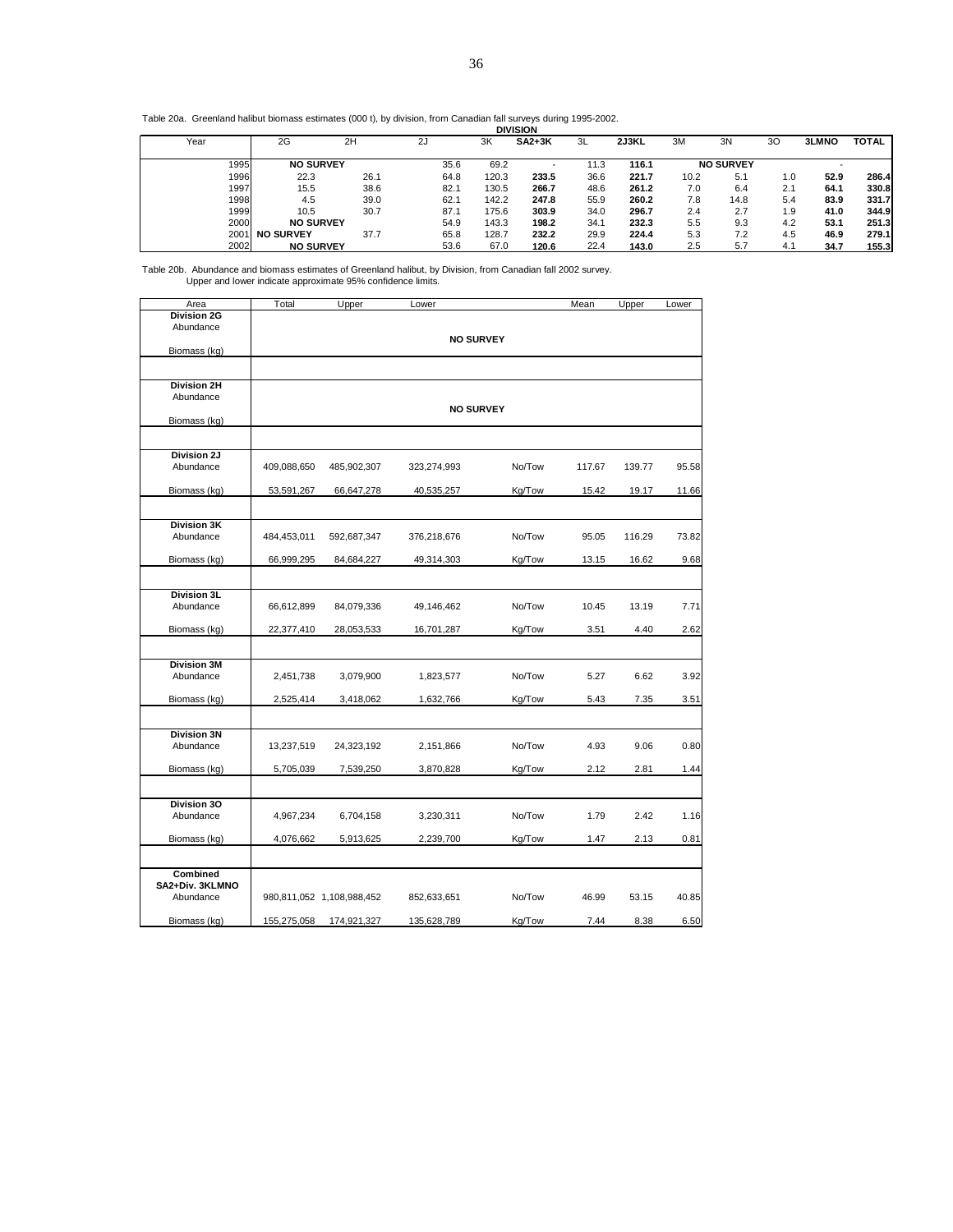Table 20a. Greenland halibut biomass estimates (000 t), by division, from Canadian fall surveys during 1995-2002.

| Year | 2G | 2H | 2J | 3K | SA2+3K | 3L | 2J3KL | 3M | 3N | 3O | 3LMNO | TOTAL |
|---|---|---|---|---|---|---|---|---|---|---|---|---|
| | | | | | DIVISION | | | | | | | |
| 1995 | NO SURVEY | | 35.6 | 69.2 | - | 11.3 | **116.1** | | NO SURVEY | | - | |
| 1996 | 22.3 | 26.1 | 64.8 | 120.3 | **233.5** | 36.6 | **221.7** | 10.2 | 5.1 | 1.0 | **52.9** | **286.4** |
| 1997 | 15.5 | 38.6 | 82.1 | 130.5 | **266.7** | 48.6 | **261.2** | 7.0 | 6.4 | 2.1 | **64.1** | **330.8** |
| 1998 | 4.5 | 39.0 | 62.1 | 142.2 | **247.8** | 55.9 | **260.2** | 7.8 | 14.8 | 5.4 | **83.9** | **331.7** |
| 1999 | 10.5 | 30.7 | 87.1 | 175.6 | **303.9** | 34.0 | **296.7** | 2.4 | 2.7 | 1.9 | **41.0** | **344.9** |
| 2000 | NO SURVEY | | 54.9 | 143.3 | **198.2** | 34.1 | **232.3** | 5.5 | 9.3 | 4.2 | **53.1** | **251.3** |
| 2001 | NO SURVEY | 37.7 | 65.8 | 128.7 | **232.2** | 29.9 | **224.4** | 5.3 | 7.2 | 4.5 | **46.9** | **279.1** |
| 2002 | NO SURVEY | | 53.6 | 67.0 | **120.6** | 22.4 | **143.0** | 2.5 | 5.7 | 4.1 | **34.7** | **155.3** |

Table 20b. Abundance and biomass estimates of Greenland halibut, by Division, from Canadian fall 2002 survey.
Upper and lower indicate approximate 95% confidence limits.

| Area | Total | Upper | Lower | | Mean | Upper | Lower |
|---|---|---|---|---|---|---|---|
| **Division 2G** | | | | | | | |
| Abundance | | | NO SURVEY | | | | |
| Biomass (kg) | | | | | | | |
| **Division 2H** | | | | | | | |
| Abundance | | | NO SURVEY | | | | |
| Biomass (kg) | | | | | | | |
| **Division 2J** | | | | | | | |
| Abundance | 409,088,650 | 485,902,307 | 323,274,993 | No/Tow | 117.67 | 139.77 | 95.58 |
| Biomass (kg) | 53,591,267 | 66,647,278 | 40,535,257 | Kg/Tow | 15.42 | 19.17 | 11.66 |
| **Division 3K** | | | | | | | |
| Abundance | 484,453,011 | 592,687,347 | 376,218,676 | No/Tow | 95.05 | 116.29 | 73.82 |
| Biomass (kg) | 66,999,295 | 84,684,227 | 49,314,303 | Kg/Tow | 13.15 | 16.62 | 9.68 |
| **Division 3L** | | | | | | | |
| Abundance | 66,612,899 | 84,079,336 | 49,146,462 | No/Tow | 10.45 | 13.19 | 7.71 |
| Biomass (kg) | 22,377,410 | 28,053,533 | 16,701,287 | Kg/Tow | 3.51 | 4.40 | 2.62 |
| **Division 3M** | | | | | | | |
| Abundance | 2,451,738 | 3,079,900 | 1,823,577 | No/Tow | 5.27 | 6.62 | 3.92 |
| Biomass (kg) | 2,525,414 | 3,418,062 | 1,632,766 | Kg/Tow | 5.43 | 7.35 | 3.51 |
| **Division 3N** | | | | | | | |
| Abundance | 13,237,519 | 24,323,192 | 2,151,866 | No/Tow | 4.93 | 9.06 | 0.80 |
| Biomass (kg) | 5,705,039 | 7,539,250 | 3,870,828 | Kg/Tow | 2.12 | 2.81 | 1.44 |
| **Division 3O** | | | | | | | |
| Abundance | 4,967,234 | 6,704,158 | 3,230,311 | No/Tow | 1.79 | 2.42 | 1.16 |
| Biomass (kg) | 4,076,662 | 5,913,625 | 2,239,700 | Kg/Tow | 1.47 | 2.13 | 0.81 |
| **Combined SA2+Div. 3KLMNO** | | | | | | | |
| Abundance | 980,811,052 | 1,108,988,452 | 852,633,651 | No/Tow | 46.99 | 53.15 | 40.85 |
| Biomass (kg) | 155,275,058 | 174,921,327 | 135,628,789 | Kg/Tow | 7.44 | 8.38 | 6.50 |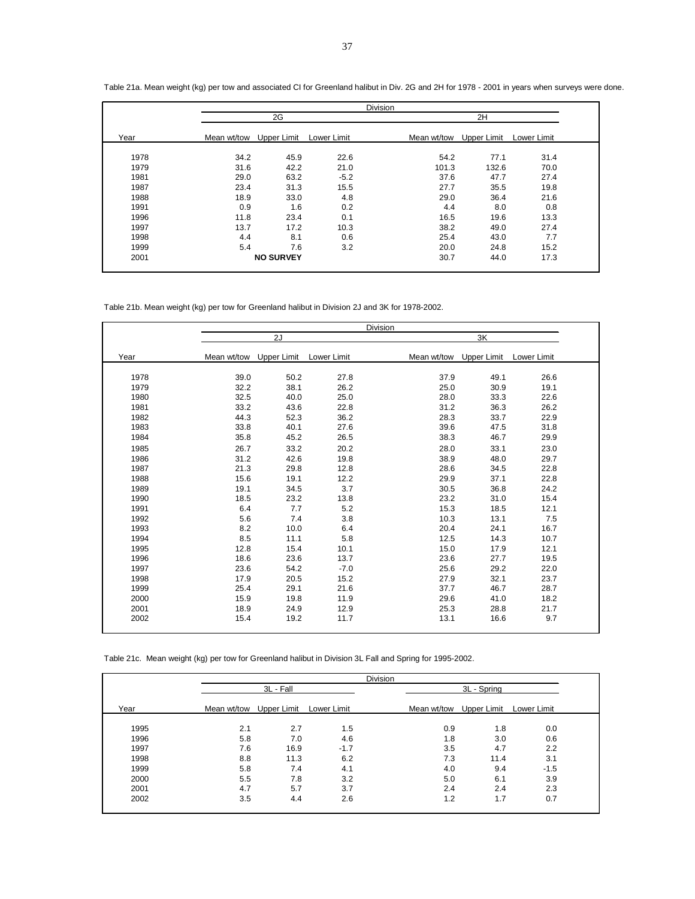Table 21a. Mean weight (kg) per tow and associated CI for Greenland halibut in Div. 2G and 2H for 1978 - 2001 in years when surveys were done.

| | Division | | | | | |
|---|---|---|---|---|---|---|
| | 2G | | | 2H | | |
| Year | Mean wt/tow | Upper Limit | Lower Limit | Mean wt/tow | Upper Limit | Lower Limit |
| 1978 | 34.2 | 45.9 | 22.6 | 54.2 | 77.1 | 31.4 |
| 1979 | 31.6 | 42.2 | 21.0 | 101.3 | 132.6 | 70.0 |
| 1981 | 29.0 | 63.2 | -5.2 | 37.6 | 47.7 | 27.4 |
| 1987 | 23.4 | 31.3 | 15.5 | 27.7 | 35.5 | 19.8 |
| 1988 | 18.9 | 33.0 | 4.8 | 29.0 | 36.4 | 21.6 |
| 1991 | 0.9 | 1.6 | 0.2 | 4.4 | 8.0 | 0.8 |
| 1996 | 11.8 | 23.4 | 0.1 | 16.5 | 19.6 | 13.3 |
| 1997 | 13.7 | 17.2 | 10.3 | 38.2 | 49.0 | 27.4 |
| 1998 | 4.4 | 8.1 | 0.6 | 25.4 | 43.0 | 7.7 |
| 1999 | 5.4 | 7.6 | 3.2 | 20.0 | 24.8 | 15.2 |
| 2001 | | **NO SURVEY** | | 30.7 | 44.0 | 17.3 |

Table 21b. Mean weight (kg) per tow for Greenland halibut in Division 2J and 3K for 1978-2002.

| | Division | | | | | |
|---|---|---|---|---|---|---|
| | 2J | | | 3K | | |
| Year | Mean wt/tow | Upper Limit | Lower Limit | Mean wt/tow | Upper Limit | Lower Limit |
| 1978 | 39.0 | 50.2 | 27.8 | 37.9 | 49.1 | 26.6 |
| 1979 | 32.2 | 38.1 | 26.2 | 25.0 | 30.9 | 19.1 |
| 1980 | 32.5 | 40.0 | 25.0 | 28.0 | 33.3 | 22.6 |
| 1981 | 33.2 | 43.6 | 22.8 | 31.2 | 36.3 | 26.2 |
| 1982 | 44.3 | 52.3 | 36.2 | 28.3 | 33.7 | 22.9 |
| 1983 | 33.8 | 40.1 | 27.6 | 39.6 | 47.5 | 31.8 |
| 1984 | 35.8 | 45.2 | 26.5 | 38.3 | 46.7 | 29.9 |
| 1985 | 26.7 | 33.2 | 20.2 | 28.0 | 33.1 | 23.0 |
| 1986 | 31.2 | 42.6 | 19.8 | 38.9 | 48.0 | 29.7 |
| 1987 | 21.3 | 29.8 | 12.8 | 28.6 | 34.5 | 22.8 |
| 1988 | 15.6 | 19.1 | 12.2 | 29.9 | 37.1 | 22.8 |
| 1989 | 19.1 | 34.5 | 3.7 | 30.5 | 36.8 | 24.2 |
| 1990 | 18.5 | 23.2 | 13.8 | 23.2 | 31.0 | 15.4 |
| 1991 | 6.4 | 7.7 | 5.2 | 15.3 | 18.5 | 12.1 |
| 1992 | 5.6 | 7.4 | 3.8 | 10.3 | 13.1 | 7.5 |
| 1993 | 8.2 | 10.0 | 6.4 | 20.4 | 24.1 | 16.7 |
| 1994 | 8.5 | 11.1 | 5.8 | 12.5 | 14.3 | 10.7 |
| 1995 | 12.8 | 15.4 | 10.1 | 15.0 | 17.9 | 12.1 |
| 1996 | 18.6 | 23.6 | 13.7 | 23.6 | 27.7 | 19.5 |
| 1997 | 23.6 | 54.2 | -7.0 | 25.6 | 29.2 | 22.0 |
| 1998 | 17.9 | 20.5 | 15.2 | 27.9 | 32.1 | 23.7 |
| 1999 | 25.4 | 29.1 | 21.6 | 37.7 | 46.7 | 28.7 |
| 2000 | 15.9 | 19.8 | 11.9 | 29.6 | 41.0 | 18.2 |
| 2001 | 18.9 | 24.9 | 12.9 | 25.3 | 28.8 | 21.7 |
| 2002 | 15.4 | 19.2 | 11.7 | 13.1 | 16.6 | 9.7 |

Table 21c. Mean weight (kg) per tow for Greenland halibut in Division 3L Fall and Spring for 1995-2002.

| | Division | | | | | |
|---|---|---|---|---|---|---|
| | 3L - Fall | | | 3L - Spring | | |
| Year | Mean wt/tow | Upper Limit | Lower Limit | Mean wt/tow | Upper Limit | Lower Limit |
| 1995 | 2.1 | 2.7 | 1.5 | 0.9 | 1.8 | 0.0 |
| 1996 | 5.8 | 7.0 | 4.6 | 1.8 | 3.0 | 0.6 |
| 1997 | 7.6 | 16.9 | -1.7 | 3.5 | 4.7 | 2.2 |
| 1998 | 8.8 | 11.3 | 6.2 | 7.3 | 11.4 | 3.1 |
| 1999 | 5.8 | 7.4 | 4.1 | 4.0 | 9.4 | -1.5 |
| 2000 | 5.5 | 7.8 | 3.2 | 5.0 | 6.1 | 3.9 |
| 2001 | 4.7 | 5.7 | 3.7 | 2.4 | 2.4 | 2.3 |
| 2002 | 3.5 | 4.4 | 2.6 | 1.2 | 1.7 | 0.7 |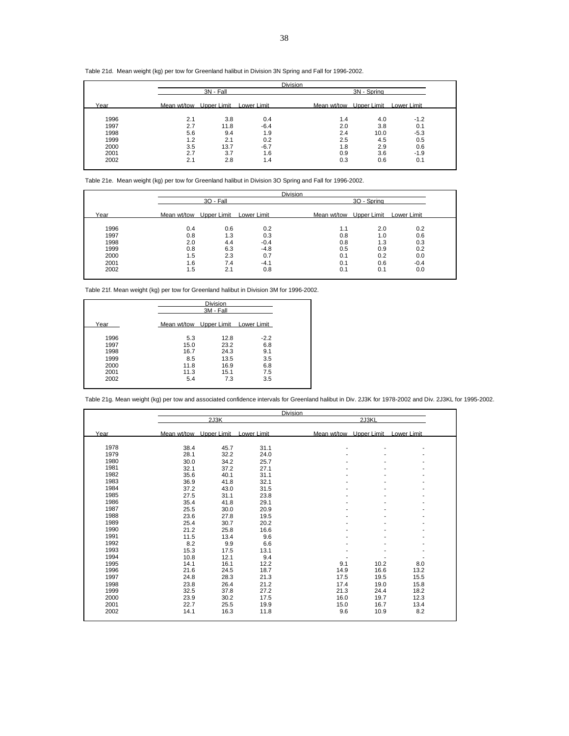Table 21d. Mean weight (kg) per tow for Greenland halibut in Division 3N Spring and Fall for 1996-2002.

| | Division | | | | | |
|---|---|---|---|---|---|---|
| | 3N - Fall | | | 3N - Spring | | |
| Year | Mean wt/tow | Upper Limit | Lower Limit | Mean wt/tow | Upper Limit | Lower Limit |
| 1996 | 2.1 | 3.8 | 0.4 | 1.4 | 4.0 | -1.2 |
| 1997 | 2.7 | 11.8 | -6.4 | 2.0 | 3.8 | 0.1 |
| 1998 | 5.6 | 9.4 | 1.9 | 2.4 | 10.0 | -5.3 |
| 1999 | 1.2 | 2.1 | 0.2 | 2.5 | 4.5 | 0.5 |
| 2000 | 3.5 | 13.7 | -6.7 | 1.8 | 2.9 | 0.6 |
| 2001 | 2.7 | 3.7 | 1.6 | 0.9 | 3.6 | -1.9 |
| 2002 | 2.1 | 2.8 | 1.4 | 0.3 | 0.6 | 0.1 |

Table 21e. Mean weight (kg) per tow for Greenland halibut in Division 3O Spring and Fall for 1996-2002.

| | Division | | | | | |
|---|---|---|---|---|---|---|
| | 3O - Fall | | | 3O - Spring | | |
| Year | Mean wt/tow | Upper Limit | Lower Limit | Mean wt/tow | Upper Limit | Lower Limit |
| 1996 | 0.4 | 0.6 | 0.2 | 1.1 | 2.0 | 0.2 |
| 1997 | 0.8 | 1.3 | 0.3 | 0.8 | 1.0 | 0.6 |
| 1998 | 2.0 | 4.4 | -0.4 | 0.8 | 1.3 | 0.3 |
| 1999 | 0.8 | 6.3 | -4.8 | 0.5 | 0.9 | 0.2 |
| 2000 | 1.5 | 2.3 | 0.7 | 0.1 | 0.2 | 0.0 |
| 2001 | 1.6 | 7.4 | -4.1 | 0.1 | 0.6 | -0.4 |
| 2002 | 1.5 | 2.1 | 0.8 | 0.1 | 0.1 | 0.0 |

Table 21f. Mean weight (kg) per tow for Greenland halibut in Division 3M for 1996-2002.

| | Division | | |
|---|---|---|---|
| | 3M - Fall | | |
| Year | Mean wt/tow | Upper Limit | Lower Limit |
| 1996 | 5.3 | 12.8 | -2.2 |
| 1997 | 15.0 | 23.2 | 6.8 |
| 1998 | 16.7 | 24.3 | 9.1 |
| 1999 | 8.5 | 13.5 | 3.5 |
| 2000 | 11.8 | 16.9 | 6.8 |
| 2001 | 11.3 | 15.1 | 7.5 |
| 2002 | 5.4 | 7.3 | 3.5 |

Table 21g. Mean weight (kg) per tow and associated confidence intervals for Greenland halibut in Div. 2J3K for 1978-2002 and Div. 2J3KL for 1995-2002.

| | Division | | | | | |
|---|---|---|---|---|---|---|
| | 2J3K | | | 2J3KL | | |
| Year | Mean wt/tow | Upper Limit | Lower Limit | Mean wt/tow | Upper Limit | Lower Limit |
| 1978 | 38.4 | 45.7 | 31.1 | - | - | - |
| 1979 | 28.1 | 32.2 | 24.0 | - | - | - |
| 1980 | 30.0 | 34.2 | 25.7 | - | - | - |
| 1981 | 32.1 | 37.2 | 27.1 | - | - | - |
| 1982 | 35.6 | 40.1 | 31.1 | - | - | - |
| 1983 | 36.9 | 41.8 | 32.1 | - | - | - |
| 1984 | 37.2 | 43.0 | 31.5 | - | - | - |
| 1985 | 27.5 | 31.1 | 23.8 | - | - | - |
| 1986 | 35.4 | 41.8 | 29.1 | - | - | - |
| 1987 | 25.5 | 30.0 | 20.9 | - | - | - |
| 1988 | 23.6 | 27.8 | 19.5 | - | - | - |
| 1989 | 25.4 | 30.7 | 20.2 | - | - | - |
| 1990 | 21.2 | 25.8 | 16.6 | - | - | - |
| 1991 | 11.5 | 13.4 | 9.6 | - | - | - |
| 1992 | 8.2 | 9.9 | 6.6 | - | - | - |
| 1993 | 15.3 | 17.5 | 13.1 | - | - | - |
| 1994 | 10.8 | 12.1 | 9.4 | - | - | - |
| 1995 | 14.1 | 16.1 | 12.2 | 9.1 | 10.2 | 8.0 |
| 1996 | 21.6 | 24.5 | 18.7 | 14.9 | 16.6 | 13.2 |
| 1997 | 24.8 | 28.3 | 21.3 | 17.5 | 19.5 | 15.5 |
| 1998 | 23.8 | 26.4 | 21.2 | 17.4 | 19.0 | 15.8 |
| 1999 | 32.5 | 37.8 | 27.2 | 21.3 | 24.4 | 18.2 |
| 2000 | 23.9 | 30.2 | 17.5 | 16.0 | 19.7 | 12.3 |
| 2001 | 22.7 | 25.5 | 19.9 | 15.0 | 16.7 | 13.4 |
| 2002 | 14.1 | 16.3 | 11.8 | 9.6 | 10.9 | 8.2 |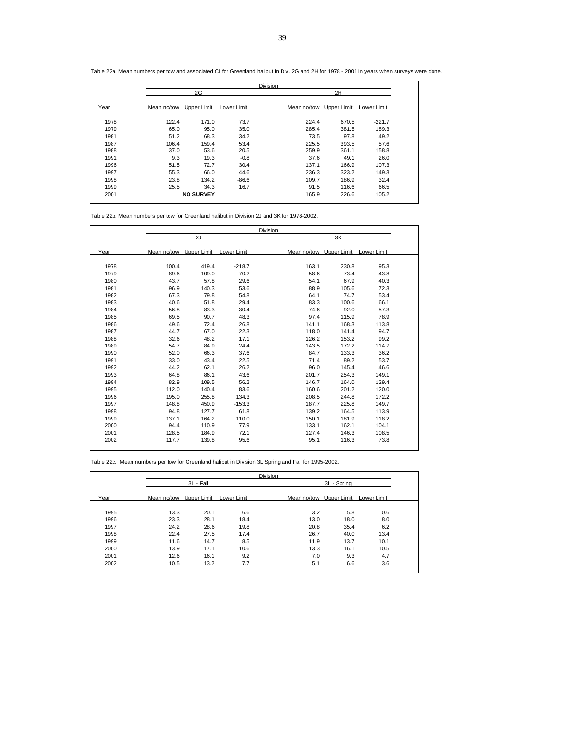Table 22a. Mean numbers per tow and associated CI for Greenland halibut in Div. 2G and 2H for 1978 - 2001 in years when surveys were done.

| | Division | | | | | |
|---|---|---|---|---|---|---|
| | 2G | | | 2H | | |
| Year | Mean no/tow | Upper Limit | Lower Limit | Mean no/tow | Upper Limit | Lower Limit |
| 1978 | 122.4 | 171.0 | 73.7 | 224.4 | 670.5 | -221.7 |
| 1979 | 65.0 | 95.0 | 35.0 | 285.4 | 381.5 | 189.3 |
| 1981 | 51.2 | 68.3 | 34.2 | 73.5 | 97.8 | 49.2 |
| 1987 | 106.4 | 159.4 | 53.4 | 225.5 | 393.5 | 57.6 |
| 1988 | 37.0 | 53.6 | 20.5 | 259.9 | 361.1 | 158.8 |
| 1991 | 9.3 | 19.3 | -0.8 | 37.6 | 49.1 | 26.0 |
| 1996 | 51.5 | 72.7 | 30.4 | 137.1 | 166.9 | 107.3 |
| 1997 | 55.3 | 66.0 | 44.6 | 236.3 | 323.2 | 149.3 |
| 1998 | 23.8 | 134.2 | -86.6 | 109.7 | 186.9 | 32.4 |
| 1999 | 25.5 | 34.3 | 16.7 | 91.5 | 116.6 | 66.5 |
| 2001 | | **NO SURVEY** | | 165.9 | 226.6 | 105.2 |

Table 22b. Mean numbers per tow for Greenland halibut in Division 2J and 3K for 1978-2002.

| | Division | | | | | |
|---|---|---|---|---|---|---|
| | 2J | | | 3K | | |
| Year | Mean no/tow | Upper Limit | Lower Limit | Mean no/tow | Upper Limit | Lower Limit |
| 1978 | 100.4 | 419.4 | -218.7 | 163.1 | 230.8 | 95.3 |
| 1979 | 89.6 | 109.0 | 70.2 | 58.6 | 73.4 | 43.8 |
| 1980 | 43.7 | 57.8 | 29.6 | 54.1 | 67.9 | 40.3 |
| 1981 | 96.9 | 140.3 | 53.6 | 88.9 | 105.6 | 72.3 |
| 1982 | 67.3 | 79.8 | 54.8 | 64.1 | 74.7 | 53.4 |
| 1983 | 40.6 | 51.8 | 29.4 | 83.3 | 100.6 | 66.1 |
| 1984 | 56.8 | 83.3 | 30.4 | 74.6 | 92.0 | 57.3 |
| 1985 | 69.5 | 90.7 | 48.3 | 97.4 | 115.9 | 78.9 |
| 1986 | 49.6 | 72.4 | 26.8 | 141.1 | 168.3 | 113.8 |
| 1987 | 44.7 | 67.0 | 22.3 | 118.0 | 141.4 | 94.7 |
| 1988 | 32.6 | 48.2 | 17.1 | 126.2 | 153.2 | 99.2 |
| 1989 | 54.7 | 84.9 | 24.4 | 143.5 | 172.2 | 114.7 |
| 1990 | 52.0 | 66.3 | 37.6 | 84.7 | 133.3 | 36.2 |
| 1991 | 33.0 | 43.4 | 22.5 | 71.4 | 89.2 | 53.7 |
| 1992 | 44.2 | 62.1 | 26.2 | 96.0 | 145.4 | 46.6 |
| 1993 | 64.8 | 86.1 | 43.6 | 201.7 | 254.3 | 149.1 |
| 1994 | 82.9 | 109.5 | 56.2 | 146.7 | 164.0 | 129.4 |
| 1995 | 112.0 | 140.4 | 83.6 | 160.6 | 201.2 | 120.0 |
| 1996 | 195.0 | 255.8 | 134.3 | 208.5 | 244.8 | 172.2 |
| 1997 | 148.8 | 450.9 | -153.3 | 187.7 | 225.8 | 149.7 |
| 1998 | 94.8 | 127.7 | 61.8 | 139.2 | 164.5 | 113.9 |
| 1999 | 137.1 | 164.2 | 110.0 | 150.1 | 181.9 | 118.2 |
| 2000 | 94.4 | 110.9 | 77.9 | 133.1 | 162.1 | 104.1 |
| 2001 | 128.5 | 184.9 | 72.1 | 127.4 | 146.3 | 108.5 |
| 2002 | 117.7 | 139.8 | 95.6 | 95.1 | 116.3 | 73.8 |

Table 22c. Mean numbers per tow for Greenland halibut in Division 3L Spring and Fall for 1995-2002.

| | Division | | | | | |
|---|---|---|---|---|---|---|
| | 3L - Fall | | | 3L - Spring | | |
| Year | Mean no/tow | Upper Limit | Lower Limit | Mean no/tow | Upper Limit | Lower Limit |
| 1995 | 13.3 | 20.1 | 6.6 | 3.2 | 5.8 | 0.6 |
| 1996 | 23.3 | 28.1 | 18.4 | 13.0 | 18.0 | 8.0 |
| 1997 | 24.2 | 28.6 | 19.8 | 20.8 | 35.4 | 6.2 |
| 1998 | 22.4 | 27.5 | 17.4 | 26.7 | 40.0 | 13.4 |
| 1999 | 11.6 | 14.7 | 8.5 | 11.9 | 13.7 | 10.1 |
| 2000 | 13.9 | 17.1 | 10.6 | 13.3 | 16.1 | 10.5 |
| 2001 | 12.6 | 16.1 | 9.2 | 7.0 | 9.3 | 4.7 |
| 2002 | 10.5 | 13.2 | 7.7 | 5.1 | 6.6 | 3.6 |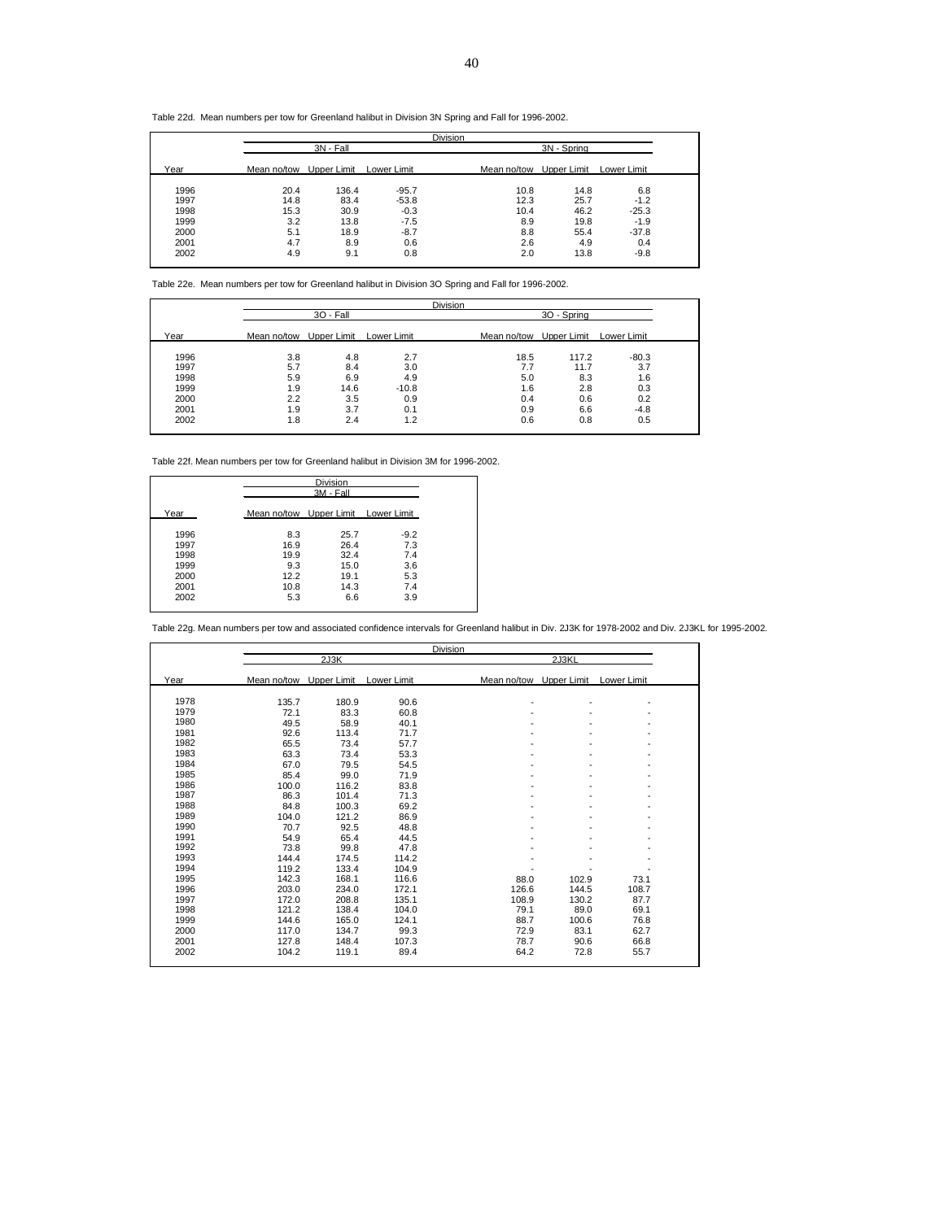Table 22d. Mean numbers per tow for Greenland halibut in Division 3N Spring and Fall for 1996-2002.

| | Division | | | | | |
|---|---|---|---|---|---|---|
| | 3N - Fall | | | 3N - Spring | | |
| Year | Mean no/tow | Upper Limit | Lower Limit | Mean no/tow | Upper Limit | Lower Limit |
| 1996 | 20.4 | 136.4 | -95.7 | 10.8 | 14.8 | 6.8 |
| 1997 | 14.8 | 83.4 | -53.8 | 12.3 | 25.7 | -1.2 |
| 1998 | 15.3 | 30.9 | -0.3 | 10.4 | 46.2 | -25.3 |
| 1999 | 3.2 | 13.8 | -7.5 | 8.9 | 19.8 | -1.9 |
| 2000 | 5.1 | 18.9 | -8.7 | 8.8 | 55.4 | -37.8 |
| 2001 | 4.7 | 8.9 | 0.6 | 2.6 | 4.9 | 0.4 |
| 2002 | 4.9 | 9.1 | 0.8 | 2.0 | 13.8 | -9.8 |

Table 22e. Mean numbers per tow for Greenland halibut in Division 3O Spring and Fall for 1996-2002.

| | Division | | | | | |
|---|---|---|---|---|---|---|
| | 3O - Fall | | | 3O - Spring | | |
| Year | Mean no/tow | Upper Limit | Lower Limit | Mean no/tow | Upper Limit | Lower Limit |
| 1996 | 3.8 | 4.8 | 2.7 | 18.5 | 117.2 | -80.3 |
| 1997 | 5.7 | 8.4 | 3.0 | 7.7 | 11.7 | 3.7 |
| 1998 | 5.9 | 6.9 | 4.9 | 5.0 | 8.3 | 1.6 |
| 1999 | 1.9 | 14.6 | -10.8 | 1.6 | 2.8 | 0.3 |
| 2000 | 2.2 | 3.5 | 0.9 | 0.4 | 0.6 | 0.2 |
| 2001 | 1.9 | 3.7 | 0.1 | 0.9 | 6.6 | -4.8 |
| 2002 | 1.8 | 2.4 | 1.2 | 0.6 | 0.8 | 0.5 |

Table 22f. Mean numbers per tow for Greenland halibut in Division 3M for 1996-2002.

| | Division | | |
|---|---|---|---|
| | 3M - Fall | | |
| Year | Mean no/tow | Upper Limit | Lower Limit |
| 1996 | 8.3 | 25.7 | -9.2 |
| 1997 | 16.9 | 26.4 | 7.3 |
| 1998 | 19.9 | 32.4 | 7.4 |
| 1999 | 9.3 | 15.0 | 3.6 |
| 2000 | 12.2 | 19.1 | 5.3 |
| 2001 | 10.8 | 14.3 | 7.4 |
| 2002 | 5.3 | 6.6 | 3.9 |

Table 22g. Mean numbers per tow and associated confidence intervals for Greenland halibut in Div. 2J3K for 1978-2002 and Div. 2J3KL for 1995-2002.

| | Division | | | | | |
|---|---|---|---|---|---|---|
| | 2J3K | | | 2J3KL | | |
| Year | Mean no/tow | Upper Limit | Lower Limit | Mean no/tow | Upper Limit | Lower Limit |
| 1978 | 135.7 | 180.9 | 90.6 | - | - | - |
| 1979 | 72.1 | 83.3 | 60.8 | - | - | - |
| 1980 | 49.5 | 58.9 | 40.1 | - | - | - |
| 1981 | 92.6 | 113.4 | 71.7 | - | - | - |
| 1982 | 65.5 | 73.4 | 57.7 | - | - | - |
| 1983 | 63.3 | 73.4 | 53.3 | - | - | - |
| 1984 | 67.0 | 79.5 | 54.5 | - | - | - |
| 1985 | 85.4 | 99.0 | 71.9 | - | - | - |
| 1986 | 100.0 | 116.2 | 83.8 | - | - | - |
| 1987 | 86.3 | 101.4 | 71.3 | - | - | - |
| 1988 | 84.8 | 100.3 | 69.2 | - | - | - |
| 1989 | 104.0 | 121.2 | 86.9 | - | - | - |
| 1990 | 70.7 | 92.5 | 48.8 | - | - | - |
| 1991 | 54.9 | 65.4 | 44.5 | - | - | - |
| 1992 | 73.8 | 99.8 | 47.8 | - | - | - |
| 1993 | 144.4 | 174.5 | 114.2 | - | - | - |
| 1994 | 119.2 | 133.4 | 104.9 | - | - | - |
| 1995 | 142.3 | 168.1 | 116.6 | 88.0 | 102.9 | 73.1 |
| 1996 | 203.0 | 234.0 | 172.1 | 126.6 | 144.5 | 108.7 |
| 1997 | 172.0 | 208.8 | 135.1 | 108.9 | 130.2 | 87.7 |
| 1998 | 121.2 | 138.4 | 104.0 | 79.1 | 89.0 | 69.1 |
| 1999 | 144.6 | 165.0 | 124.1 | 88.7 | 100.6 | 76.8 |
| 2000 | 117.0 | 134.7 | 99.3 | 72.9 | 83.1 | 62.7 |
| 2001 | 127.8 | 148.4 | 107.3 | 78.7 | 90.6 | 66.8 |
| 2002 | 104.2 | 119.1 | 89.4 | 64.2 | 72.8 | 55.7 |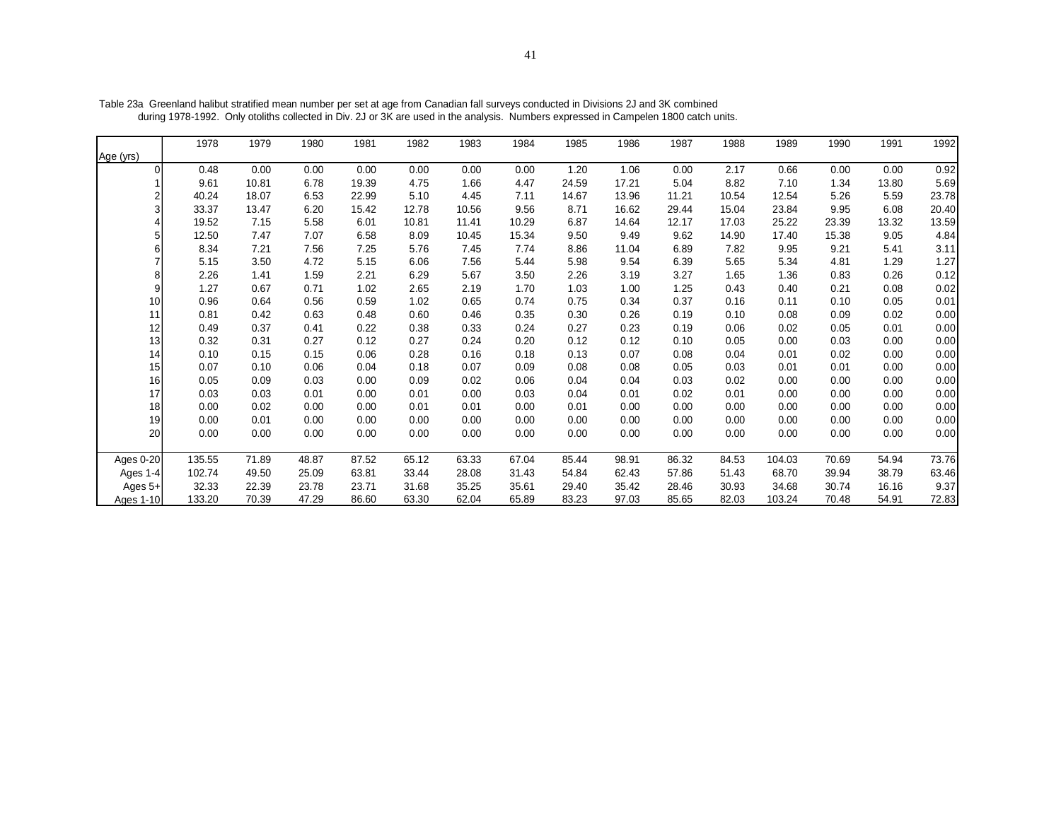Table 23a Greenland halibut stratified mean number per set at age from Canadian fall surveys conducted in Divisions 2J and 3K combined during 1978-1992. Only otoliths collected in Div. 2J or 3K are used in the analysis. Numbers expressed in Campelen 1800 catch units.

| Age (yrs) | 1978 | 1979 | 1980 | 1981 | 1982 | 1983 | 1984 | 1985 | 1986 | 1987 | 1988 | 1989 | 1990 | 1991 | 1992 |
|---|---|---|---|---|---|---|---|---|---|---|---|---|---|---|---|
| 0 | 0.48 | 0.00 | 0.00 | 0.00 | 0.00 | 0.00 | 0.00 | 1.20 | 1.06 | 0.00 | 2.17 | 0.66 | 0.00 | 0.00 | 0.92 |
| 1 | 9.61 | 10.81 | 6.78 | 19.39 | 4.75 | 1.66 | 4.47 | 24.59 | 17.21 | 5.04 | 8.82 | 7.10 | 1.34 | 13.80 | 5.69 |
| 2 | 40.24 | 18.07 | 6.53 | 22.99 | 5.10 | 4.45 | 7.11 | 14.67 | 13.96 | 11.21 | 10.54 | 12.54 | 5.26 | 5.59 | 23.78 |
| 3 | 33.37 | 13.47 | 6.20 | 15.42 | 12.78 | 10.56 | 9.56 | 8.71 | 16.62 | 29.44 | 15.04 | 23.84 | 9.95 | 6.08 | 20.40 |
| 4 | 19.52 | 7.15 | 5.58 | 6.01 | 10.81 | 11.41 | 10.29 | 6.87 | 14.64 | 12.17 | 17.03 | 25.22 | 23.39 | 13.32 | 13.59 |
| 5 | 12.50 | 7.47 | 7.07 | 6.58 | 8.09 | 10.45 | 15.34 | 9.50 | 9.49 | 9.62 | 14.90 | 17.40 | 15.38 | 9.05 | 4.84 |
| 6 | 8.34 | 7.21 | 7.56 | 7.25 | 5.76 | 7.45 | 7.74 | 8.86 | 11.04 | 6.89 | 7.82 | 9.95 | 9.21 | 5.41 | 3.11 |
| 7 | 5.15 | 3.50 | 4.72 | 5.15 | 6.06 | 7.56 | 5.44 | 5.98 | 9.54 | 6.39 | 5.65 | 5.34 | 4.81 | 1.29 | 1.27 |
| 8 | 2.26 | 1.41 | 1.59 | 2.21 | 6.29 | 5.67 | 3.50 | 2.26 | 3.19 | 3.27 | 1.65 | 1.36 | 0.83 | 0.26 | 0.12 |
| 9 | 1.27 | 0.67 | 0.71 | 1.02 | 2.65 | 2.19 | 1.70 | 1.03 | 1.00 | 1.25 | 0.43 | 0.40 | 0.21 | 0.08 | 0.02 |
| 10 | 0.96 | 0.64 | 0.56 | 0.59 | 1.02 | 0.65 | 0.74 | 0.75 | 0.34 | 0.37 | 0.16 | 0.11 | 0.10 | 0.05 | 0.01 |
| 11 | 0.81 | 0.42 | 0.63 | 0.48 | 0.60 | 0.46 | 0.35 | 0.30 | 0.26 | 0.19 | 0.10 | 0.08 | 0.09 | 0.02 | 0.00 |
| 12 | 0.49 | 0.37 | 0.41 | 0.22 | 0.38 | 0.33 | 0.24 | 0.27 | 0.23 | 0.19 | 0.06 | 0.02 | 0.05 | 0.01 | 0.00 |
| 13 | 0.32 | 0.31 | 0.27 | 0.12 | 0.27 | 0.24 | 0.20 | 0.12 | 0.12 | 0.10 | 0.05 | 0.00 | 0.03 | 0.00 | 0.00 |
| 14 | 0.10 | 0.15 | 0.15 | 0.06 | 0.28 | 0.16 | 0.18 | 0.13 | 0.07 | 0.08 | 0.04 | 0.01 | 0.02 | 0.00 | 0.00 |
| 15 | 0.07 | 0.10 | 0.06 | 0.04 | 0.18 | 0.07 | 0.09 | 0.08 | 0.08 | 0.05 | 0.03 | 0.01 | 0.01 | 0.00 | 0.00 |
| 16 | 0.05 | 0.09 | 0.03 | 0.00 | 0.09 | 0.02 | 0.06 | 0.04 | 0.04 | 0.03 | 0.02 | 0.00 | 0.00 | 0.00 | 0.00 |
| 17 | 0.03 | 0.03 | 0.01 | 0.00 | 0.01 | 0.00 | 0.03 | 0.04 | 0.01 | 0.02 | 0.01 | 0.00 | 0.00 | 0.00 | 0.00 |
| 18 | 0.00 | 0.02 | 0.00 | 0.00 | 0.01 | 0.01 | 0.00 | 0.01 | 0.00 | 0.00 | 0.00 | 0.00 | 0.00 | 0.00 | 0.00 |
| 19 | 0.00 | 0.01 | 0.00 | 0.00 | 0.00 | 0.00 | 0.00 | 0.00 | 0.00 | 0.00 | 0.00 | 0.00 | 0.00 | 0.00 | 0.00 |
| 20 | 0.00 | 0.00 | 0.00 | 0.00 | 0.00 | 0.00 | 0.00 | 0.00 | 0.00 | 0.00 | 0.00 | 0.00 | 0.00 | 0.00 | 0.00 |
| Ages 0-20 | 135.55 | 71.89 | 48.87 | 87.52 | 65.12 | 63.33 | 67.04 | 85.44 | 98.91 | 86.32 | 84.53 | 104.03 | 70.69 | 54.94 | 73.76 |
| Ages 1-4 | 102.74 | 49.50 | 25.09 | 63.81 | 33.44 | 28.08 | 31.43 | 54.84 | 62.43 | 57.86 | 51.43 | 68.70 | 39.94 | 38.79 | 63.46 |
| Ages 5+ | 32.33 | 22.39 | 23.78 | 23.71 | 31.68 | 35.25 | 35.61 | 29.40 | 35.42 | 28.46 | 30.93 | 34.68 | 30.74 | 16.16 | 9.37 |
| Ages 1-10 | 133.20 | 70.39 | 47.29 | 86.60 | 63.30 | 62.04 | 65.89 | 83.23 | 97.03 | 85.65 | 82.03 | 103.24 | 70.48 | 54.91 | 72.83 |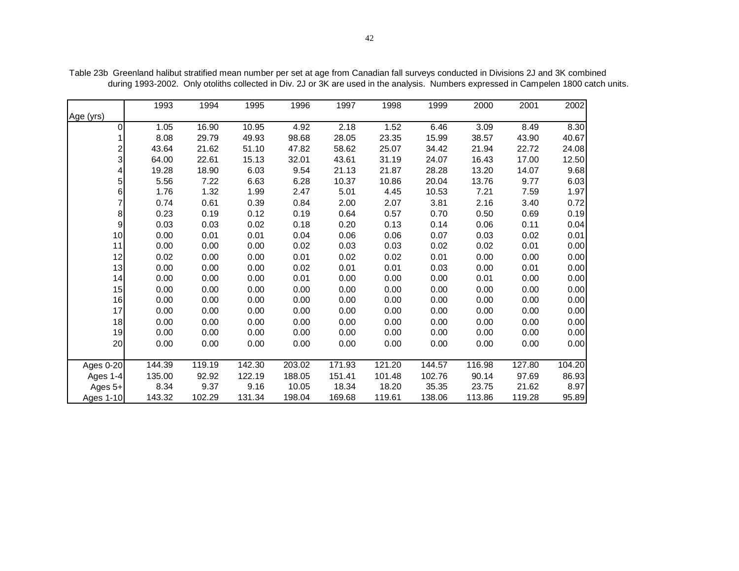Table 23b Greenland halibut stratified mean number per set at age from Canadian fall surveys conducted in Divisions 2J and 3K combined during 1993-2002. Only otoliths collected in Div. 2J or 3K are used in the analysis. Numbers expressed in Campelen 1800 catch units.

| Age (yrs) | 1993 | 1994 | 1995 | 1996 | 1997 | 1998 | 1999 | 2000 | 2001 | 2002 |
|---|---|---|---|---|---|---|---|---|---|---|
| 0 | 1.05 | 16.90 | 10.95 | 4.92 | 2.18 | 1.52 | 6.46 | 3.09 | 8.49 | 8.30 |
| 1 | 8.08 | 29.79 | 49.93 | 98.68 | 28.05 | 23.35 | 15.99 | 38.57 | 43.90 | 40.67 |
| 2 | 43.64 | 21.62 | 51.10 | 47.82 | 58.62 | 25.07 | 34.42 | 21.94 | 22.72 | 24.08 |
| 3 | 64.00 | 22.61 | 15.13 | 32.01 | 43.61 | 31.19 | 24.07 | 16.43 | 17.00 | 12.50 |
| 4 | 19.28 | 18.90 | 6.03 | 9.54 | 21.13 | 21.87 | 28.28 | 13.20 | 14.07 | 9.68 |
| 5 | 5.56 | 7.22 | 6.63 | 6.28 | 10.37 | 10.86 | 20.04 | 13.76 | 9.77 | 6.03 |
| 6 | 1.76 | 1.32 | 1.99 | 2.47 | 5.01 | 4.45 | 10.53 | 7.21 | 7.59 | 1.97 |
| 7 | 0.74 | 0.61 | 0.39 | 0.84 | 2.00 | 2.07 | 3.81 | 2.16 | 3.40 | 0.72 |
| 8 | 0.23 | 0.19 | 0.12 | 0.19 | 0.64 | 0.57 | 0.70 | 0.50 | 0.69 | 0.19 |
| 9 | 0.03 | 0.03 | 0.02 | 0.18 | 0.20 | 0.13 | 0.14 | 0.06 | 0.11 | 0.04 |
| 10 | 0.00 | 0.01 | 0.01 | 0.04 | 0.06 | 0.06 | 0.07 | 0.03 | 0.02 | 0.01 |
| 11 | 0.00 | 0.00 | 0.00 | 0.02 | 0.03 | 0.03 | 0.02 | 0.02 | 0.01 | 0.00 |
| 12 | 0.02 | 0.00 | 0.00 | 0.01 | 0.02 | 0.02 | 0.01 | 0.00 | 0.00 | 0.00 |
| 13 | 0.00 | 0.00 | 0.00 | 0.02 | 0.01 | 0.01 | 0.03 | 0.00 | 0.01 | 0.00 |
| 14 | 0.00 | 0.00 | 0.00 | 0.01 | 0.00 | 0.00 | 0.00 | 0.01 | 0.00 | 0.00 |
| 15 | 0.00 | 0.00 | 0.00 | 0.00 | 0.00 | 0.00 | 0.00 | 0.00 | 0.00 | 0.00 |
| 16 | 0.00 | 0.00 | 0.00 | 0.00 | 0.00 | 0.00 | 0.00 | 0.00 | 0.00 | 0.00 |
| 17 | 0.00 | 0.00 | 0.00 | 0.00 | 0.00 | 0.00 | 0.00 | 0.00 | 0.00 | 0.00 |
| 18 | 0.00 | 0.00 | 0.00 | 0.00 | 0.00 | 0.00 | 0.00 | 0.00 | 0.00 | 0.00 |
| 19 | 0.00 | 0.00 | 0.00 | 0.00 | 0.00 | 0.00 | 0.00 | 0.00 | 0.00 | 0.00 |
| 20 | 0.00 | 0.00 | 0.00 | 0.00 | 0.00 | 0.00 | 0.00 | 0.00 | 0.00 | 0.00 |
| Ages 0-20 | 144.39 | 119.19 | 142.30 | 203.02 | 171.93 | 121.20 | 144.57 | 116.98 | 127.80 | 104.20 |
| Ages 1-4 | 135.00 | 92.92 | 122.19 | 188.05 | 151.41 | 101.48 | 102.76 | 90.14 | 97.69 | 86.93 |
| Ages 5+ | 8.34 | 9.37 | 9.16 | 10.05 | 18.34 | 18.20 | 35.35 | 23.75 | 21.62 | 8.97 |
| Ages 1-10 | 143.32 | 102.29 | 131.34 | 198.04 | 169.68 | 119.61 | 138.06 | 113.86 | 119.28 | 95.89 |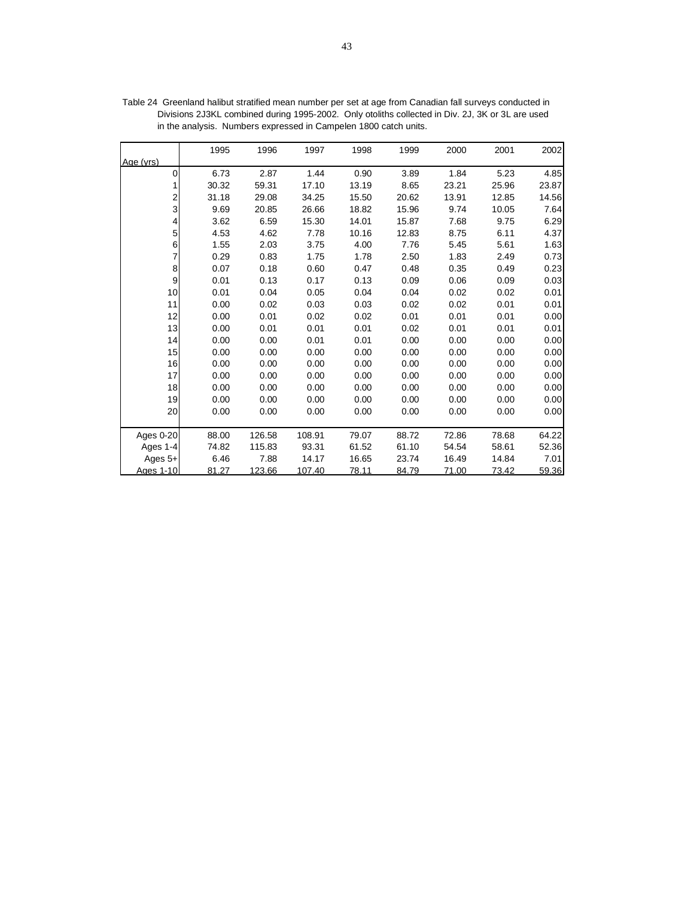Table 24 Greenland halibut stratified mean number per set at age from Canadian fall surveys conducted in Divisions 2J3KL combined during 1995-2002. Only otoliths collected in Div. 2J, 3K or 3L are used in the analysis. Numbers expressed in Campelen 1800 catch units.

| Age (yrs) | 1995 | 1996 | 1997 | 1998 | 1999 | 2000 | 2001 | 2002 |
|---|---|---|---|---|---|---|---|---|
| 0 | 6.73 | 2.87 | 1.44 | 0.90 | 3.89 | 1.84 | 5.23 | 4.85 |
| 1 | 30.32 | 59.31 | 17.10 | 13.19 | 8.65 | 23.21 | 25.96 | 23.87 |
| 2 | 31.18 | 29.08 | 34.25 | 15.50 | 20.62 | 13.91 | 12.85 | 14.56 |
| 3 | 9.69 | 20.85 | 26.66 | 18.82 | 15.96 | 9.74 | 10.05 | 7.64 |
| 4 | 3.62 | 6.59 | 15.30 | 14.01 | 15.87 | 7.68 | 9.75 | 6.29 |
| 5 | 4.53 | 4.62 | 7.78 | 10.16 | 12.83 | 8.75 | 6.11 | 4.37 |
| 6 | 1.55 | 2.03 | 3.75 | 4.00 | 7.76 | 5.45 | 5.61 | 1.63 |
| 7 | 0.29 | 0.83 | 1.75 | 1.78 | 2.50 | 1.83 | 2.49 | 0.73 |
| 8 | 0.07 | 0.18 | 0.60 | 0.47 | 0.48 | 0.35 | 0.49 | 0.23 |
| 9 | 0.01 | 0.13 | 0.17 | 0.13 | 0.09 | 0.06 | 0.09 | 0.03 |
| 10 | 0.01 | 0.04 | 0.05 | 0.04 | 0.04 | 0.02 | 0.02 | 0.01 |
| 11 | 0.00 | 0.02 | 0.03 | 0.03 | 0.02 | 0.02 | 0.01 | 0.01 |
| 12 | 0.00 | 0.01 | 0.02 | 0.02 | 0.01 | 0.01 | 0.01 | 0.00 |
| 13 | 0.00 | 0.01 | 0.01 | 0.01 | 0.02 | 0.01 | 0.01 | 0.01 |
| 14 | 0.00 | 0.00 | 0.01 | 0.01 | 0.00 | 0.00 | 0.00 | 0.00 |
| 15 | 0.00 | 0.00 | 0.00 | 0.00 | 0.00 | 0.00 | 0.00 | 0.00 |
| 16 | 0.00 | 0.00 | 0.00 | 0.00 | 0.00 | 0.00 | 0.00 | 0.00 |
| 17 | 0.00 | 0.00 | 0.00 | 0.00 | 0.00 | 0.00 | 0.00 | 0.00 |
| 18 | 0.00 | 0.00 | 0.00 | 0.00 | 0.00 | 0.00 | 0.00 | 0.00 |
| 19 | 0.00 | 0.00 | 0.00 | 0.00 | 0.00 | 0.00 | 0.00 | 0.00 |
| 20 | 0.00 | 0.00 | 0.00 | 0.00 | 0.00 | 0.00 | 0.00 | 0.00 |
| Ages 0-20 | 88.00 | 126.58 | 108.91 | 79.07 | 88.72 | 72.86 | 78.68 | 64.22 |
| Ages 1-4 | 74.82 | 115.83 | 93.31 | 61.52 | 61.10 | 54.54 | 58.61 | 52.36 |
| Ages 5+ | 6.46 | 7.88 | 14.17 | 16.65 | 23.74 | 16.49 | 14.84 | 7.01 |
| Ages 1-10 | 81.27 | 123.66 | 107.40 | 78.11 | 84.79 | 71.00 | 73.42 | 59.36 |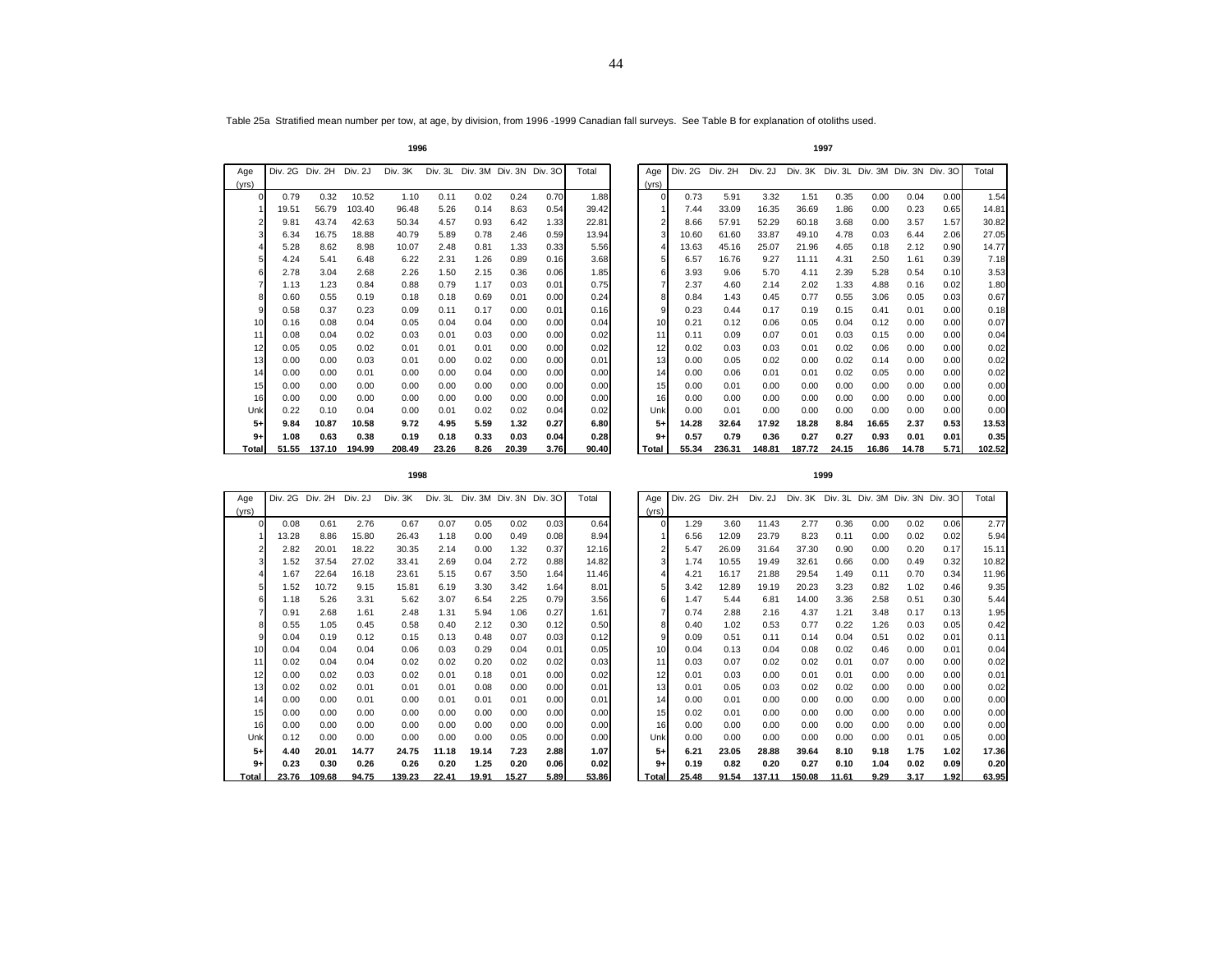Table 25a Stratified mean number per tow, at age, by division, from 1996 -1999 Canadian fall surveys. See Table B for explanation of otoliths used.

**1996**

| Age (yrs) | Div. 2G | Div. 2H | Div. 2J | Div. 3K | Div. 3L | Div. 3M | Div. 3N | Div. 3O | Total |
|---|---|---|---|---|---|---|---|---|---|
| 0 | 0.79 | 0.32 | 10.52 | 1.10 | 0.11 | 0.02 | 0.24 | 0.70 | 1.88 |
| 1 | 19.51 | 56.79 | 103.40 | 96.48 | 5.26 | 0.14 | 8.63 | 0.54 | 39.42 |
| 2 | 9.81 | 43.74 | 42.63 | 50.34 | 4.57 | 0.93 | 6.42 | 1.33 | 22.81 |
| 3 | 6.34 | 16.75 | 18.88 | 40.79 | 5.89 | 0.78 | 2.46 | 0.59 | 13.94 |
| 4 | 5.28 | 8.62 | 8.98 | 10.07 | 2.48 | 0.81 | 1.33 | 0.33 | 5.56 |
| 5 | 4.24 | 5.41 | 6.48 | 6.22 | 2.31 | 1.26 | 0.89 | 0.16 | 3.68 |
| 6 | 2.78 | 3.04 | 2.68 | 2.26 | 1.50 | 2.15 | 0.36 | 0.06 | 1.85 |
| 7 | 1.13 | 1.23 | 0.84 | 0.88 | 0.79 | 1.17 | 0.03 | 0.01 | 0.75 |
| 8 | 0.60 | 0.55 | 0.19 | 0.18 | 0.18 | 0.69 | 0.01 | 0.00 | 0.24 |
| 9 | 0.58 | 0.37 | 0.23 | 0.09 | 0.11 | 0.17 | 0.00 | 0.01 | 0.16 |
| 10 | 0.16 | 0.08 | 0.04 | 0.05 | 0.04 | 0.04 | 0.00 | 0.00 | 0.04 |
| 11 | 0.08 | 0.04 | 0.02 | 0.03 | 0.01 | 0.03 | 0.00 | 0.00 | 0.02 |
| 12 | 0.05 | 0.05 | 0.02 | 0.01 | 0.01 | 0.01 | 0.00 | 0.00 | 0.02 |
| 13 | 0.00 | 0.00 | 0.03 | 0.01 | 0.00 | 0.02 | 0.00 | 0.00 | 0.01 |
| 14 | 0.00 | 0.00 | 0.01 | 0.00 | 0.00 | 0.04 | 0.00 | 0.00 | 0.00 |
| 15 | 0.00 | 0.00 | 0.00 | 0.00 | 0.00 | 0.00 | 0.00 | 0.00 | 0.00 |
| 16 | 0.00 | 0.00 | 0.00 | 0.00 | 0.00 | 0.00 | 0.00 | 0.00 | 0.00 |
| Unk | 0.22 | 0.10 | 0.04 | 0.00 | 0.01 | 0.02 | 0.02 | 0.04 | 0.02 |
| **5+** | **9.84** | **10.87** | **10.58** | **9.72** | **4.95** | **5.59** | **1.32** | **0.27** | **6.80** |
| **9+** | **1.08** | **0.63** | **0.38** | **0.19** | **0.18** | **0.33** | **0.03** | **0.04** | **0.28** |
| **Total** | **51.55** | **137.10** | **194.99** | **208.49** | **23.26** | **8.26** | **20.39** | **3.76** | **90.40** |

**1997**

| Age (yrs) | Div. 2G | Div. 2H | Div. 2J | Div. 3K | Div. 3L | Div. 3M | Div. 3N | Div. 3O | Total |
|---|---|---|---|---|---|---|---|---|---|
| 0 | 0.73 | 5.91 | 3.32 | 1.51 | 0.35 | 0.00 | 0.04 | 0.00 | 1.54 |
| 1 | 7.44 | 33.09 | 16.35 | 36.69 | 1.86 | 0.00 | 0.23 | 0.65 | 14.81 |
| 2 | 8.66 | 57.91 | 52.29 | 60.18 | 3.68 | 0.00 | 3.57 | 1.57 | 30.82 |
| 3 | 10.60 | 61.60 | 33.87 | 49.10 | 4.78 | 0.03 | 6.44 | 2.06 | 27.05 |
| 4 | 13.63 | 45.16 | 25.07 | 21.96 | 4.65 | 0.18 | 2.12 | 0.90 | 14.77 |
| 5 | 6.57 | 16.76 | 9.27 | 11.11 | 4.31 | 2.50 | 1.61 | 0.39 | 7.18 |
| 6 | 3.93 | 9.06 | 5.70 | 4.11 | 2.39 | 5.28 | 0.54 | 0.10 | 3.53 |
| 7 | 2.37 | 4.60 | 2.14 | 2.02 | 1.33 | 4.88 | 0.16 | 0.02 | 1.80 |
| 8 | 0.84 | 1.43 | 0.45 | 0.77 | 0.55 | 3.06 | 0.05 | 0.03 | 0.67 |
| 9 | 0.23 | 0.44 | 0.17 | 0.19 | 0.15 | 0.41 | 0.01 | 0.00 | 0.18 |
| 10 | 0.21 | 0.12 | 0.06 | 0.05 | 0.04 | 0.12 | 0.00 | 0.00 | 0.07 |
| 11 | 0.11 | 0.09 | 0.07 | 0.01 | 0.03 | 0.15 | 0.00 | 0.00 | 0.04 |
| 12 | 0.02 | 0.03 | 0.03 | 0.01 | 0.02 | 0.06 | 0.00 | 0.00 | 0.02 |
| 13 | 0.00 | 0.05 | 0.02 | 0.00 | 0.02 | 0.14 | 0.00 | 0.00 | 0.02 |
| 14 | 0.00 | 0.06 | 0.01 | 0.01 | 0.02 | 0.05 | 0.00 | 0.00 | 0.02 |
| 15 | 0.00 | 0.01 | 0.00 | 0.00 | 0.00 | 0.00 | 0.00 | 0.00 | 0.00 |
| 16 | 0.00 | 0.00 | 0.00 | 0.00 | 0.00 | 0.00 | 0.00 | 0.00 | 0.00 |
| Unk | 0.00 | 0.01 | 0.00 | 0.00 | 0.00 | 0.00 | 0.00 | 0.00 | 0.00 |
| **5+** | **14.28** | **32.64** | **17.92** | **18.28** | **8.84** | **16.65** | **2.37** | **0.53** | **13.53** |
| **9+** | **0.57** | **0.79** | **0.36** | **0.27** | **0.27** | **0.93** | **0.01** | **0.01** | **0.35** |
| **Total** | **55.34** | **236.31** | **148.81** | **187.72** | **24.15** | **16.86** | **14.78** | **5.71** | **102.52** |

**1998**

| Age (yrs) | Div. 2G | Div. 2H | Div. 2J | Div. 3K | Div. 3L | Div. 3M | Div. 3N | Div. 3O | Total |
|---|---|---|---|---|---|---|---|---|---|
| 0 | 0.08 | 0.61 | 2.76 | 0.67 | 0.07 | 0.05 | 0.02 | 0.03 | 0.64 |
| 1 | 13.28 | 8.86 | 15.80 | 26.43 | 1.18 | 0.00 | 0.49 | 0.08 | 8.94 |
| 2 | 2.82 | 20.01 | 18.22 | 30.35 | 2.14 | 0.00 | 1.32 | 0.37 | 12.16 |
| 3 | 1.52 | 37.54 | 27.02 | 33.41 | 2.69 | 0.04 | 2.72 | 0.88 | 14.82 |
| 4 | 1.67 | 22.64 | 16.18 | 23.61 | 5.15 | 0.67 | 3.50 | 1.64 | 11.46 |
| 5 | 1.52 | 10.72 | 9.15 | 15.81 | 6.19 | 3.30 | 3.42 | 1.64 | 8.01 |
| 6 | 1.18 | 5.26 | 3.31 | 5.62 | 3.07 | 6.54 | 2.25 | 0.79 | 3.56 |
| 7 | 0.91 | 2.68 | 1.61 | 2.48 | 1.31 | 5.94 | 1.06 | 0.27 | 1.61 |
| 8 | 0.55 | 1.05 | 0.45 | 0.58 | 0.40 | 2.12 | 0.30 | 0.12 | 0.50 |
| 9 | 0.04 | 0.19 | 0.12 | 0.15 | 0.13 | 0.48 | 0.07 | 0.03 | 0.12 |
| 10 | 0.04 | 0.04 | 0.04 | 0.06 | 0.03 | 0.29 | 0.04 | 0.01 | 0.05 |
| 11 | 0.02 | 0.04 | 0.04 | 0.02 | 0.02 | 0.20 | 0.02 | 0.02 | 0.03 |
| 12 | 0.00 | 0.02 | 0.03 | 0.02 | 0.01 | 0.18 | 0.01 | 0.00 | 0.02 |
| 13 | 0.02 | 0.02 | 0.01 | 0.01 | 0.01 | 0.08 | 0.00 | 0.00 | 0.01 |
| 14 | 0.00 | 0.00 | 0.01 | 0.00 | 0.00 | 0.01 | 0.01 | 0.00 | 0.01 |
| 15 | 0.00 | 0.00 | 0.00 | 0.00 | 0.00 | 0.00 | 0.00 | 0.00 | 0.00 |
| 16 | 0.00 | 0.00 | 0.00 | 0.00 | 0.00 | 0.00 | 0.00 | 0.00 | 0.00 |
| Unk | 0.12 | 0.00 | 0.00 | 0.00 | 0.00 | 0.00 | 0.05 | 0.00 | 0.00 |
| **5+** | **4.40** | **20.01** | **14.77** | **24.75** | **11.18** | **19.14** | **7.23** | **2.88** | **1.07** |
| **9+** | **0.23** | **0.30** | **0.26** | **0.26** | **0.20** | **1.25** | **0.20** | **0.06** | **0.02** |
| **Total** | **23.76** | **109.68** | **94.75** | **139.23** | **22.41** | **19.91** | **15.27** | **5.89** | **53.86** |

**1999**

| Age (yrs) | Div. 2G | Div. 2H | Div. 2J | Div. 3K | Div. 3L | Div. 3M | Div. 3N | Div. 3O | Total |
|---|---|---|---|---|---|---|---|---|---|
| 0 | 1.29 | 3.60 | 11.43 | 2.77 | 0.36 | 0.00 | 0.02 | 0.06 | 2.77 |
| 1 | 6.56 | 12.09 | 23.79 | 8.23 | 0.11 | 0.00 | 0.02 | 0.02 | 5.94 |
| 2 | 5.47 | 26.09 | 31.64 | 37.30 | 0.90 | 0.00 | 0.20 | 0.17 | 15.11 |
| 3 | 1.74 | 10.55 | 19.49 | 32.61 | 0.66 | 0.00 | 0.49 | 0.32 | 10.82 |
| 4 | 4.21 | 16.17 | 21.88 | 29.54 | 1.49 | 0.11 | 0.70 | 0.34 | 11.96 |
| 5 | 3.42 | 12.89 | 19.19 | 20.23 | 3.23 | 0.82 | 1.02 | 0.46 | 9.35 |
| 6 | 1.47 | 5.44 | 6.81 | 14.00 | 3.36 | 2.58 | 0.51 | 0.30 | 5.44 |
| 7 | 0.74 | 2.88 | 2.16 | 4.37 | 1.21 | 3.48 | 0.17 | 0.13 | 1.95 |
| 8 | 0.40 | 1.02 | 0.53 | 0.77 | 0.22 | 1.26 | 0.03 | 0.05 | 0.42 |
| 9 | 0.09 | 0.51 | 0.11 | 0.14 | 0.04 | 0.51 | 0.02 | 0.01 | 0.11 |
| 10 | 0.04 | 0.13 | 0.04 | 0.08 | 0.02 | 0.46 | 0.00 | 0.01 | 0.04 |
| 11 | 0.03 | 0.07 | 0.02 | 0.02 | 0.01 | 0.07 | 0.00 | 0.00 | 0.02 |
| 12 | 0.01 | 0.03 | 0.00 | 0.01 | 0.01 | 0.00 | 0.00 | 0.00 | 0.01 |
| 13 | 0.01 | 0.05 | 0.03 | 0.02 | 0.02 | 0.00 | 0.00 | 0.00 | 0.02 |
| 14 | 0.00 | 0.01 | 0.00 | 0.00 | 0.00 | 0.00 | 0.00 | 0.00 | 0.00 |
| 15 | 0.02 | 0.01 | 0.00 | 0.00 | 0.00 | 0.00 | 0.00 | 0.00 | 0.00 |
| 16 | 0.00 | 0.00 | 0.00 | 0.00 | 0.00 | 0.00 | 0.00 | 0.00 | 0.00 |
| Unk | 0.00 | 0.00 | 0.00 | 0.00 | 0.00 | 0.00 | 0.01 | 0.05 | 0.00 |
| **5+** | **6.21** | **23.05** | **28.88** | **39.64** | **8.10** | **9.18** | **1.75** | **1.02** | **17.36** |
| **9+** | **0.19** | **0.82** | **0.20** | **0.27** | **0.10** | **1.04** | **0.02** | **0.09** | **0.20** |
| **Total** | **25.48** | **91.54** | **137.11** | **150.08** | **11.61** | **9.29** | **3.17** | **1.92** | **63.95** |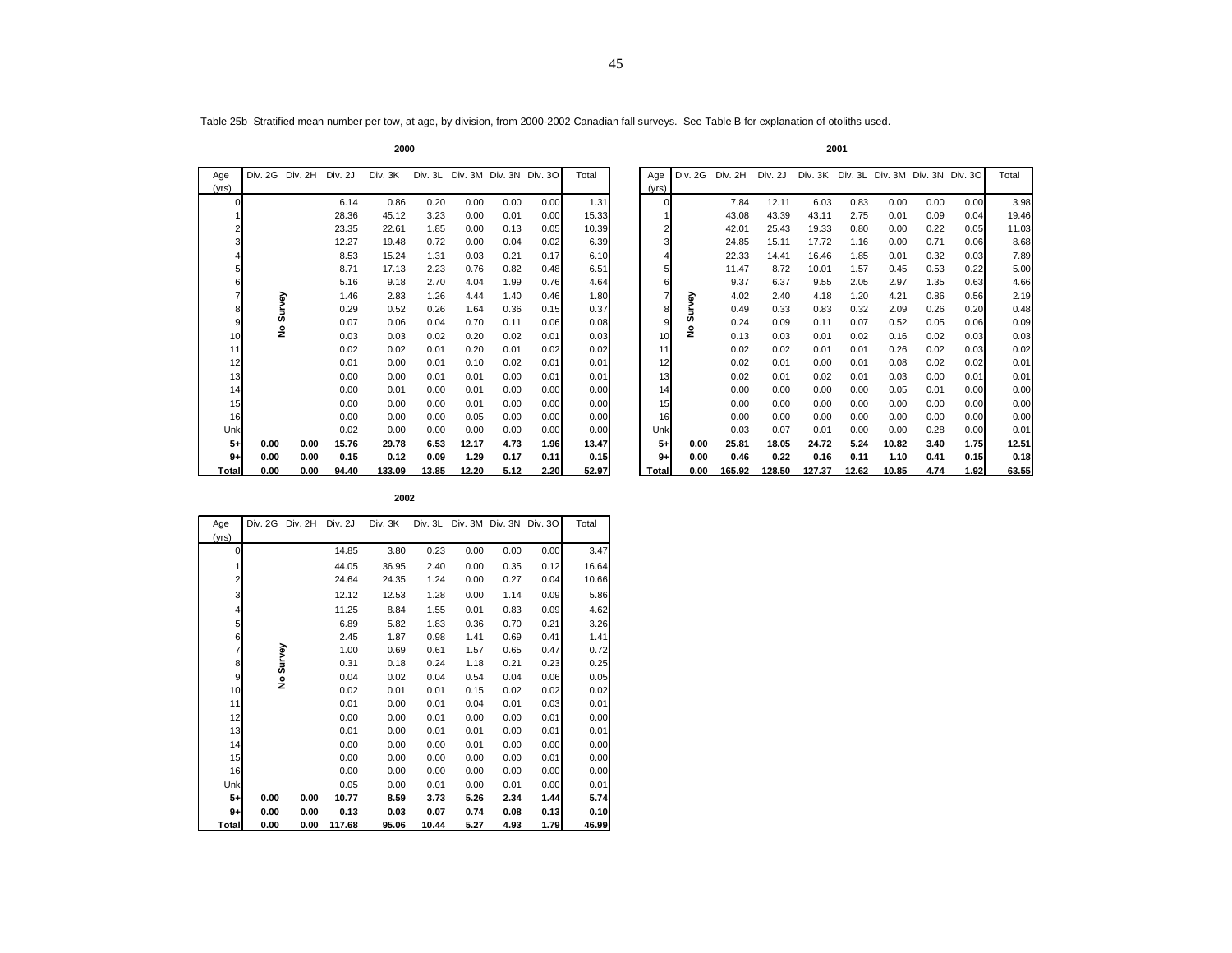Table 25b Stratified mean number per tow, at age, by division, from 2000-2002 Canadian fall surveys. See Table B for explanation of otoliths used.

**2000**

| Age (yrs) | Div. 2G | Div. 2H | Div. 2J | Div. 3K | Div. 3L | Div. 3M | Div. 3N | Div. 3O | Total |
|---|---|---|---|---|---|---|---|---|---|
| 0 | No Survey | No Survey | 6.14 | 0.86 | 0.20 | 0.00 | 0.00 | 0.00 | 1.31 |
| 1 | | | 28.36 | 45.12 | 3.23 | 0.00 | 0.01 | 0.00 | 15.33 |
| 2 | | | 23.35 | 22.61 | 1.85 | 0.00 | 0.13 | 0.05 | 10.39 |
| 3 | | | 12.27 | 19.48 | 0.72 | 0.00 | 0.04 | 0.02 | 6.39 |
| 4 | | | 8.53 | 15.24 | 1.31 | 0.03 | 0.21 | 0.17 | 6.10 |
| 5 | | | 8.71 | 17.13 | 2.23 | 0.76 | 0.82 | 0.48 | 6.51 |
| 6 | | | 5.16 | 9.18 | 2.70 | 4.04 | 1.99 | 0.76 | 4.64 |
| 7 | | | 1.46 | 2.83 | 1.26 | 4.44 | 1.40 | 0.46 | 1.80 |
| 8 | | | 0.29 | 0.52 | 0.26 | 1.64 | 0.36 | 0.15 | 0.37 |
| 9 | | | 0.07 | 0.06 | 0.04 | 0.70 | 0.11 | 0.06 | 0.08 |
| 10 | | | 0.03 | 0.03 | 0.02 | 0.20 | 0.02 | 0.01 | 0.03 |
| 11 | | | 0.02 | 0.02 | 0.01 | 0.20 | 0.01 | 0.02 | 0.02 |
| 12 | | | 0.01 | 0.00 | 0.01 | 0.10 | 0.02 | 0.01 | 0.01 |
| 13 | | | 0.00 | 0.00 | 0.01 | 0.01 | 0.00 | 0.01 | 0.01 |
| 14 | | | 0.00 | 0.01 | 0.00 | 0.01 | 0.00 | 0.00 | 0.00 |
| 15 | | | 0.00 | 0.00 | 0.00 | 0.01 | 0.00 | 0.00 | 0.00 |
| 16 | | | 0.00 | 0.00 | 0.00 | 0.05 | 0.00 | 0.00 | 0.00 |
| Unk | | | 0.02 | 0.00 | 0.00 | 0.00 | 0.00 | 0.00 | 0.00 |
| **5+** | **0.00** | **0.00** | **15.76** | **29.78** | **6.53** | **12.17** | **4.73** | **1.96** | **13.47** |
| **9+** | **0.00** | **0.00** | **0.15** | **0.12** | **0.09** | **1.29** | **0.17** | **0.11** | **0.15** |
| **Total** | **0.00** | **0.00** | **94.40** | **133.09** | **13.85** | **12.20** | **5.12** | **2.20** | **52.97** |

**2001**

| Age (yrs) | Div. 2G | Div. 2H | Div. 2J | Div. 3K | Div. 3L | Div. 3M | Div. 3N | Div. 3O | Total |
|---|---|---|---|---|---|---|---|---|---|
| 0 | No Survey | 7.84 | 12.11 | 6.03 | 0.83 | 0.00 | 0.00 | 0.00 | 3.98 |
| 1 | | 43.08 | 43.39 | 43.11 | 2.75 | 0.01 | 0.09 | 0.04 | 19.46 |
| 2 | | 42.01 | 25.43 | 19.33 | 0.80 | 0.00 | 0.22 | 0.05 | 11.03 |
| 3 | | 24.85 | 15.11 | 17.72 | 1.16 | 0.00 | 0.71 | 0.06 | 8.68 |
| 4 | | 22.33 | 14.41 | 16.46 | 1.85 | 0.01 | 0.32 | 0.03 | 7.89 |
| 5 | | 11.47 | 8.72 | 10.01 | 1.57 | 0.45 | 0.53 | 0.22 | 5.00 |
| 6 | | 9.37 | 6.37 | 9.55 | 2.05 | 2.97 | 1.35 | 0.63 | 4.66 |
| 7 | | 4.02 | 2.40 | 4.18 | 1.20 | 4.21 | 0.86 | 0.56 | 2.19 |
| 8 | | 0.49 | 0.33 | 0.83 | 0.32 | 2.09 | 0.26 | 0.20 | 0.48 |
| 9 | | 0.24 | 0.09 | 0.11 | 0.07 | 0.52 | 0.05 | 0.06 | 0.09 |
| 10 | | 0.13 | 0.03 | 0.01 | 0.02 | 0.16 | 0.02 | 0.03 | 0.03 |
| 11 | | 0.02 | 0.02 | 0.01 | 0.01 | 0.26 | 0.02 | 0.03 | 0.02 |
| 12 | | 0.02 | 0.01 | 0.00 | 0.01 | 0.08 | 0.02 | 0.02 | 0.01 |
| 13 | | 0.02 | 0.01 | 0.02 | 0.01 | 0.03 | 0.00 | 0.01 | 0.01 |
| 14 | | 0.00 | 0.00 | 0.00 | 0.00 | 0.05 | 0.01 | 0.00 | 0.00 |
| 15 | | 0.00 | 0.00 | 0.00 | 0.00 | 0.00 | 0.00 | 0.00 | 0.00 |
| 16 | | 0.00 | 0.00 | 0.00 | 0.00 | 0.00 | 0.00 | 0.00 | 0.00 |
| Unk | | 0.03 | 0.07 | 0.01 | 0.00 | 0.00 | 0.28 | 0.00 | 0.01 |
| **5+** | **0.00** | **25.81** | **18.05** | **24.72** | **5.24** | **10.82** | **3.40** | **1.75** | **12.51** |
| **9+** | **0.00** | **0.46** | **0.22** | **0.16** | **0.11** | **1.10** | **0.41** | **0.15** | **0.18** |
| **Total** | **0.00** | **165.92** | **128.50** | **127.37** | **12.62** | **10.85** | **4.74** | **1.92** | **63.55** |

**2002**

| Age (yrs) | Div. 2G | Div. 2H | Div. 2J | Div. 3K | Div. 3L | Div. 3M | Div. 3N | Div. 3O | Total |
|---|---|---|---|---|---|---|---|---|---|
| 0 | No Survey | No Survey | 14.85 | 3.80 | 0.23 | 0.00 | 0.00 | 0.00 | 3.47 |
| 1 | | | 44.05 | 36.95 | 2.40 | 0.00 | 0.35 | 0.12 | 16.64 |
| 2 | | | 24.64 | 24.35 | 1.24 | 0.00 | 0.27 | 0.04 | 10.66 |
| 3 | | | 12.12 | 12.53 | 1.28 | 0.00 | 1.14 | 0.09 | 5.86 |
| 4 | | | 11.25 | 8.84 | 1.55 | 0.01 | 0.83 | 0.09 | 4.62 |
| 5 | | | 6.89 | 5.82 | 1.83 | 0.36 | 0.70 | 0.21 | 3.26 |
| 6 | | | 2.45 | 1.87 | 0.98 | 1.41 | 0.69 | 0.41 | 1.41 |
| 7 | | | 1.00 | 0.69 | 0.61 | 1.57 | 0.65 | 0.47 | 0.72 |
| 8 | | | 0.31 | 0.18 | 0.24 | 1.18 | 0.21 | 0.23 | 0.25 |
| 9 | | | 0.04 | 0.02 | 0.04 | 0.54 | 0.04 | 0.06 | 0.05 |
| 10 | | | 0.02 | 0.01 | 0.01 | 0.15 | 0.02 | 0.02 | 0.02 |
| 11 | | | 0.01 | 0.00 | 0.01 | 0.04 | 0.01 | 0.03 | 0.01 |
| 12 | | | 0.00 | 0.00 | 0.01 | 0.00 | 0.00 | 0.01 | 0.00 |
| 13 | | | 0.01 | 0.00 | 0.01 | 0.01 | 0.00 | 0.01 | 0.01 |
| 14 | | | 0.00 | 0.00 | 0.00 | 0.01 | 0.00 | 0.00 | 0.00 |
| 15 | | | 0.00 | 0.00 | 0.00 | 0.00 | 0.00 | 0.01 | 0.00 |
| 16 | | | 0.00 | 0.00 | 0.00 | 0.00 | 0.00 | 0.00 | 0.00 |
| Unk | | | 0.05 | 0.00 | 0.01 | 0.00 | 0.01 | 0.00 | 0.01 |
| **5+** | **0.00** | **0.00** | **10.77** | **8.59** | **3.73** | **5.26** | **2.34** | **1.44** | **5.74** |
| **9+** | **0.00** | **0.00** | **0.13** | **0.03** | **0.07** | **0.74** | **0.08** | **0.13** | **0.10** |
| **Total** | **0.00** | **0.00** | **117.68** | **95.06** | **10.44** | **5.27** | **4.93** | **1.79** | **46.99** |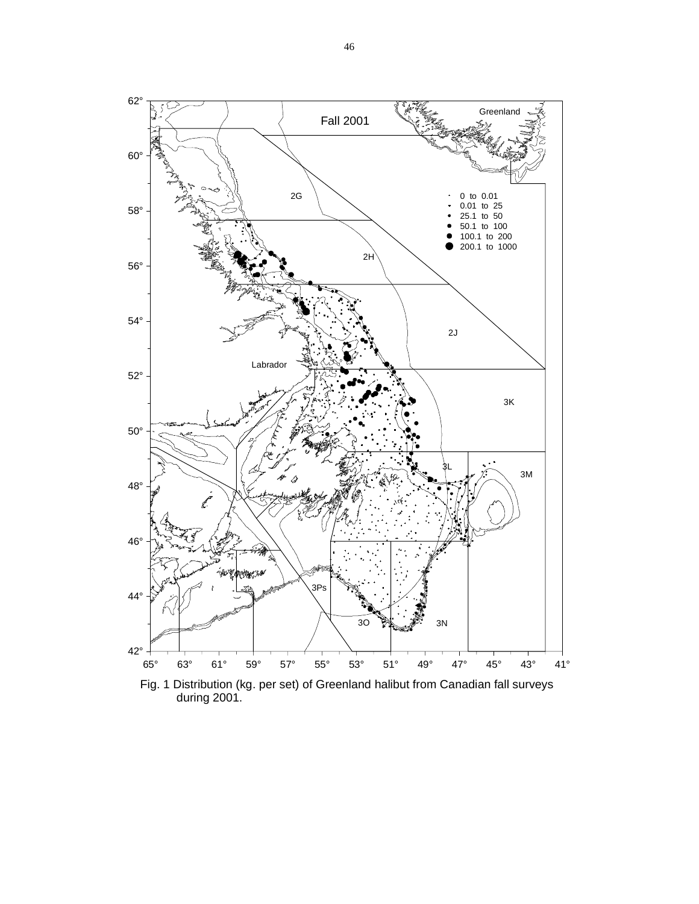Fig. 1 Distribution (kg. per set) of Greenland halibut from Canadian fall surveys during 2001.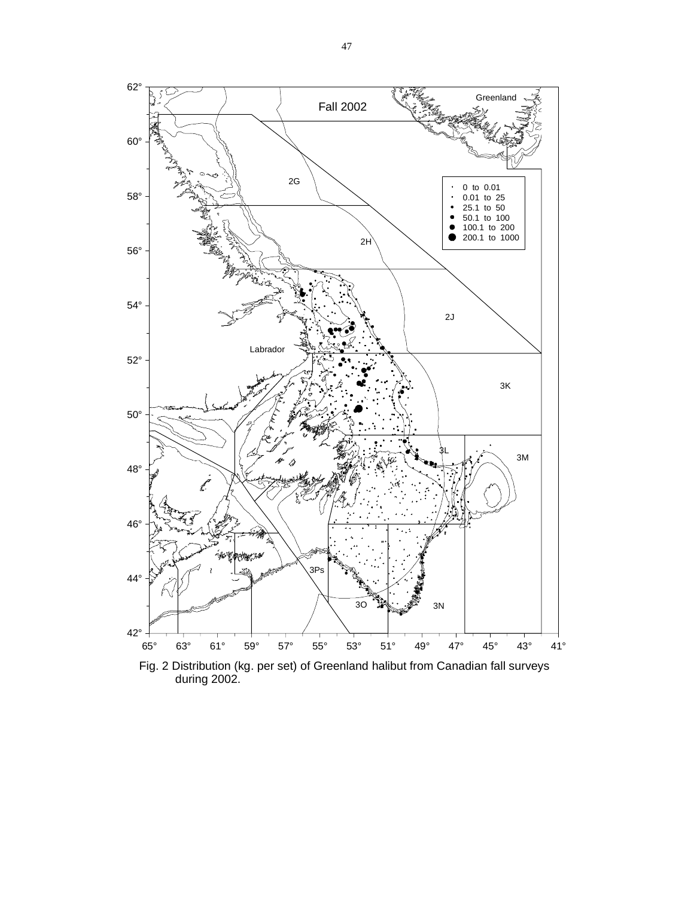Fig. 2 Distribution (kg. per set) of Greenland halibut from Canadian fall surveys during 2002.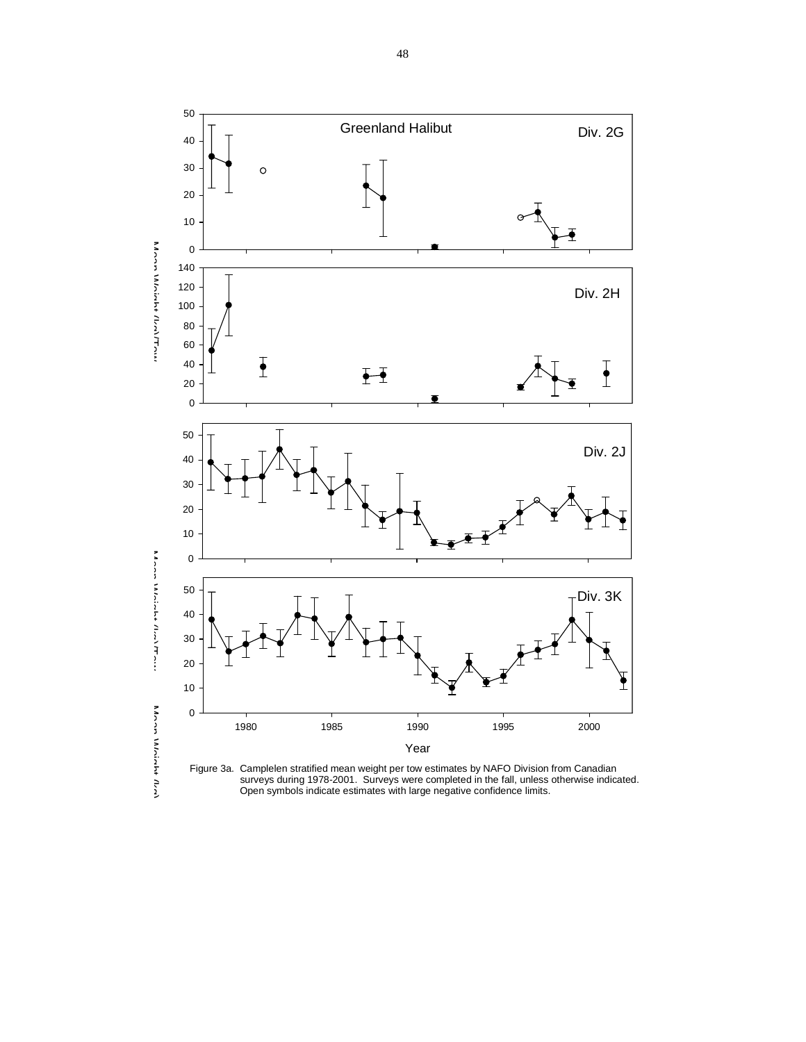Figure 3a. Camplelen stratified mean weight per tow estimates by NAFO Division from Canadian surveys during 1978-2001. Surveys were completed in the fall, unless otherwise indicated. Open symbols indicate estimates with large negative confidence limits.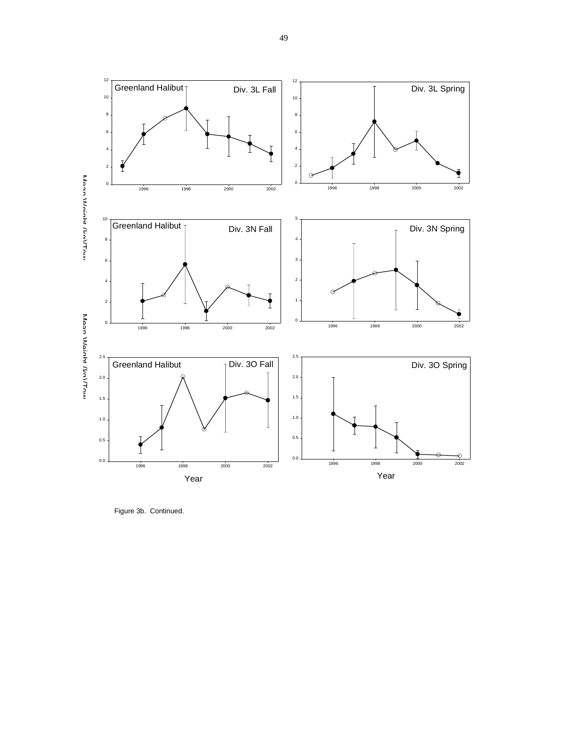Figure 3b. Continued.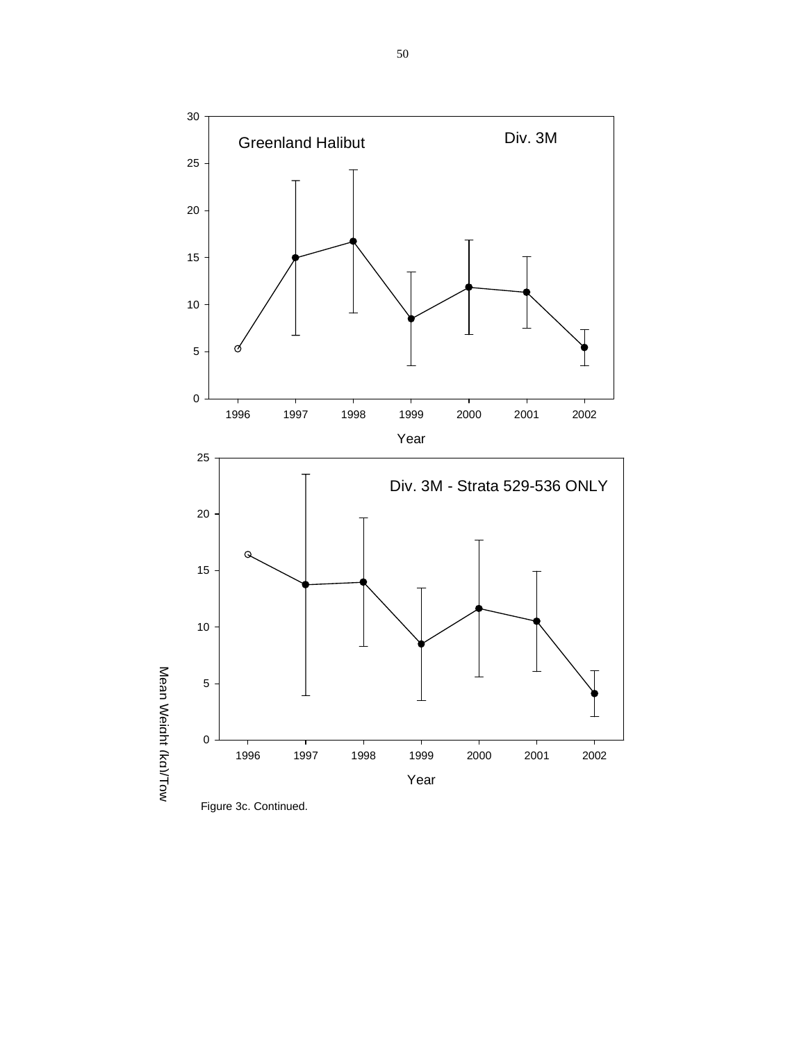Figure 3c. Continued.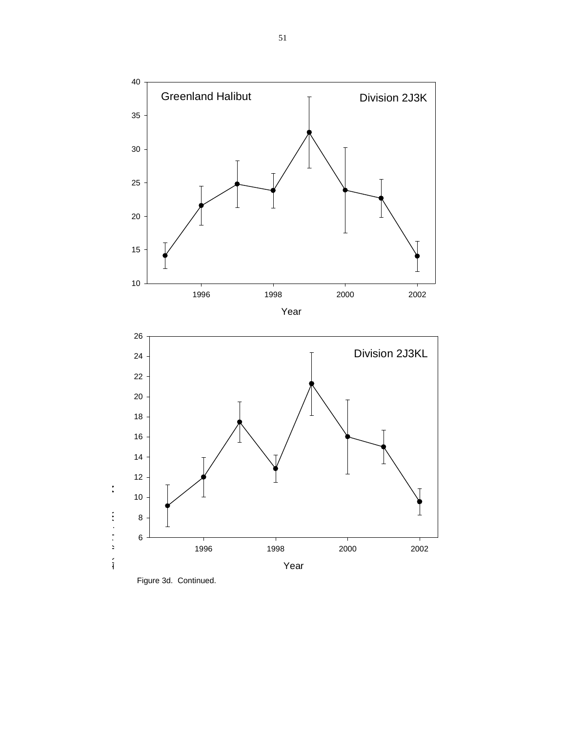Figure 3d.  Continued.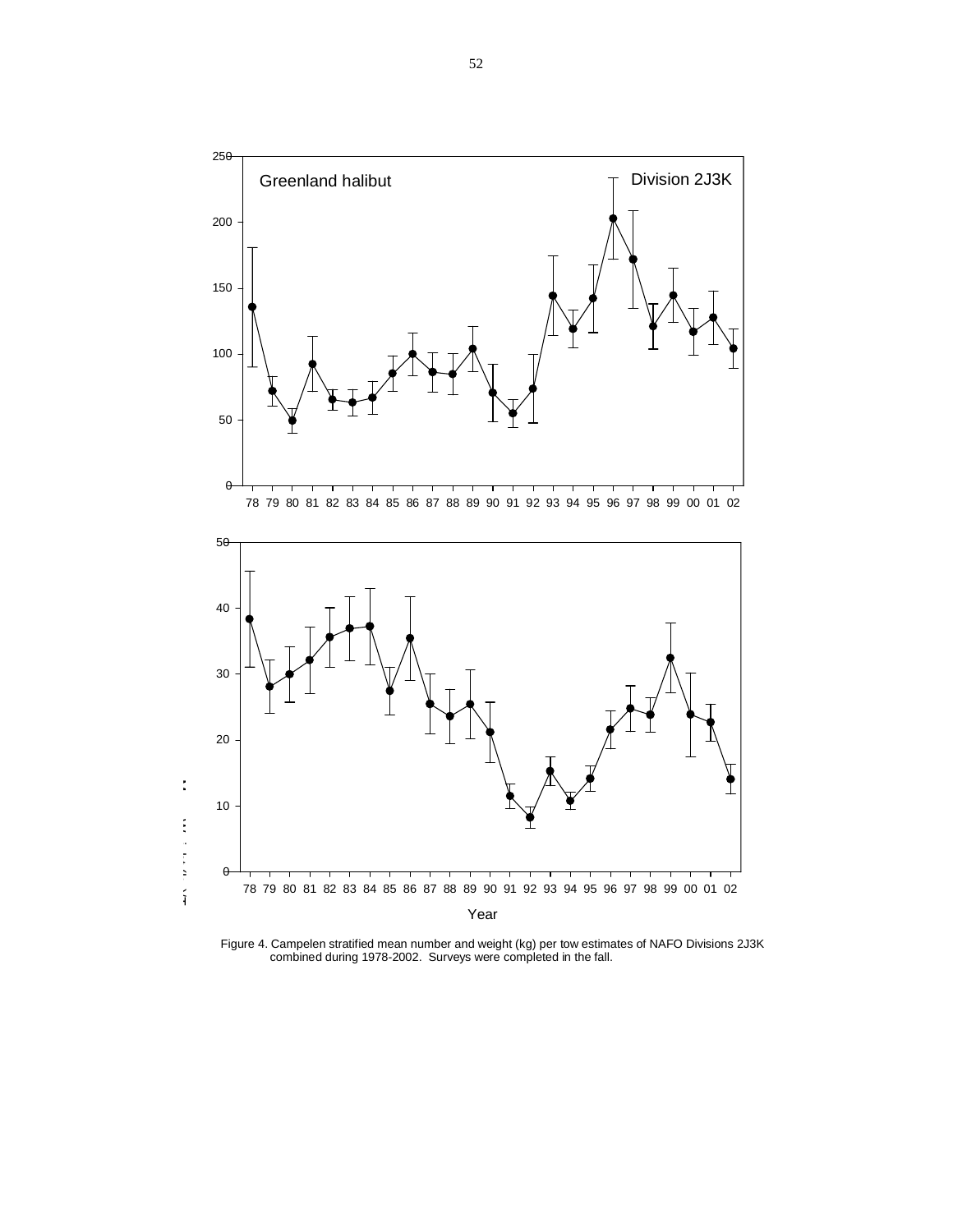Figure 4. Campelen stratified mean number and weight (kg) per tow estimates of NAFO Divisions 2J3K combined during 1978-2002. Surveys were completed in the fall.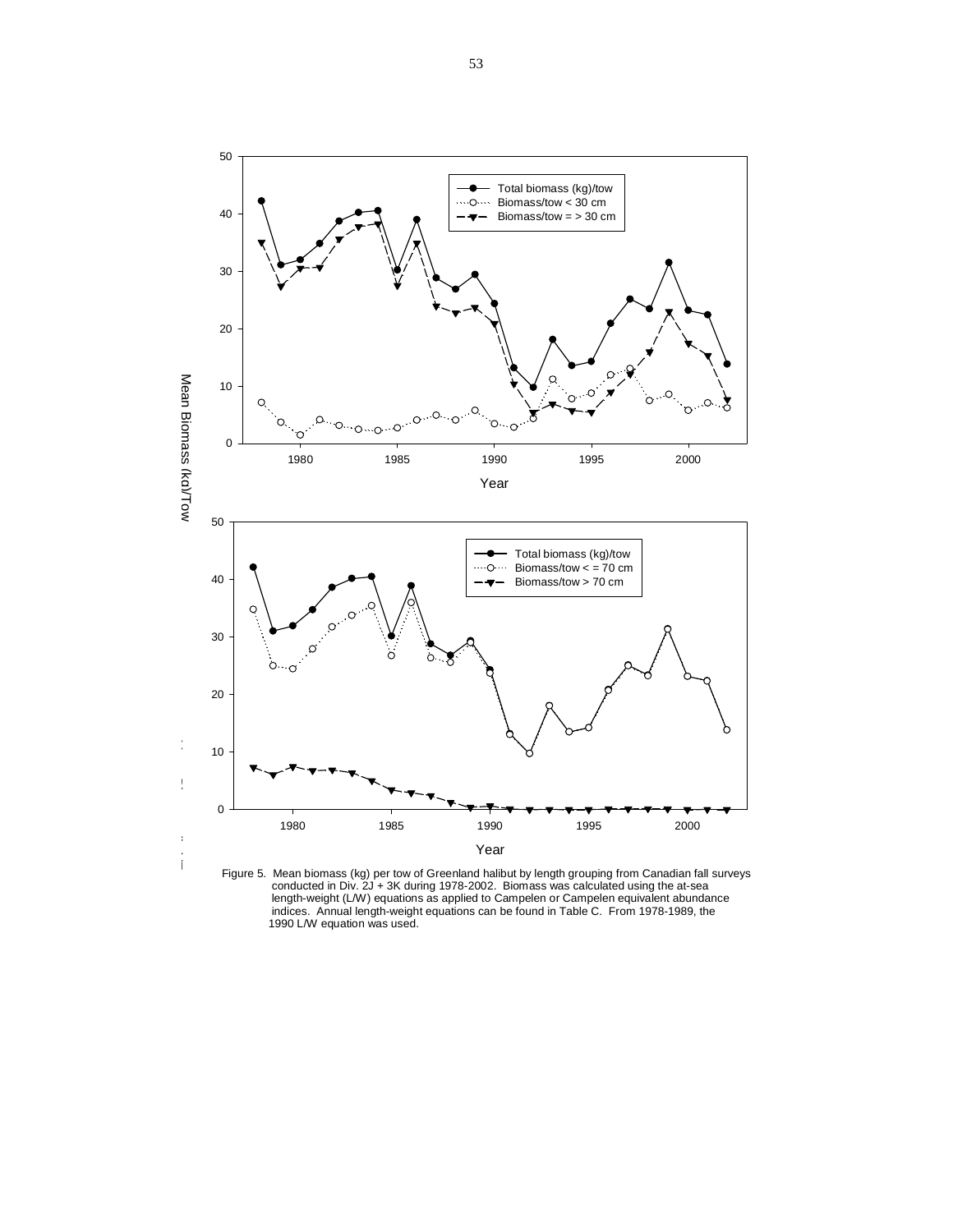Figure 5. Mean biomass (kg) per tow of Greenland halibut by length grouping from Canadian fall surveys conducted in Div. 2J + 3K during 1978-2002. Biomass was calculated using the at-sea length-weight (L/W) equations as applied to Campelen or Campelen equivalent abundance indices. Annual length-weight equations can be found in Table C. From 1978-1989, the 1990 L/W equation was used.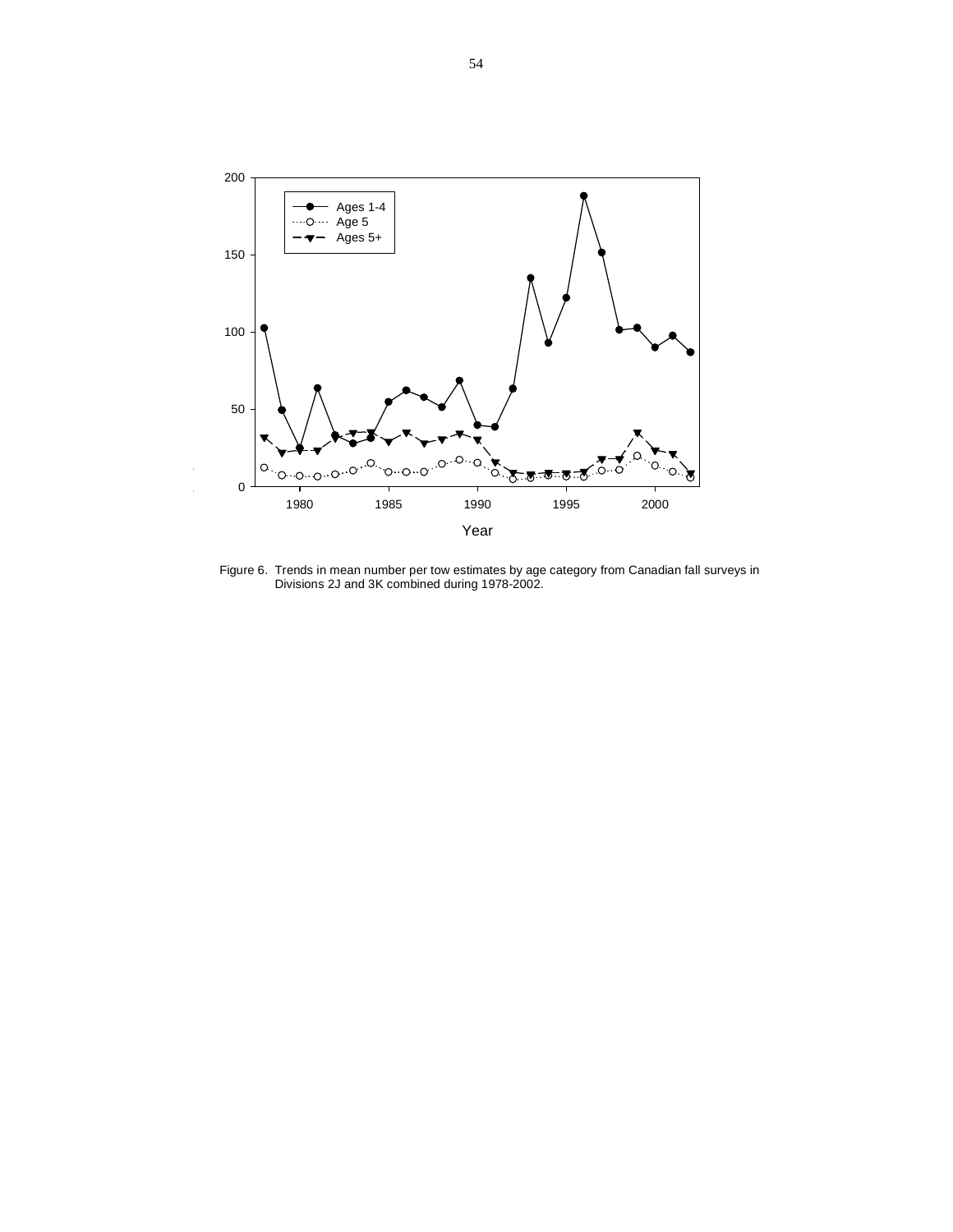Figure 6. Trends in mean number per tow estimates by age category from Canadian fall surveys in Divisions 2J and 3K combined during 1978-2002.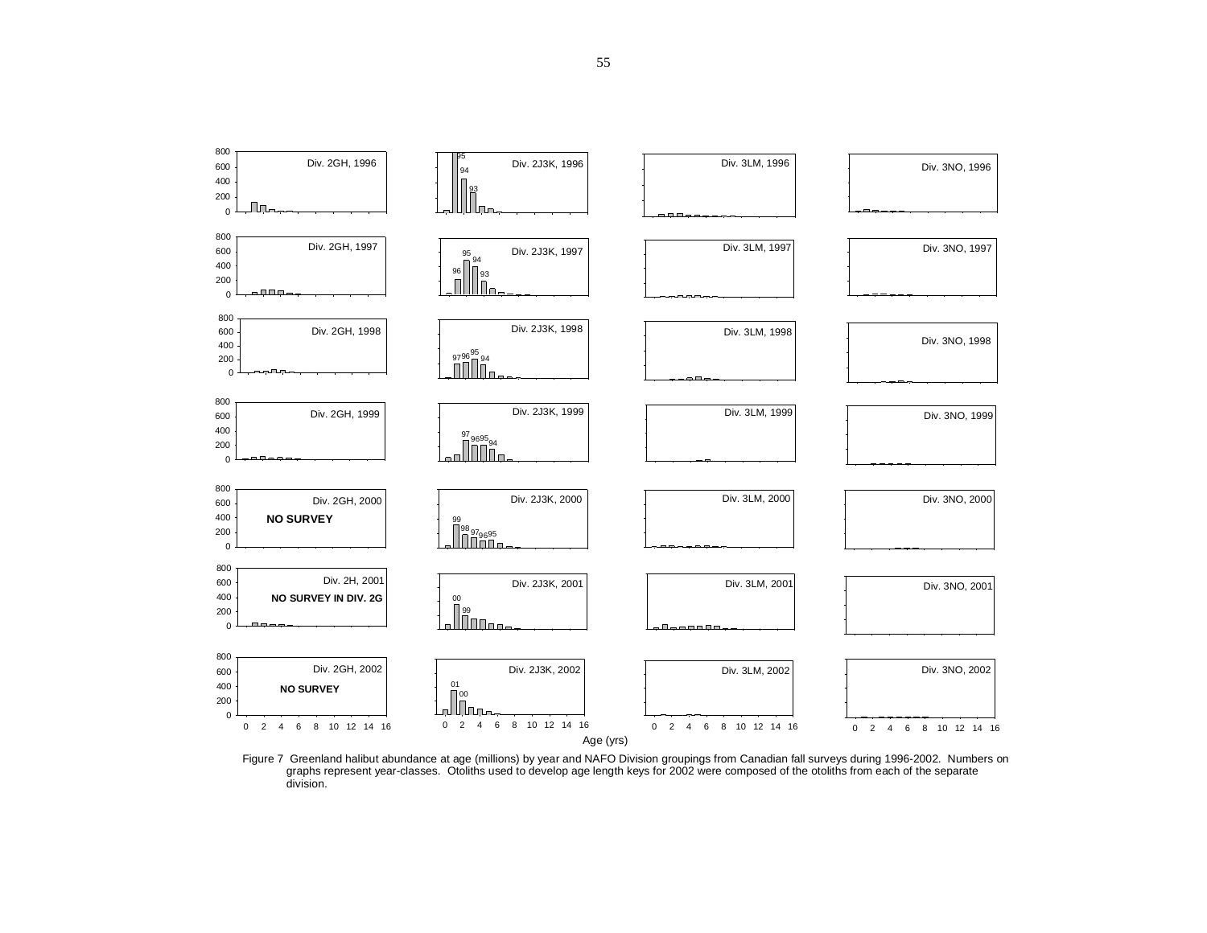Figure 7 Greenland halibut abundance at age (millions) by year and NAFO Division groupings from Canadian fall surveys during 1996-2002. Numbers on graphs represent year-classes. Otoliths used to develop age length keys for 2002 were composed of the otoliths from each of the separate division.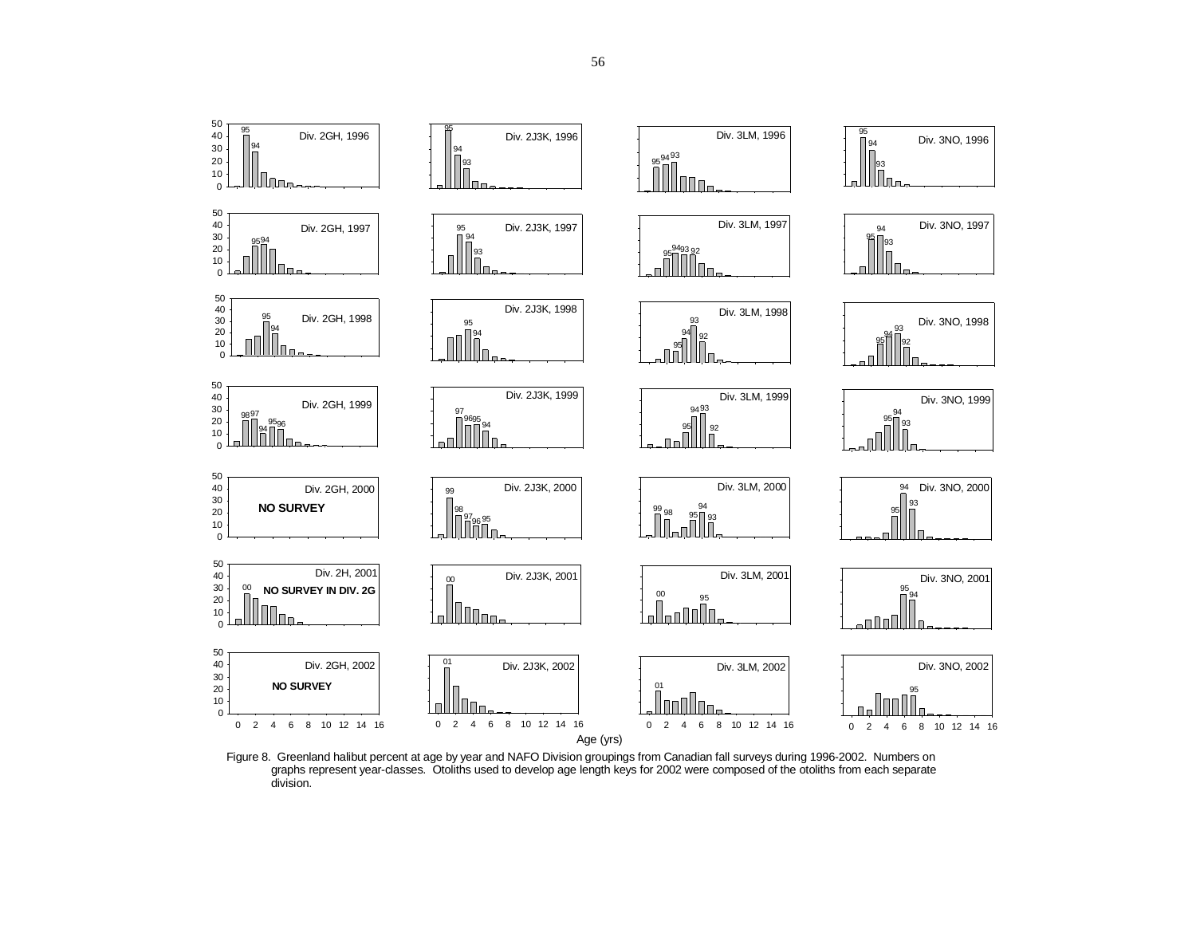Figure 8. Greenland halibut percent at age by year and NAFO Division groupings from Canadian fall surveys during 1996-2002. Numbers on graphs represent year-classes. Otoliths used to develop age length keys for 2002 were composed of the otoliths from each separate division.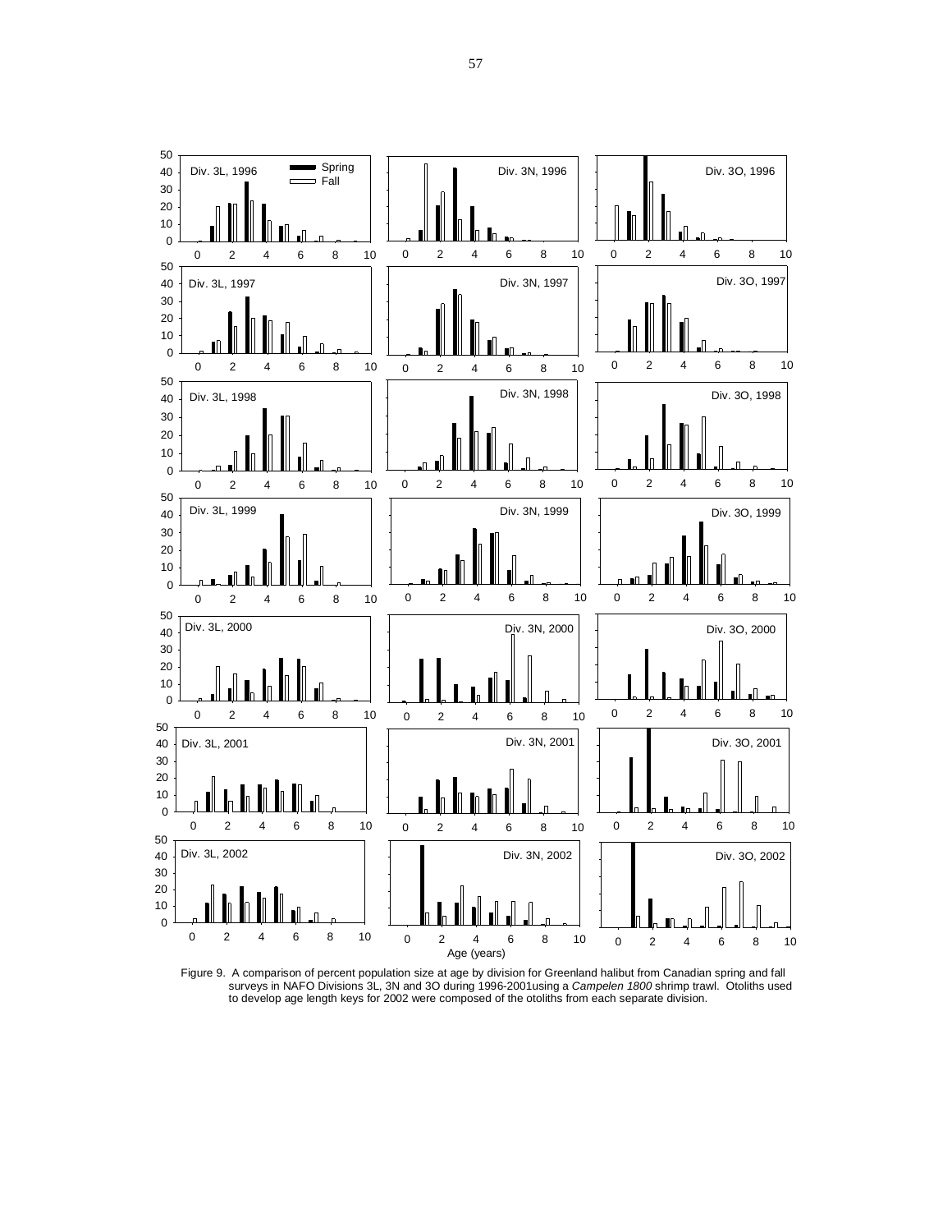Div. 3L, 1996

Spring

Fall

Div. 3N, 1996

Div. 3O, 1996

Div. 3L, 1997

Div. 3N, 1997

Div. 3O, 1997

Div. 3L, 1998

Div. 3N, 1998

Div. 3O, 1998

Div. 3L, 1999

Div. 3N, 1999

Div. 3O, 1999

Div. 3L, 2000

Div. 3N, 2000

Div. 3O, 2000

Div. 3L, 2001

Div. 3N, 2001

Div. 3O, 2001

Div. 3L, 2002

Div. 3N, 2002

Div. 3O, 2002

Age (years)

Figure 9. A comparison of percent population size at age by division for Greenland halibut from Canadian spring and fall surveys in NAFO Divisions 3L, 3N and 3O during 1996-2001using a *Campelen 1800* shrimp trawl. Otoliths used to develop age length keys for 2002 were composed of the otoliths from each separate division.